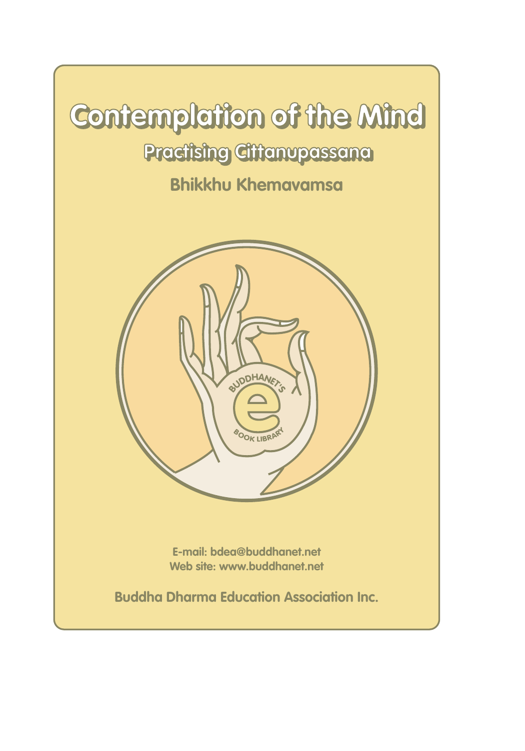# Contemplation of the Mind

## Practising Cittanupassana

### Bhikkhu Khemavamsa

E-mail: bdea@buddhanet.net
Web site: www.buddhanet.net

Buddha Dharma Education Association Inc.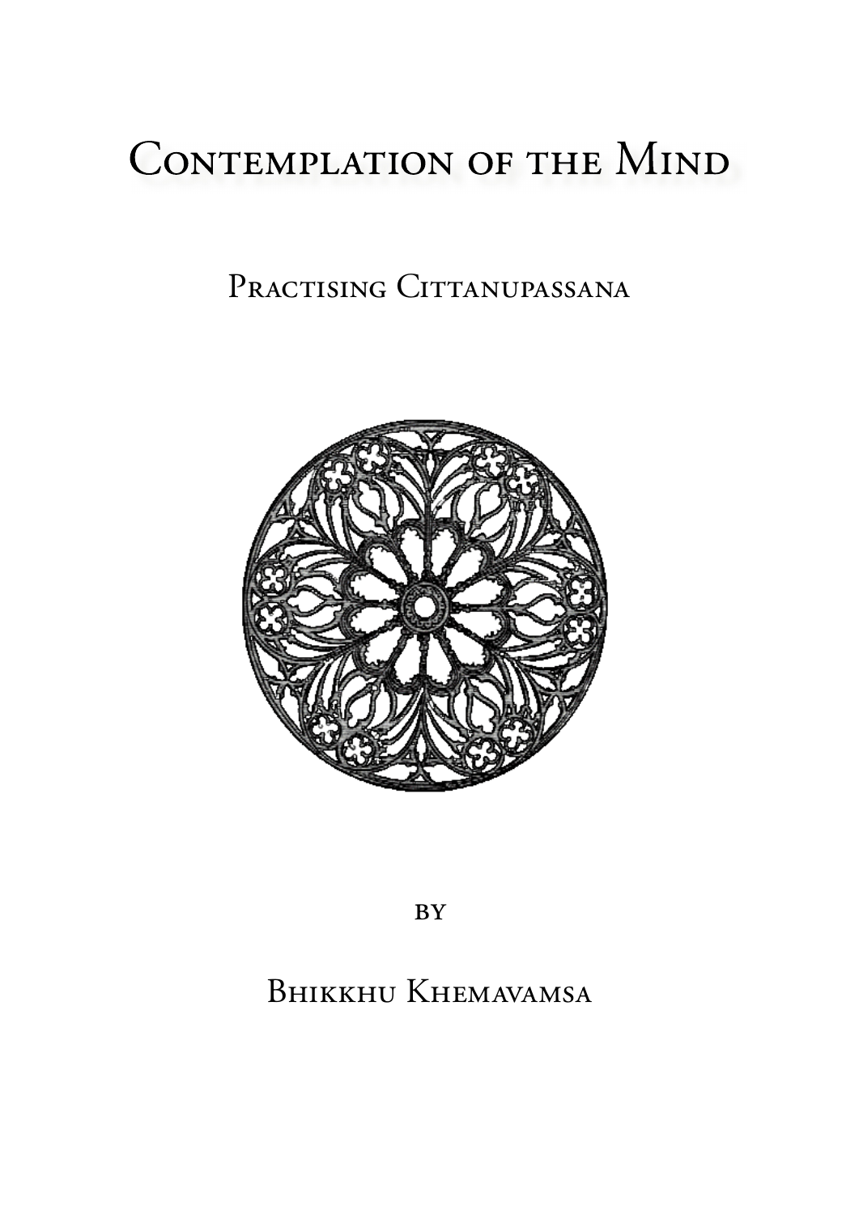# Contemplation of the Mind

## Practising Cittanupassana

by

Bhikkhu Khemavamsa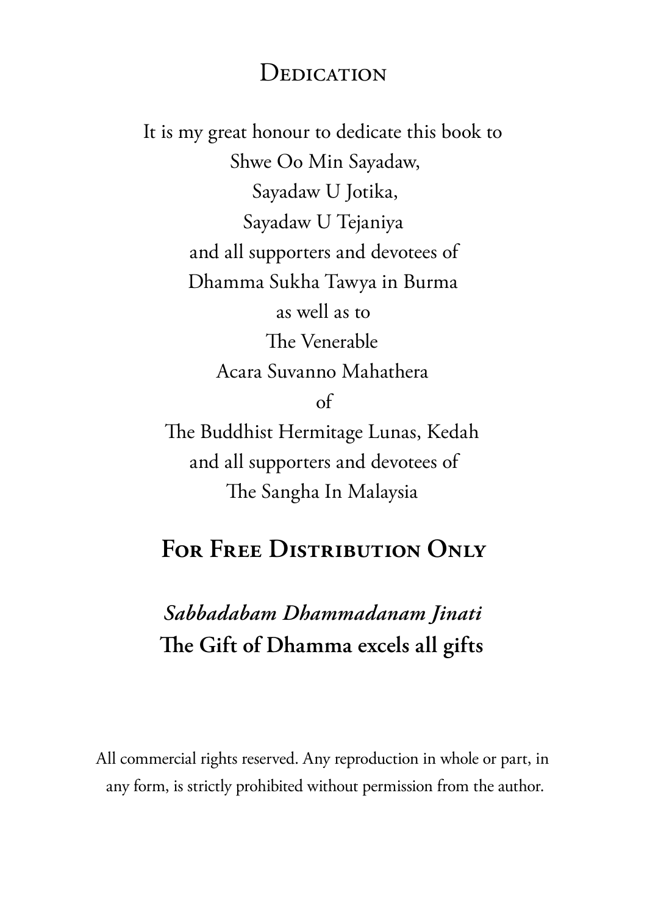# Dedication

It is my great honour to dedicate this book to
Shwe Oo Min Sayadaw,
Sayadaw U Jotika,
Sayadaw U Tejaniya
and all supporters and devotees of
Dhamma Sukha Tawya in Burma
as well as to
The Venerable
Acara Suvanno Mahathera
of
The Buddhist Hermitage Lunas, Kedah
and all supporters and devotees of
The Sangha In Malaysia

## For Free Distribution Only

***Sabbadabam Dhammadanam Jinati***
**The Gift of Dhamma excels all gifts**

All commercial rights reserved. Any reproduction in whole or part, in any form, is strictly prohibited without permission from the author.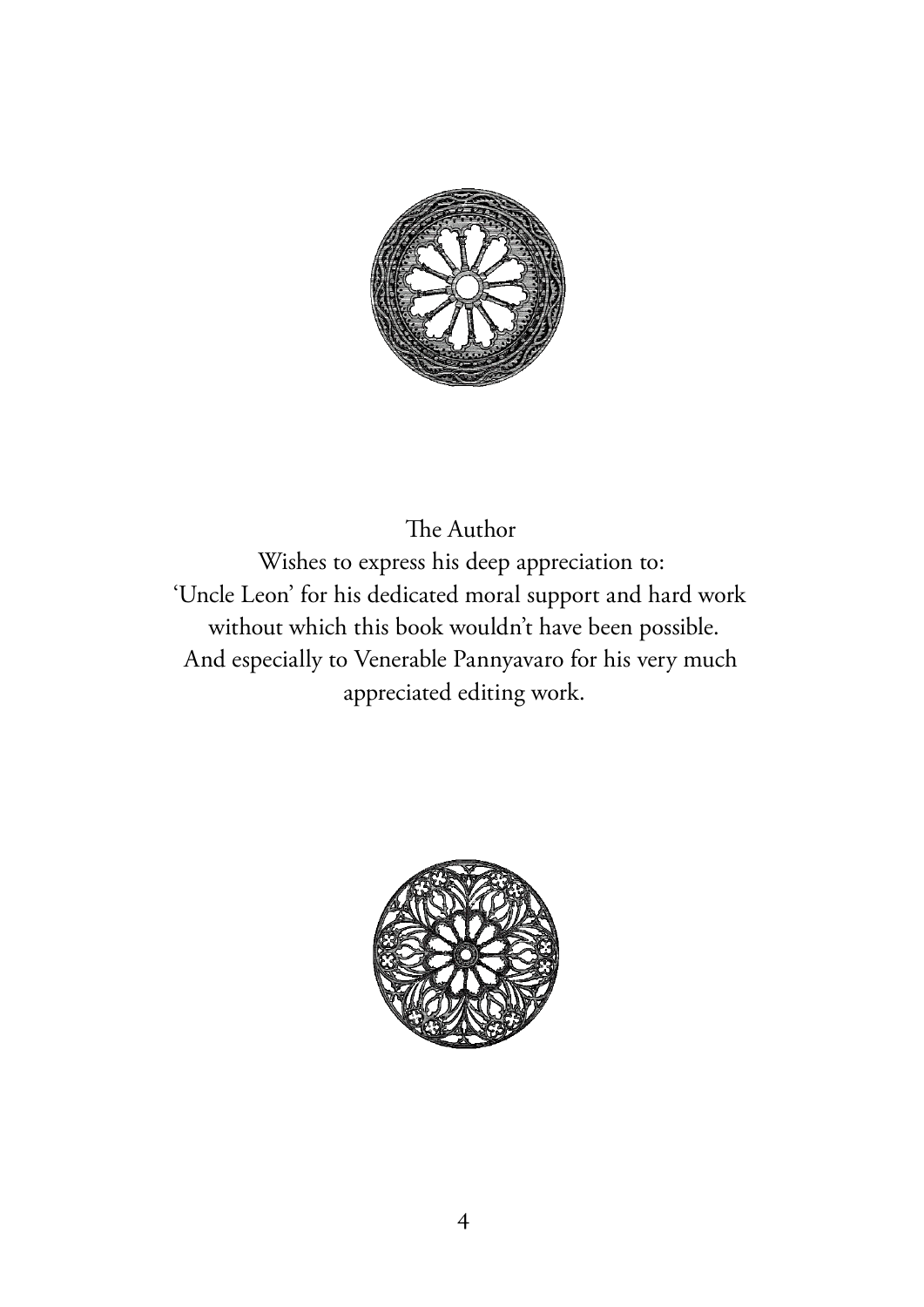The Author

Wishes to express his deep appreciation to:

'Uncle Leon' for his dedicated moral support and hard work without which this book wouldn't have been possible.

And especially to Venerable Pannyavaro for his very much appreciated editing work.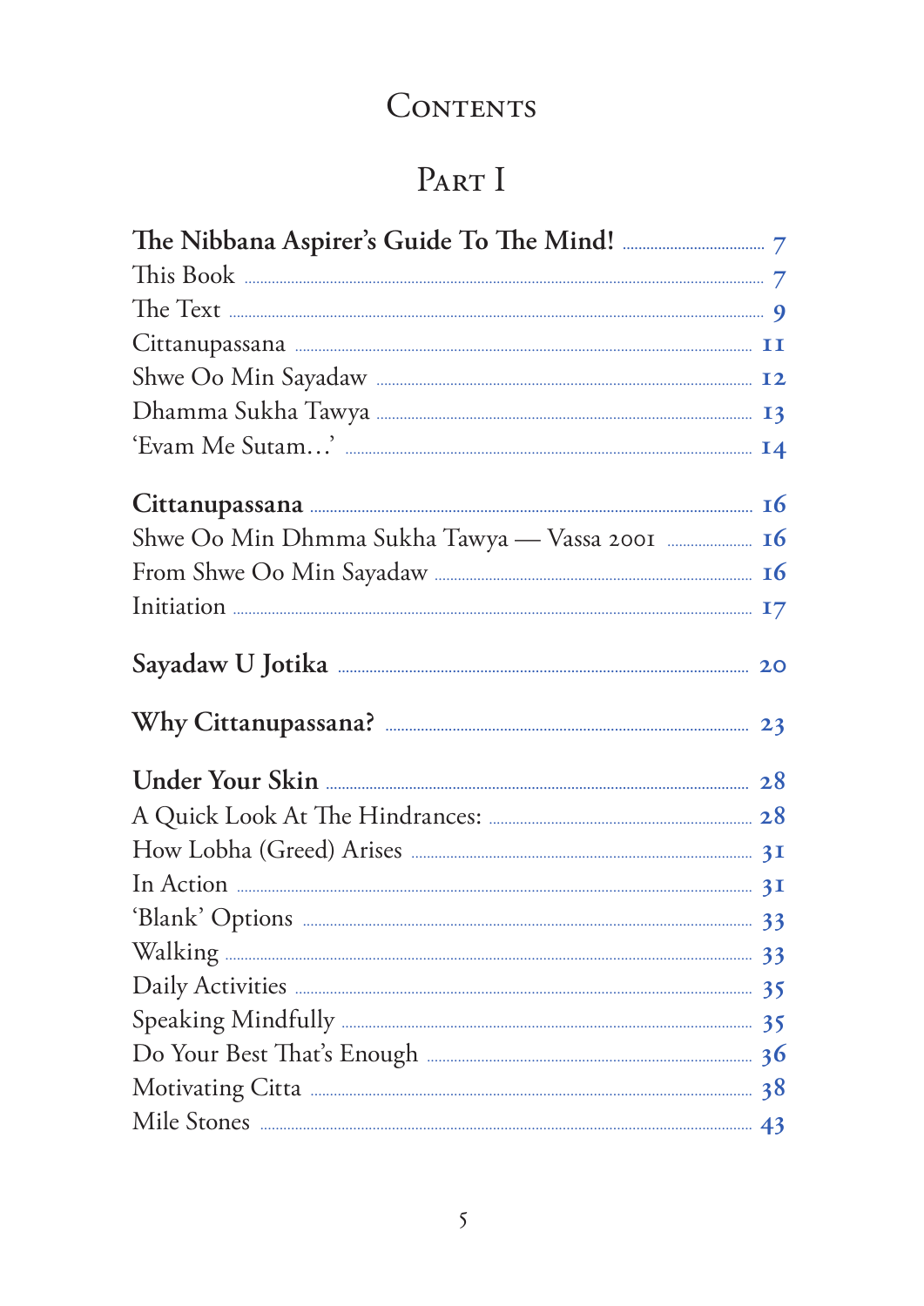# Contents

## Part I

**The Nibbana Aspirer's Guide To The Mind!** ..... 7
This Book ..... 7
The Text ..... 9
Cittanupassana ..... 11
Shwe Oo Min Sayadaw ..... 12
Dhamma Sukha Tawya ..... 13
'Evam Me Sutam…' ..... 14

**Cittanupassana** ..... 16
Shwe Oo Min Dhmma Sukha Tawya — Vassa 2001 ..... 16
From Shwe Oo Min Sayadaw ..... 16
Initiation ..... 17

**Sayadaw U Jotika** ..... 20

**Why Cittanupassana?** ..... 23

**Under Your Skin** ..... 28
A Quick Look At The Hindrances: ..... 28
How Lobha (Greed) Arises ..... 31
In Action ..... 31
'Blank' Options ..... 33
Walking ..... 33
Daily Activities ..... 35
Speaking Mindfully ..... 35
Do Your Best That's Enough ..... 36
Motivating Citta ..... 38
Mile Stones ..... 43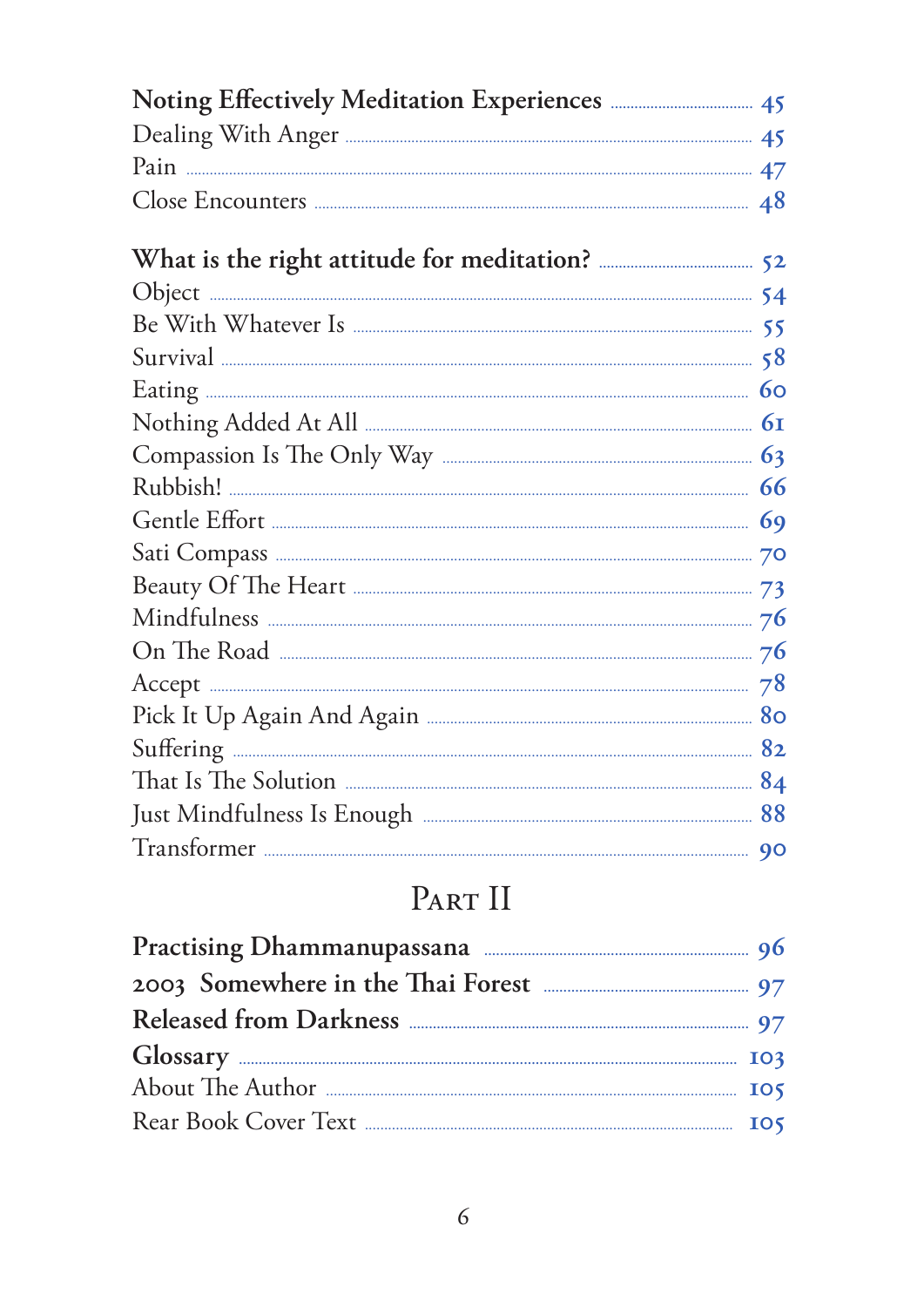**Noting Effectively Meditation Experiences** .......... 45
Dealing With Anger .......... 45
Pain .......... 47
Close Encounters .......... 48

**What is the right attitude for meditation?** .......... 52
Object .......... 54
Be With Whatever Is .......... 55
Survival .......... 58
Eating .......... 60
Nothing Added At All .......... 61
Compassion Is The Only Way .......... 63
Rubbish! .......... 66
Gentle Effort .......... 69
Sati Compass .......... 70
Beauty Of The Heart .......... 73
Mindfulness .......... 76
On The Road .......... 76
Accept .......... 78
Pick It Up Again And Again .......... 80
Suffering .......... 82
That Is The Solution .......... 84
Just Mindfulness Is Enough .......... 88
Transformer .......... 90

# Part II

**Practising Dhammanupassana** .......... 96
**2003 Somewhere in the Thai Forest** .......... 97
**Released from Darkness** .......... 97
**Glossary** .......... 103
About The Author .......... 105
Rear Book Cover Text .......... 105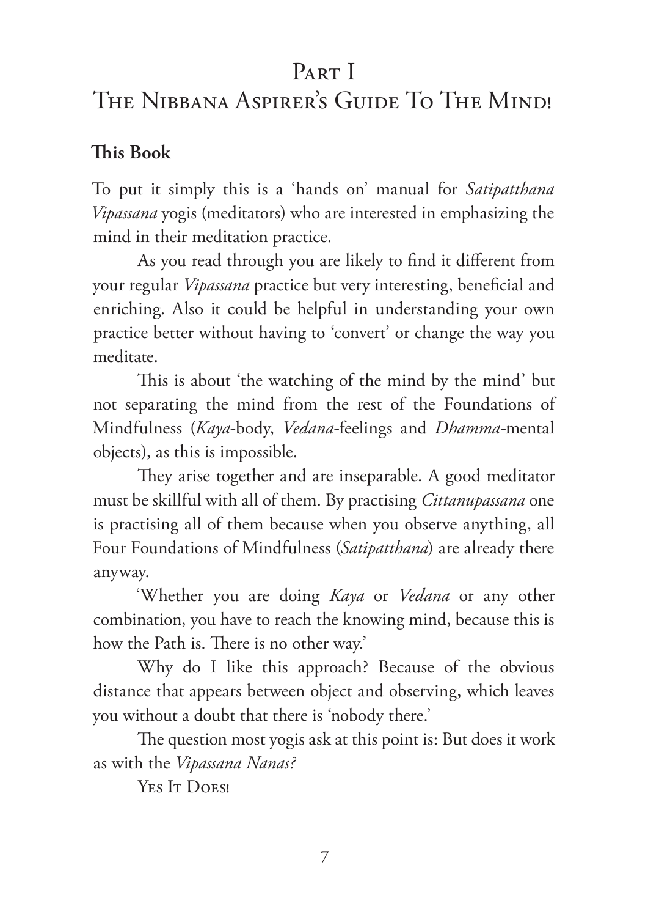# Part I
# The Nibbana Aspirer's Guide To The Mind!

## This Book

To put it simply this is a 'hands on' manual for *Satipatthana Vipassana* yogis (meditators) who are interested in emphasizing the mind in their meditation practice.

As you read through you are likely to find it different from your regular *Vipassana* practice but very interesting, beneficial and enriching. Also it could be helpful in understanding your own practice better without having to 'convert' or change the way you meditate.

This is about 'the watching of the mind by the mind' but not separating the mind from the rest of the Foundations of Mindfulness (*Kaya*-body, *Vedana*-feelings and *Dhamma*-mental objects), as this is impossible.

They arise together and are inseparable. A good meditator must be skillful with all of them. By practising *Cittanupassana* one is practising all of them because when you observe anything, all Four Foundations of Mindfulness (*Satipatthana*) are already there anyway.

'Whether you are doing *Kaya* or *Vedana* or any other combination, you have to reach the knowing mind, because this is how the Path is. There is no other way.'

Why do I like this approach? Because of the obvious distance that appears between object and observing, which leaves you without a doubt that there is 'nobody there.'

The question most yogis ask at this point is: But does it work as with the *Vipassana Nanas?*

Yes It Does!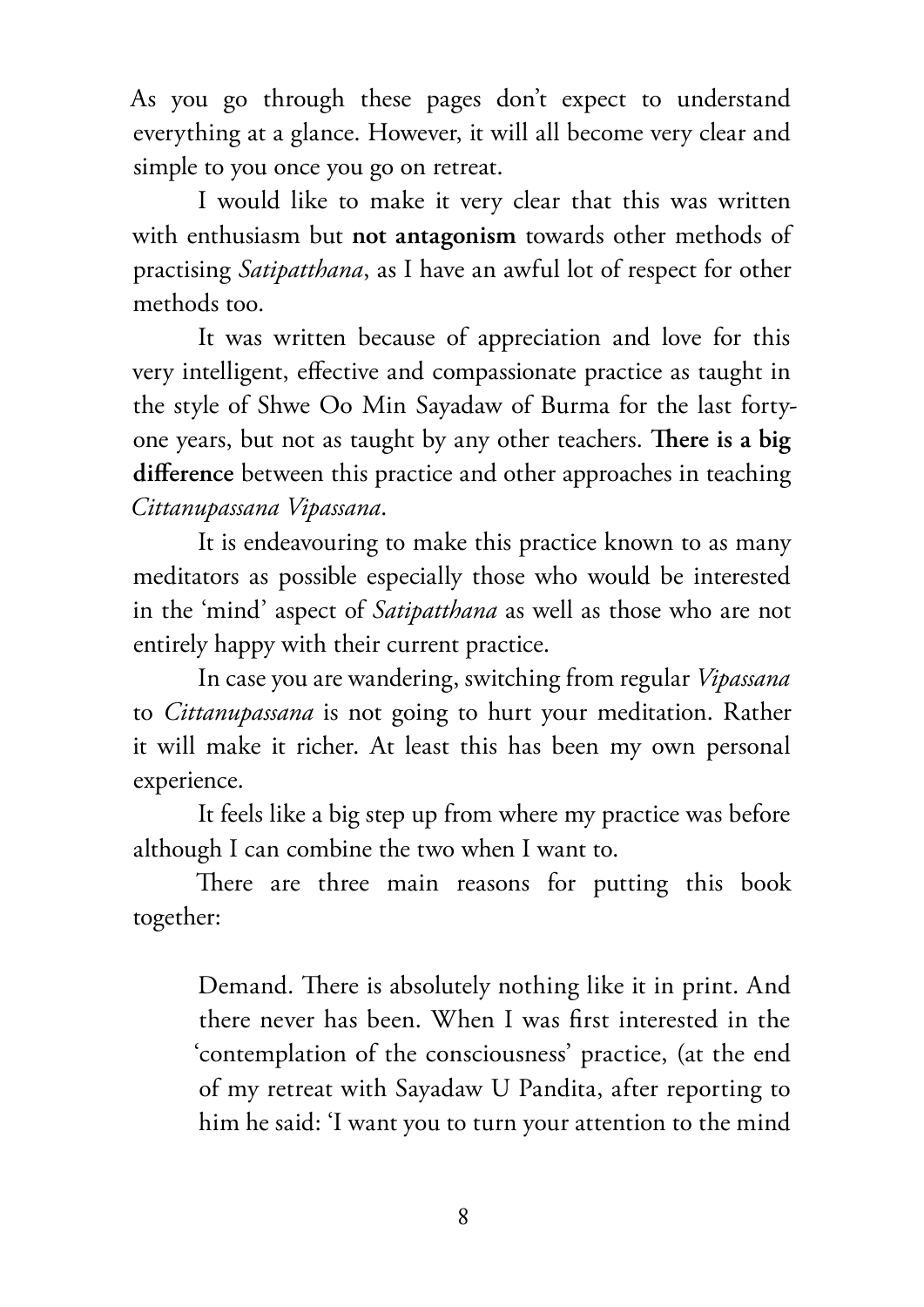As you go through these pages don't expect to understand everything at a glance. However, it will all become very clear and simple to you once you go on retreat.

I would like to make it very clear that this was written with enthusiasm but **not antagonism** towards other methods of practising *Satipatthana*, as I have an awful lot of respect for other methods too.

It was written because of appreciation and love for this very intelligent, effective and compassionate practice as taught in the style of Shwe Oo Min Sayadaw of Burma for the last forty-one years, but not as taught by any other teachers. **There is a big difference** between this practice and other approaches in teaching *Cittanupassana Vipassana*.

It is endeavouring to make this practice known to as many meditators as possible especially those who would be interested in the 'mind' aspect of *Satipatthana* as well as those who are not entirely happy with their current practice.

In case you are wandering, switching from regular *Vipassana* to *Cittanupassana* is not going to hurt your meditation. Rather it will make it richer. At least this has been my own personal experience.

It feels like a big step up from where my practice was before although I can combine the two when I want to.

There are three main reasons for putting this book together:

> Demand. There is absolutely nothing like it in print. And there never has been. When I was first interested in the 'contemplation of the consciousness' practice, (at the end of my retreat with Sayadaw U Pandita, after reporting to him he said: 'I want you to turn your attention to the mind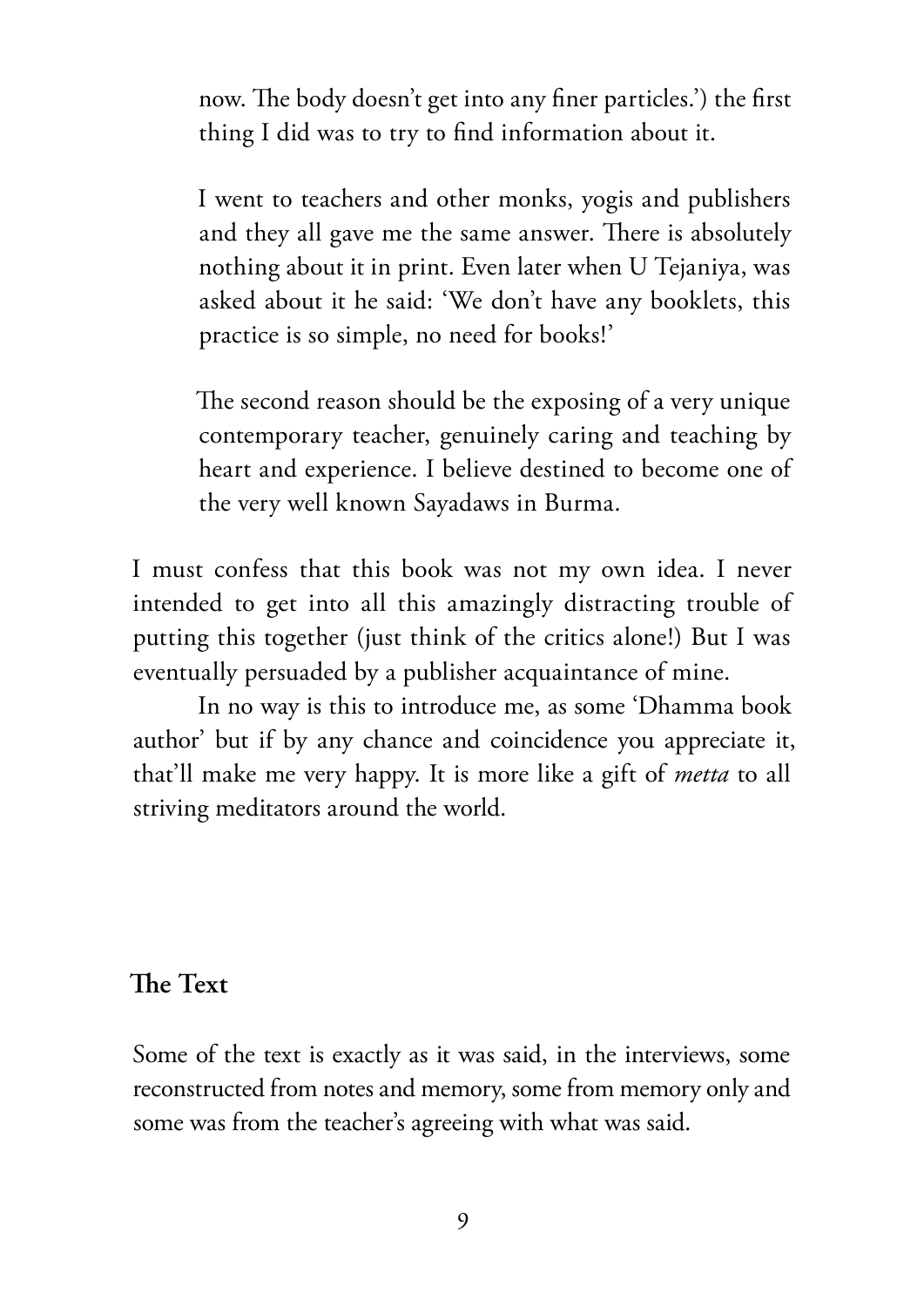now. The body doesn't get into any finer particles.') the first thing I did was to try to find information about it.

I went to teachers and other monks, yogis and publishers and they all gave me the same answer. There is absolutely nothing about it in print. Even later when U Tejaniya, was asked about it he said: 'We don't have any booklets, this practice is so simple, no need for books!'

The second reason should be the exposing of a very unique contemporary teacher, genuinely caring and teaching by heart and experience. I believe destined to become one of the very well known Sayadaws in Burma.

I must confess that this book was not my own idea. I never intended to get into all this amazingly distracting trouble of putting this together (just think of the critics alone!) But I was eventually persuaded by a publisher acquaintance of mine.

In no way is this to introduce me, as some 'Dhamma book author' but if by any chance and coincidence you appreciate it, that'll make me very happy. It is more like a gift of *metta* to all striving meditators around the world.

## The Text

Some of the text is exactly as it was said, in the interviews, some reconstructed from notes and memory, some from memory only and some was from the teacher's agreeing with what was said.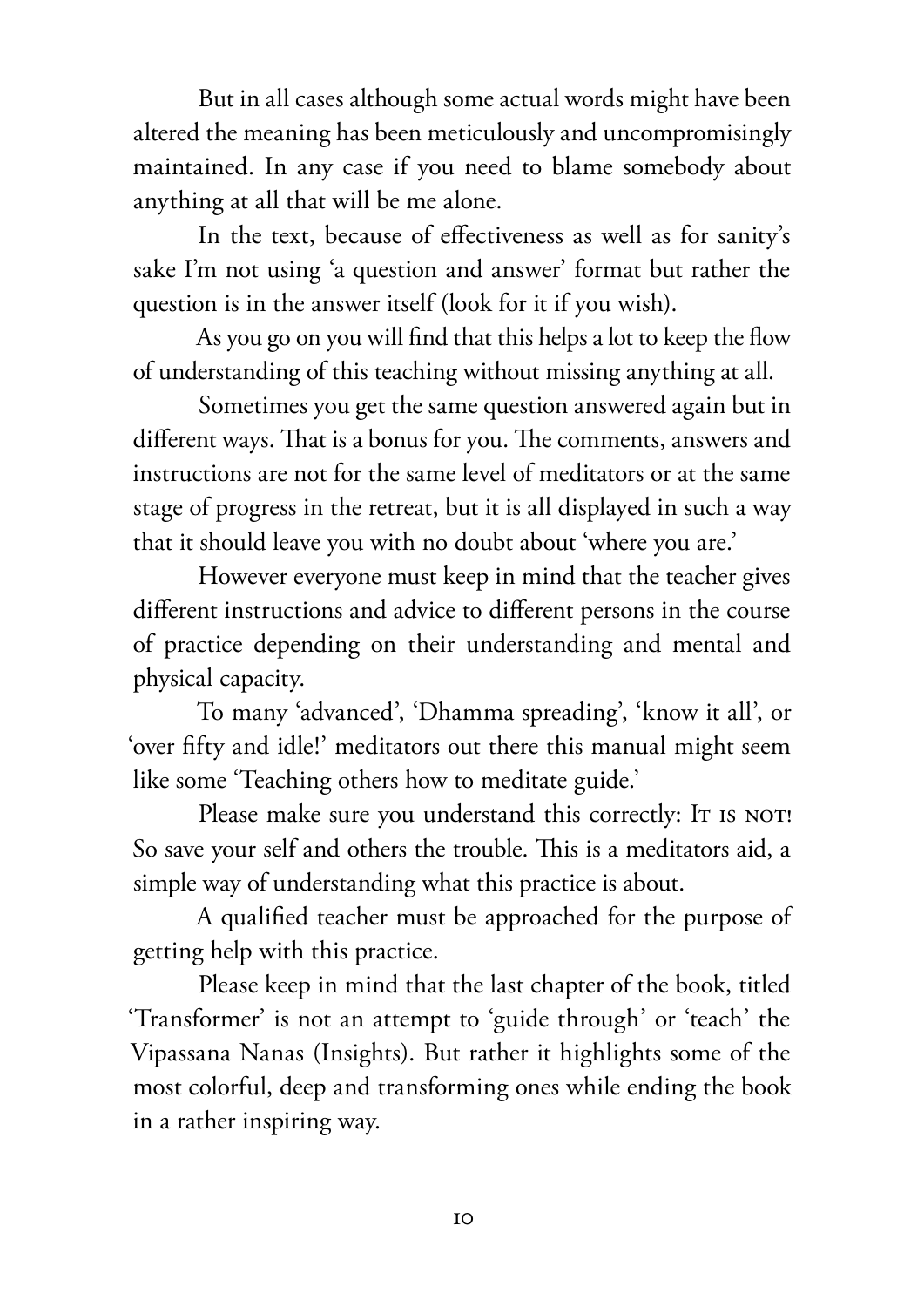But in all cases although some actual words might have been altered the meaning has been meticulously and uncompromisingly maintained. In any case if you need to blame somebody about anything at all that will be me alone.

In the text, because of effectiveness as well as for sanity's sake I'm not using 'a question and answer' format but rather the question is in the answer itself (look for it if you wish).

As you go on you will find that this helps a lot to keep the flow of understanding of this teaching without missing anything at all.

Sometimes you get the same question answered again but in different ways. That is a bonus for you. The comments, answers and instructions are not for the same level of meditators or at the same stage of progress in the retreat, but it is all displayed in such a way that it should leave you with no doubt about 'where you are.'

However everyone must keep in mind that the teacher gives different instructions and advice to different persons in the course of practice depending on their understanding and mental and physical capacity.

To many 'advanced', 'Dhamma spreading', 'know it all', or 'over fifty and idle!' meditators out there this manual might seem like some 'Teaching others how to meditate guide.'

Please make sure you understand this correctly: IT IS NOT! So save your self and others the trouble. This is a meditators aid, a simple way of understanding what this practice is about.

A qualified teacher must be approached for the purpose of getting help with this practice.

Please keep in mind that the last chapter of the book, titled 'Transformer' is not an attempt to 'guide through' or 'teach' the Vipassana Nanas (Insights). But rather it highlights some of the most colorful, deep and transforming ones while ending the book in a rather inspiring way.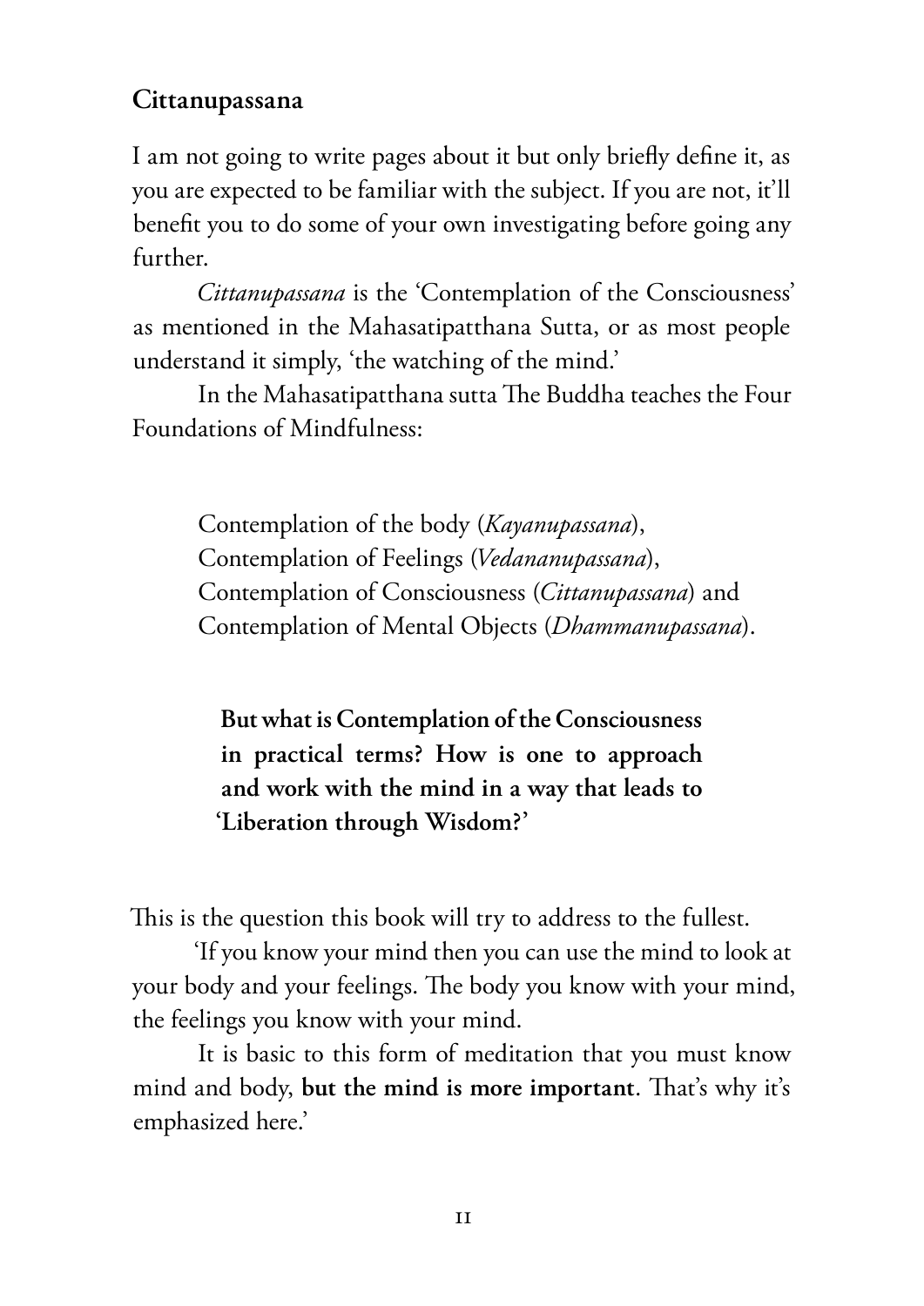## Cittanupassana

I am not going to write pages about it but only briefly define it, as you are expected to be familiar with the subject. If you are not, it'll benefit you to do some of your own investigating before going any further.

*Cittanupassana* is the 'Contemplation of the Consciousness' as mentioned in the Mahasatipatthana Sutta, or as most people understand it simply, 'the watching of the mind.'

In the Mahasatipatthana sutta The Buddha teaches the Four Foundations of Mindfulness:

> Contemplation of the body (*Kayanupassana*),
> Contemplation of Feelings (*Vedananupassana*),
> Contemplation of Consciousness (*Cittanupassana*) and
> Contemplation of Mental Objects (*Dhammanupassana*).

> **But what is Contemplation of the Consciousness in practical terms? How is one to approach and work with the mind in a way that leads to 'Liberation through Wisdom?'**

This is the question this book will try to address to the fullest.

'If you know your mind then you can use the mind to look at your body and your feelings. The body you know with your mind, the feelings you know with your mind.

It is basic to this form of meditation that you must know mind and body, **but the mind is more important**. That's why it's emphasized here.'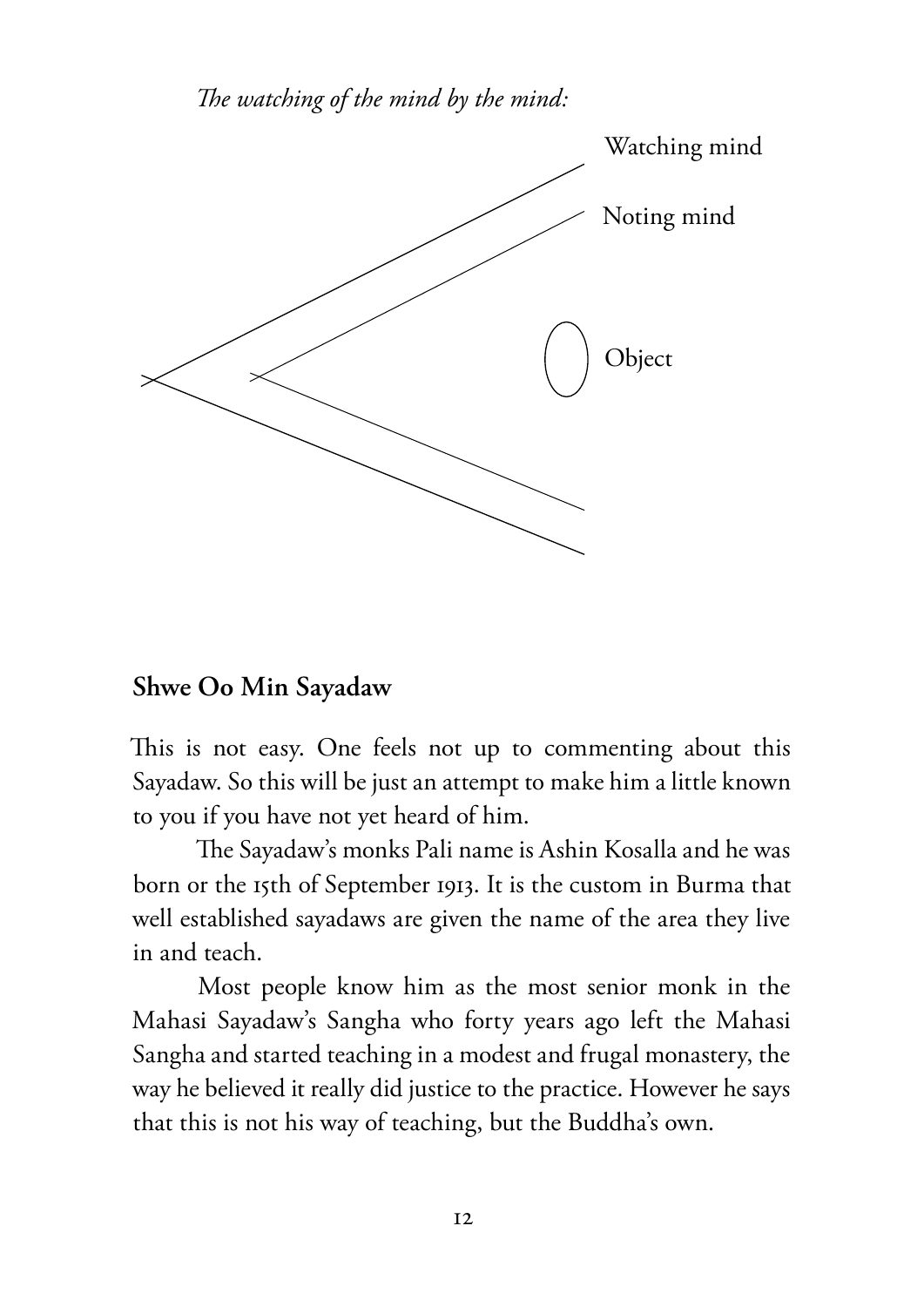*The watching of the mind by the mind:*

Watching mind

Noting mind

Object

**Shwe Oo Min Sayadaw**

This is not easy. One feels not up to commenting about this Sayadaw. So this will be just an attempt to make him a little known to you if you have not yet heard of him.

The Sayadaw's monks Pali name is Ashin Kosalla and he was born or the 15th of September 1913. It is the custom in Burma that well established sayadaws are given the name of the area they live in and teach.

Most people know him as the most senior monk in the Mahasi Sayadaw's Sangha who forty years ago left the Mahasi Sangha and started teaching in a modest and frugal monastery, the way he believed it really did justice to the practice. However he says that this is not his way of teaching, but the Buddha's own.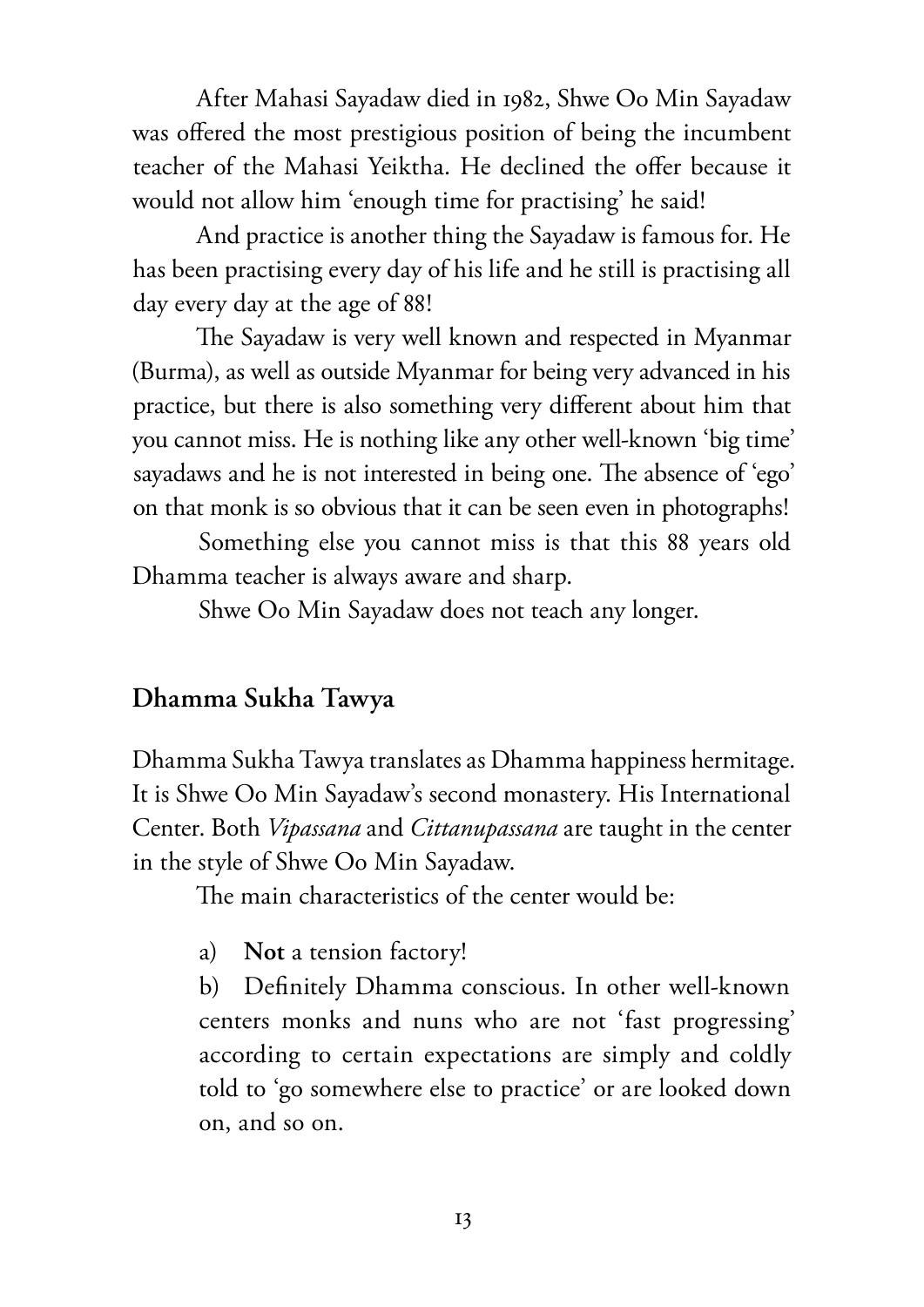After Mahasi Sayadaw died in 1982, Shwe Oo Min Sayadaw was offered the most prestigious position of being the incumbent teacher of the Mahasi Yeiktha. He declined the offer because it would not allow him 'enough time for practising' he said!

And practice is another thing the Sayadaw is famous for. He has been practising every day of his life and he still is practising all day every day at the age of 88!

The Sayadaw is very well known and respected in Myanmar (Burma), as well as outside Myanmar for being very advanced in his practice, but there is also something very different about him that you cannot miss. He is nothing like any other well-known 'big time' sayadaws and he is not interested in being one. The absence of 'ego' on that monk is so obvious that it can be seen even in photographs!

Something else you cannot miss is that this 88 years old Dhamma teacher is always aware and sharp.

Shwe Oo Min Sayadaw does not teach any longer.

## Dhamma Sukha Tawya

Dhamma Sukha Tawya translates as Dhamma happiness hermitage. It is Shwe Oo Min Sayadaw's second monastery. His International Center. Both *Vipassana* and *Cittanupassana* are taught in the center in the style of Shwe Oo Min Sayadaw.

The main characteristics of the center would be:

a) **Not** a tension factory!

b) Definitely Dhamma conscious. In other well-known centers monks and nuns who are not 'fast progressing' according to certain expectations are simply and coldly told to 'go somewhere else to practice' or are looked down on, and so on.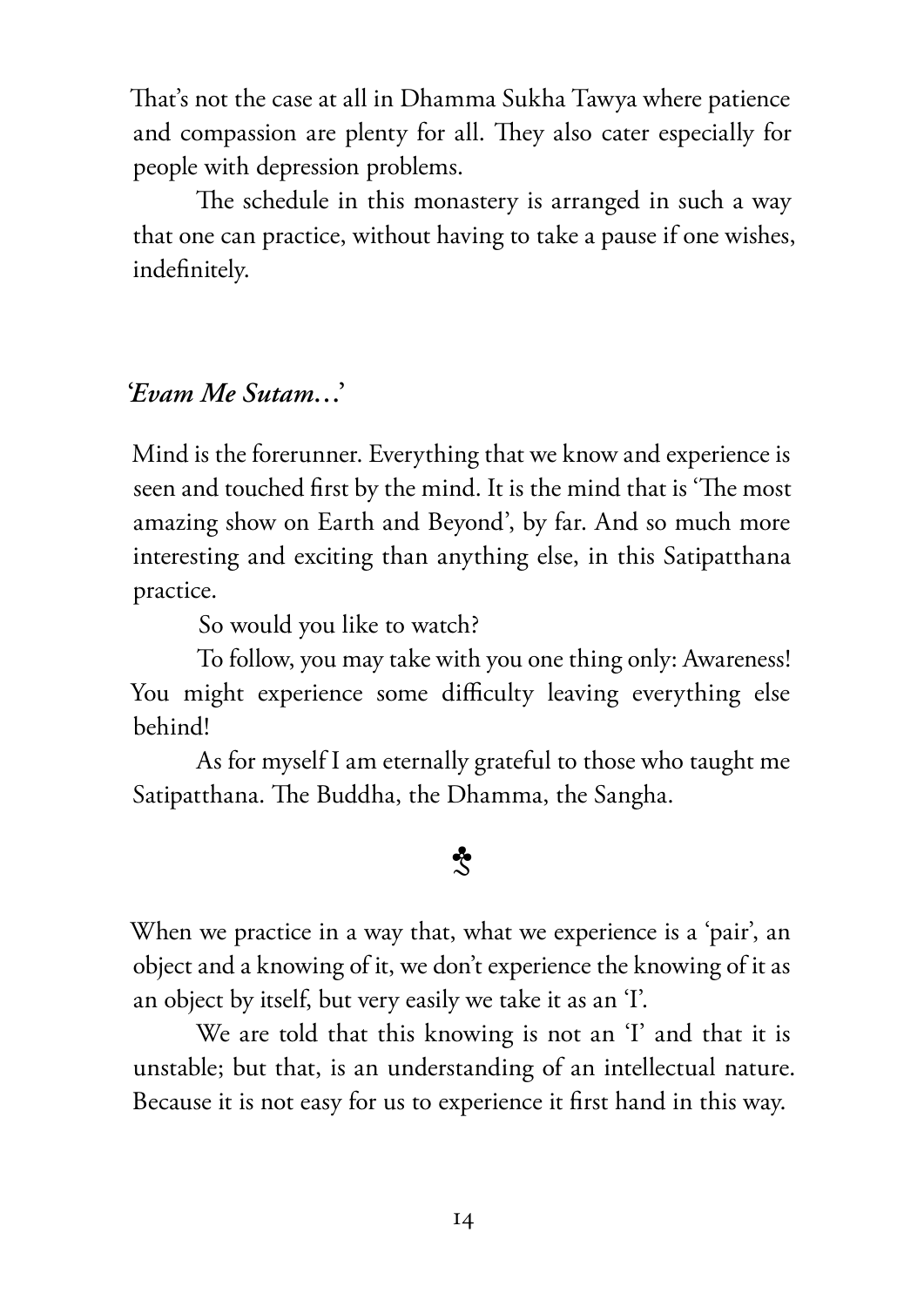That's not the case at all in Dhamma Sukha Tawya where patience and compassion are plenty for all. They also cater especially for people with depression problems.

The schedule in this monastery is arranged in such a way that one can practice, without having to take a pause if one wishes, indefinitely.

## *'Evam Me Sutam…'*

Mind is the forerunner. Everything that we know and experience is seen and touched first by the mind. It is the mind that is 'The most amazing show on Earth and Beyond', by far. And so much more interesting and exciting than anything else, in this Satipatthana practice.

So would you like to watch?

To follow, you may take with you one thing only: Awareness! You might experience some difficulty leaving everything else behind!

As for myself I am eternally grateful to those who taught me Satipatthana. The Buddha, the Dhamma, the Sangha.

☙

When we practice in a way that, what we experience is a 'pair', an object and a knowing of it, we don't experience the knowing of it as an object by itself, but very easily we take it as an 'I'.

We are told that this knowing is not an 'I' and that it is unstable; but that, is an understanding of an intellectual nature. Because it is not easy for us to experience it first hand in this way.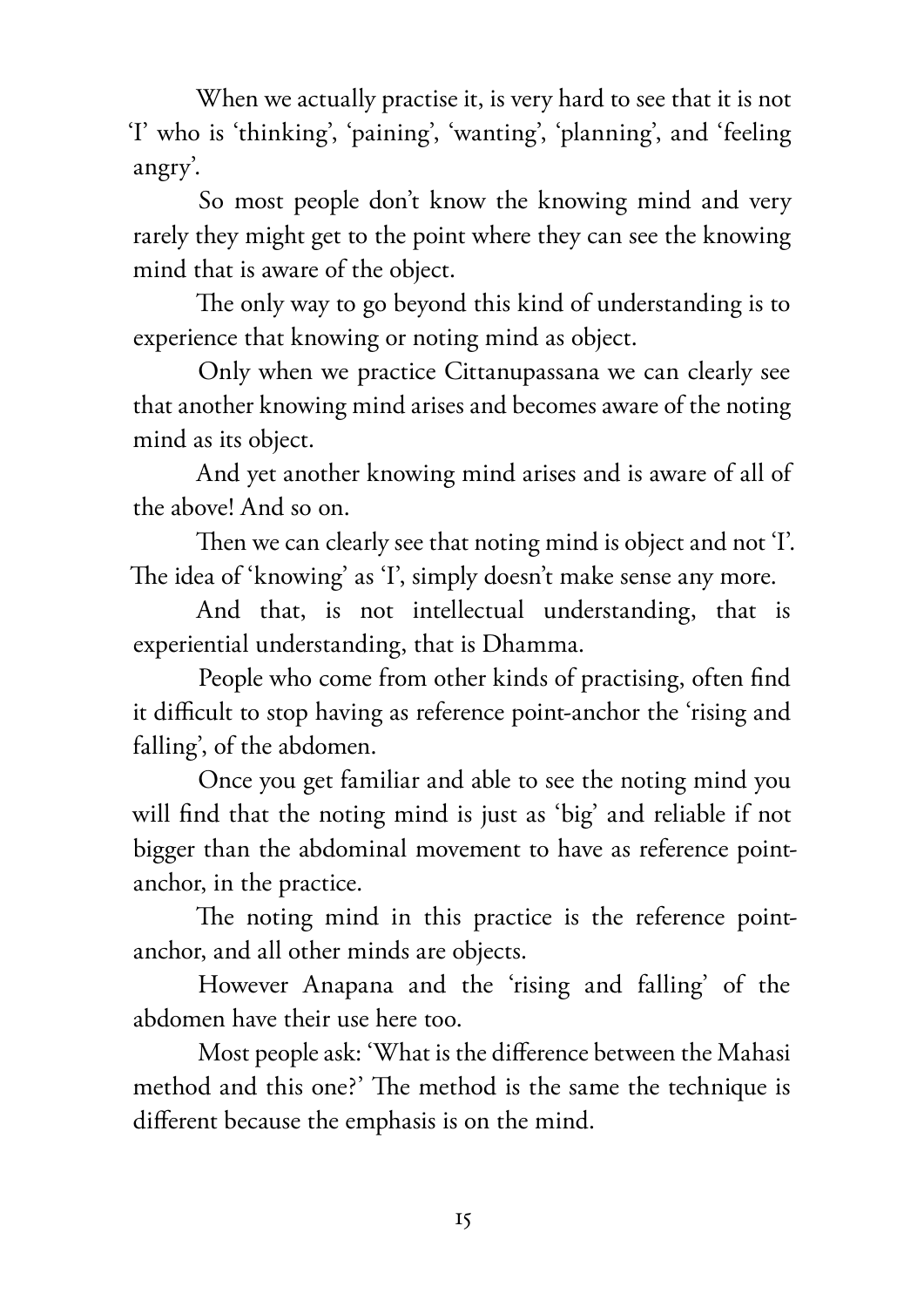When we actually practise it, is very hard to see that it is not 'I' who is 'thinking', 'paining', 'wanting', 'planning', and 'feeling angry'.

So most people don't know the knowing mind and very rarely they might get to the point where they can see the knowing mind that is aware of the object.

The only way to go beyond this kind of understanding is to experience that knowing or noting mind as object.

Only when we practice Cittanupassana we can clearly see that another knowing mind arises and becomes aware of the noting mind as its object.

And yet another knowing mind arises and is aware of all of the above! And so on.

Then we can clearly see that noting mind is object and not 'I'. The idea of 'knowing' as 'I', simply doesn't make sense any more.

And that, is not intellectual understanding, that is experiential understanding, that is Dhamma.

People who come from other kinds of practising, often find it difficult to stop having as reference point-anchor the 'rising and falling', of the abdomen.

Once you get familiar and able to see the noting mind you will find that the noting mind is just as 'big' and reliable if not bigger than the abdominal movement to have as reference point-anchor, in the practice.

The noting mind in this practice is the reference point-anchor, and all other minds are objects.

However Anapana and the 'rising and falling' of the abdomen have their use here too.

Most people ask: 'What is the difference between the Mahasi method and this one?' The method is the same the technique is different because the emphasis is on the mind.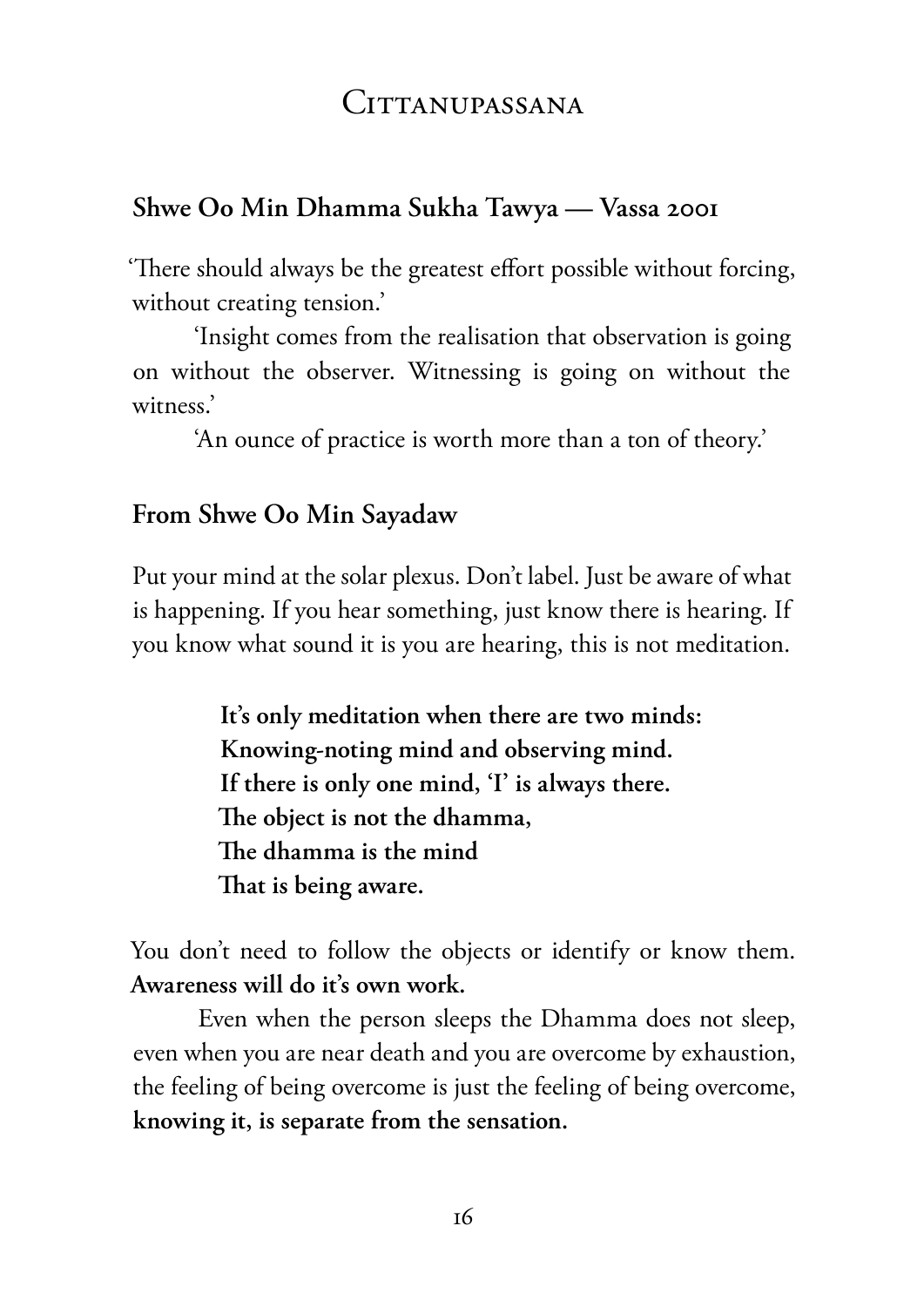# Cittanupassana

## Shwe Oo Min Dhamma Sukha Tawya — Vassa 2001

'There should always be the greatest effort possible without forcing, without creating tension.'

'Insight comes from the realisation that observation is going on without the observer. Witnessing is going on without the witness.'

'An ounce of practice is worth more than a ton of theory.'

## From Shwe Oo Min Sayadaw

Put your mind at the solar plexus. Don't label. Just be aware of what is happening. If you hear something, just know there is hearing. If you know what sound it is you are hearing, this is not meditation.

> **It's only meditation when there are two minds:**
> **Knowing-noting mind and observing mind.**
> **If there is only one mind, 'I' is always there.**
> **The object is not the dhamma,**
> **The dhamma is the mind**
> **That is being aware.**

You don't need to follow the objects or identify or know them. **Awareness will do it's own work.**

Even when the person sleeps the Dhamma does not sleep, even when you are near death and you are overcome by exhaustion, the feeling of being overcome is just the feeling of being overcome, **knowing it, is separate from the sensation.**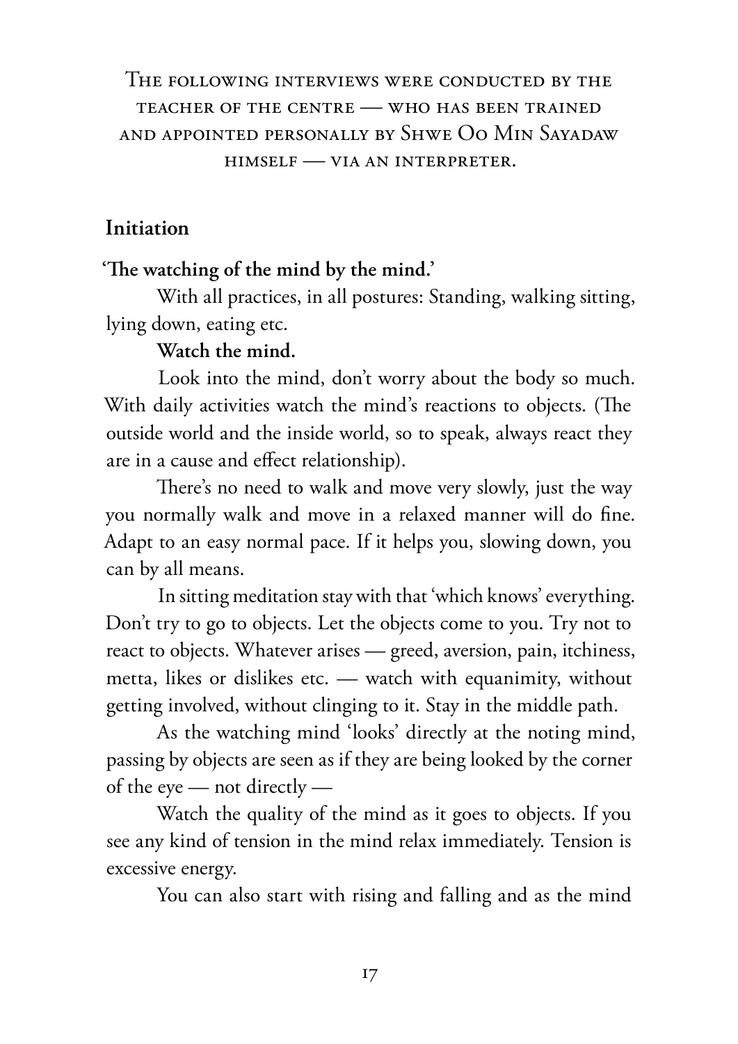The following interviews were conducted by the teacher of the centre — who has been trained and appointed personally by Shwe Oo Min Sayadaw himself — via an interpreter.

## Initiation

**'The watching of the mind by the mind.'**

With all practices, in all postures: Standing, walking sitting, lying down, eating etc.

**Watch the mind.**

Look into the mind, don't worry about the body so much. With daily activities watch the mind's reactions to objects. (The outside world and the inside world, so to speak, always react they are in a cause and effect relationship).

There's no need to walk and move very slowly, just the way you normally walk and move in a relaxed manner will do fine. Adapt to an easy normal pace. If it helps you, slowing down, you can by all means.

In sitting meditation stay with that 'which knows' everything. Don't try to go to objects. Let the objects come to you. Try not to react to objects. Whatever arises — greed, aversion, pain, itchiness, metta, likes or dislikes etc. — watch with equanimity, without getting involved, without clinging to it. Stay in the middle path.

As the watching mind 'looks' directly at the noting mind, passing by objects are seen as if they are being looked by the corner of the eye — not directly —

Watch the quality of the mind as it goes to objects. If you see any kind of tension in the mind relax immediately. Tension is excessive energy.

You can also start with rising and falling and as the mind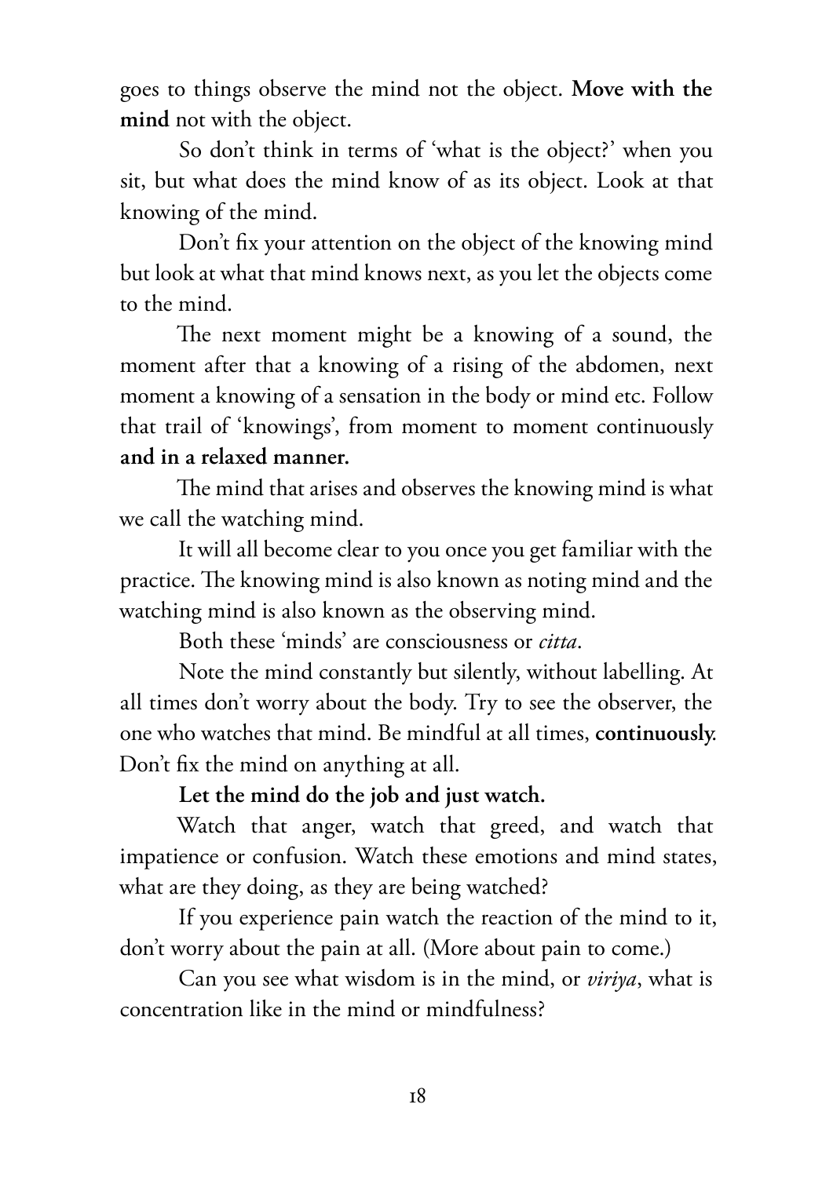goes to things observe the mind not the object. **Move with the mind** not with the object.

So don't think in terms of 'what is the object?' when you sit, but what does the mind know of as its object. Look at that knowing of the mind.

Don't fix your attention on the object of the knowing mind but look at what that mind knows next, as you let the objects come to the mind.

The next moment might be a knowing of a sound, the moment after that a knowing of a rising of the abdomen, next moment a knowing of a sensation in the body or mind etc. Follow that trail of 'knowings', from moment to moment continuously **and in a relaxed manner.**

The mind that arises and observes the knowing mind is what we call the watching mind.

It will all become clear to you once you get familiar with the practice. The knowing mind is also known as noting mind and the watching mind is also known as the observing mind.

Both these 'minds' are consciousness or *citta*.

Note the mind constantly but silently, without labelling. At all times don't worry about the body. Try to see the observer, the one who watches that mind. Be mindful at all times, **continuously**. Don't fix the mind on anything at all.

**Let the mind do the job and just watch.**

Watch that anger, watch that greed, and watch that impatience or confusion. Watch these emotions and mind states, what are they doing, as they are being watched?

If you experience pain watch the reaction of the mind to it, don't worry about the pain at all. (More about pain to come.)

Can you see what wisdom is in the mind, or *viriya*, what is concentration like in the mind or mindfulness?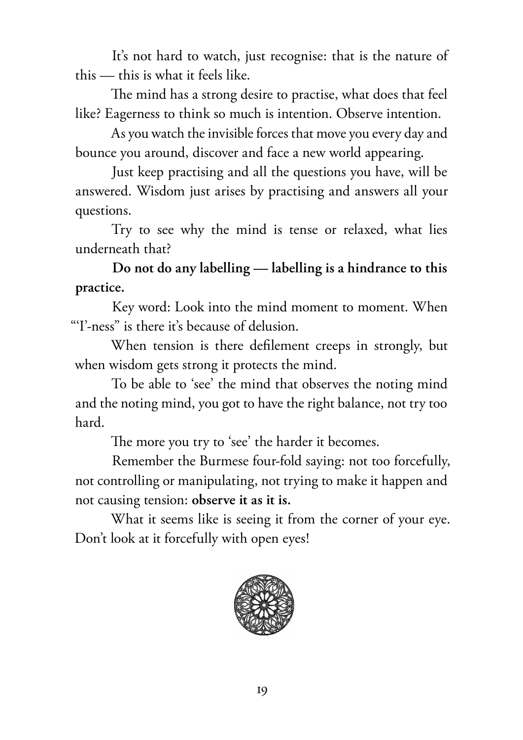It's not hard to watch, just recognise: that is the nature of this — this is what it feels like.

The mind has a strong desire to practise, what does that feel like? Eagerness to think so much is intention. Observe intention.

As you watch the invisible forces that move you every day and bounce you around, discover and face a new world appearing.

Just keep practising and all the questions you have, will be answered. Wisdom just arises by practising and answers all your questions.

Try to see why the mind is tense or relaxed, what lies underneath that?

**Do not do any labelling — labelling is a hindrance to this practice.**

Key word: Look into the mind moment to moment. When "'I'-ness" is there it's because of delusion.

When tension is there defilement creeps in strongly, but when wisdom gets strong it protects the mind.

To be able to 'see' the mind that observes the noting mind and the noting mind, you got to have the right balance, not try too hard.

The more you try to 'see' the harder it becomes.

Remember the Burmese four-fold saying: not too forcefully, not controlling or manipulating, not trying to make it happen and not causing tension: **observe it as it is.**

What it seems like is seeing it from the corner of your eye. Don't look at it forcefully with open eyes!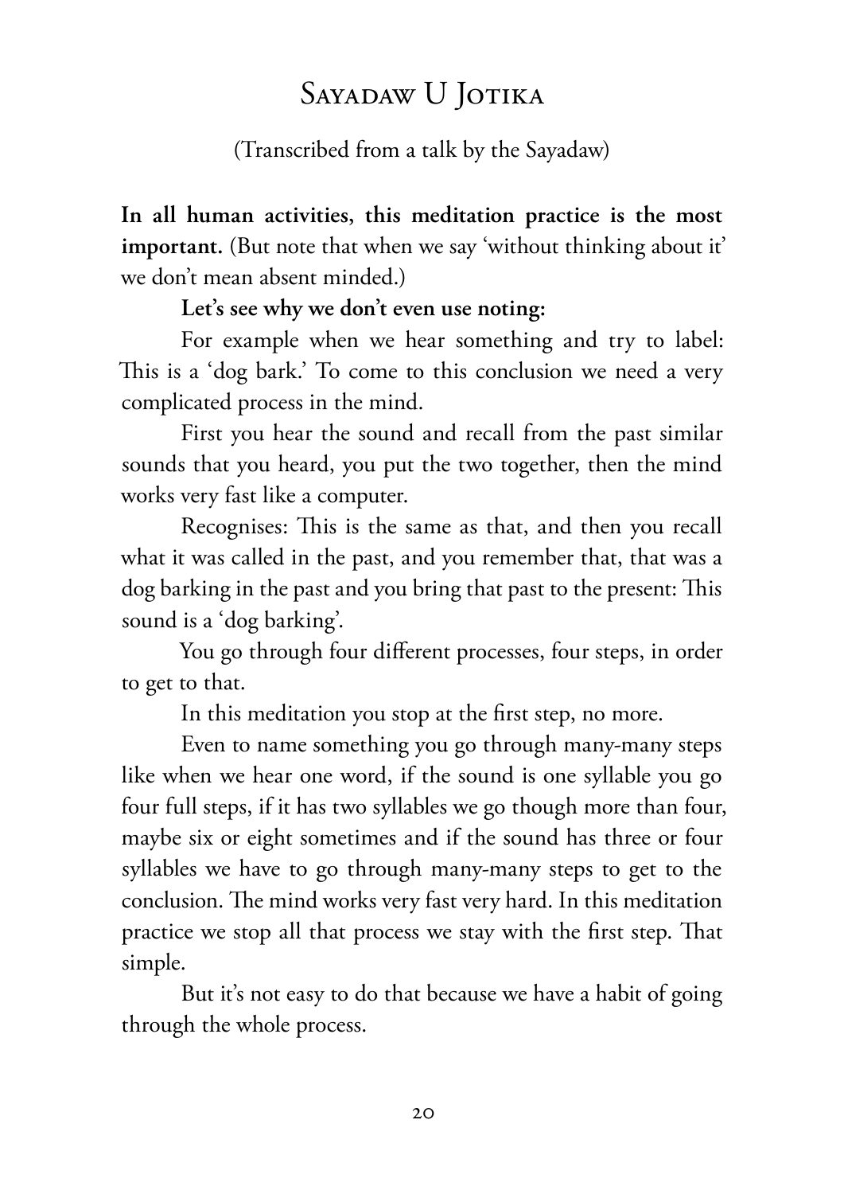# Sayadaw U Jotika

(Transcribed from a talk by the Sayadaw)

**In all human activities, this meditation practice is the most important.** (But note that when we say 'without thinking about it' we don't mean absent minded.)

**Let's see why we don't even use noting:**

For example when we hear something and try to label: This is a 'dog bark.' To come to this conclusion we need a very complicated process in the mind.

First you hear the sound and recall from the past similar sounds that you heard, you put the two together, then the mind works very fast like a computer.

Recognises: This is the same as that, and then you recall what it was called in the past, and you remember that, that was a dog barking in the past and you bring that past to the present: This sound is a 'dog barking'.

You go through four different processes, four steps, in order to get to that.

In this meditation you stop at the first step, no more.

Even to name something you go through many-many steps like when we hear one word, if the sound is one syllable you go four full steps, if it has two syllables we go though more than four, maybe six or eight sometimes and if the sound has three or four syllables we have to go through many-many steps to get to the conclusion. The mind works very fast very hard. In this meditation practice we stop all that process we stay with the first step. That simple.

But it's not easy to do that because we have a habit of going through the whole process.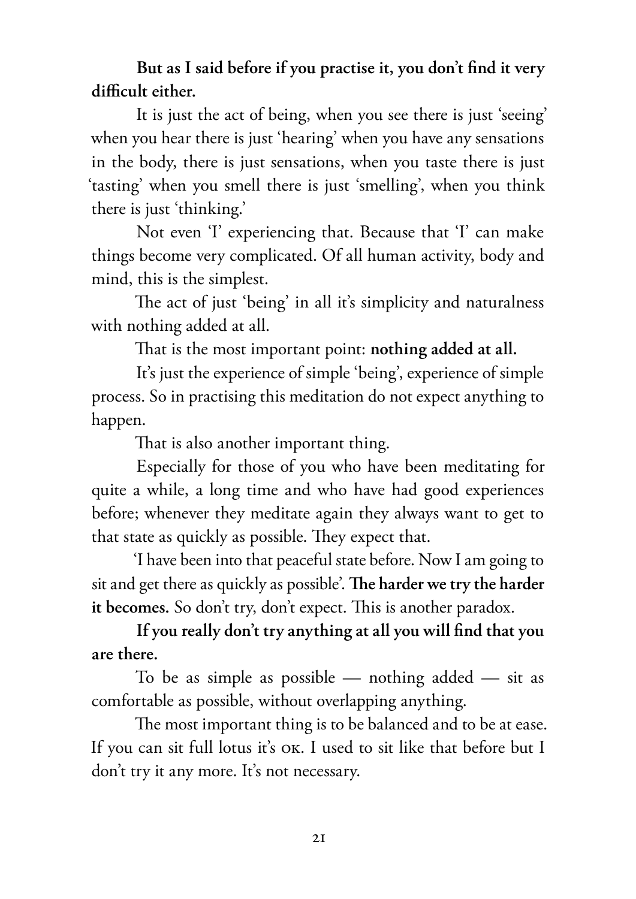**But as I said before if you practise it, you don't find it very difficult either.**

It is just the act of being, when you see there is just 'seeing' when you hear there is just 'hearing' when you have any sensations in the body, there is just sensations, when you taste there is just 'tasting' when you smell there is just 'smelling', when you think there is just 'thinking.'

Not even 'I' experiencing that. Because that 'I' can make things become very complicated. Of all human activity, body and mind, this is the simplest.

The act of just 'being' in all it's simplicity and naturalness with nothing added at all.

That is the most important point: **nothing added at all.**

It's just the experience of simple 'being', experience of simple process. So in practising this meditation do not expect anything to happen.

That is also another important thing.

Especially for those of you who have been meditating for quite a while, a long time and who have had good experiences before; whenever they meditate again they always want to get to that state as quickly as possible. They expect that.

'I have been into that peaceful state before. Now I am going to sit and get there as quickly as possible'. **The harder we try the harder it becomes.** So don't try, don't expect. This is another paradox.

**If you really don't try anything at all you will find that you are there.**

To be as simple as possible — nothing added — sit as comfortable as possible, without overlapping anything.

The most important thing is to be balanced and to be at ease. If you can sit full lotus it's OK. I used to sit like that before but I don't try it any more. It's not necessary.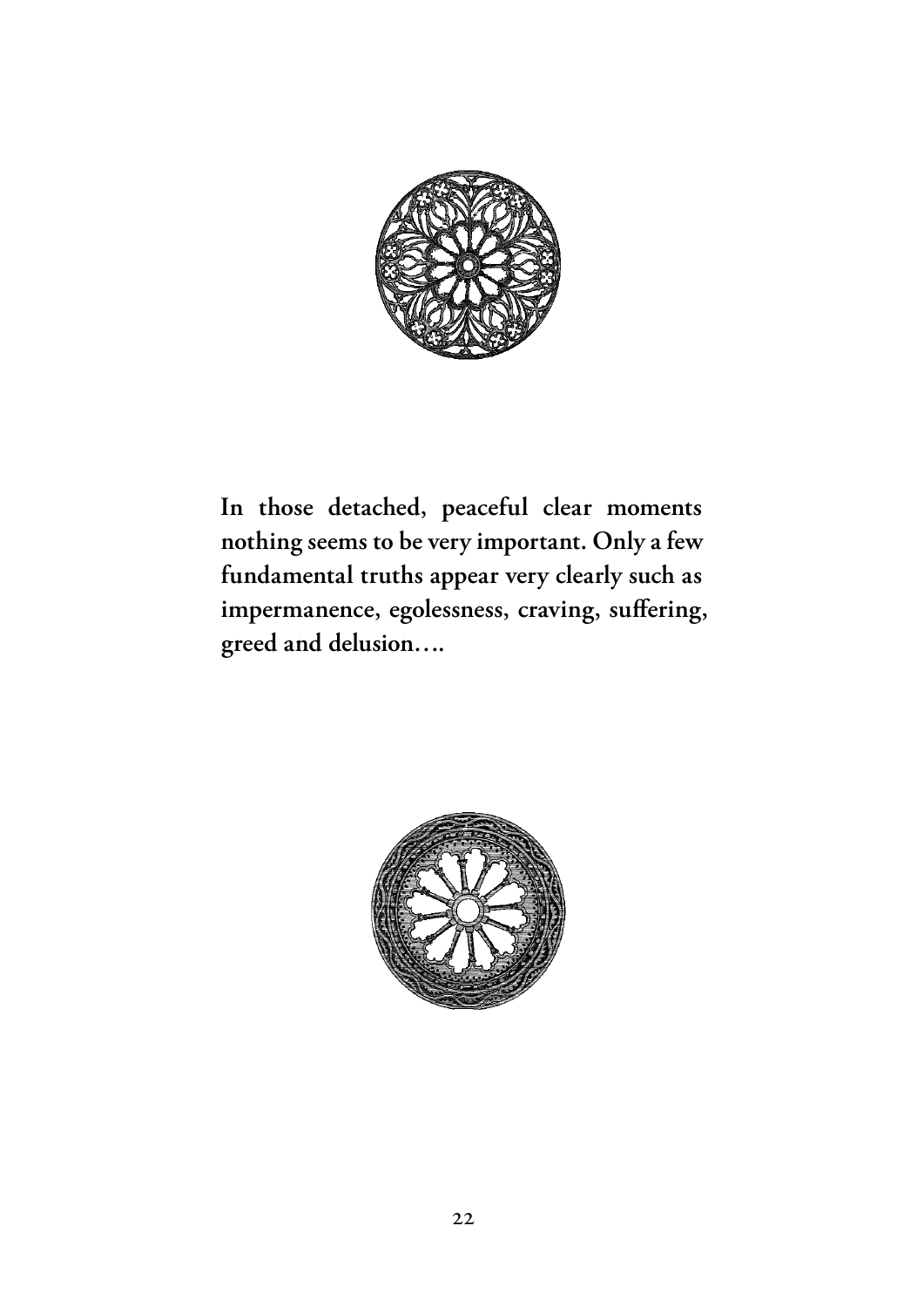**In those detached, peaceful clear moments nothing seems to be very important. Only a few fundamental truths appear very clearly such as impermanence, egolessness, craving, suffering, greed and delusion….**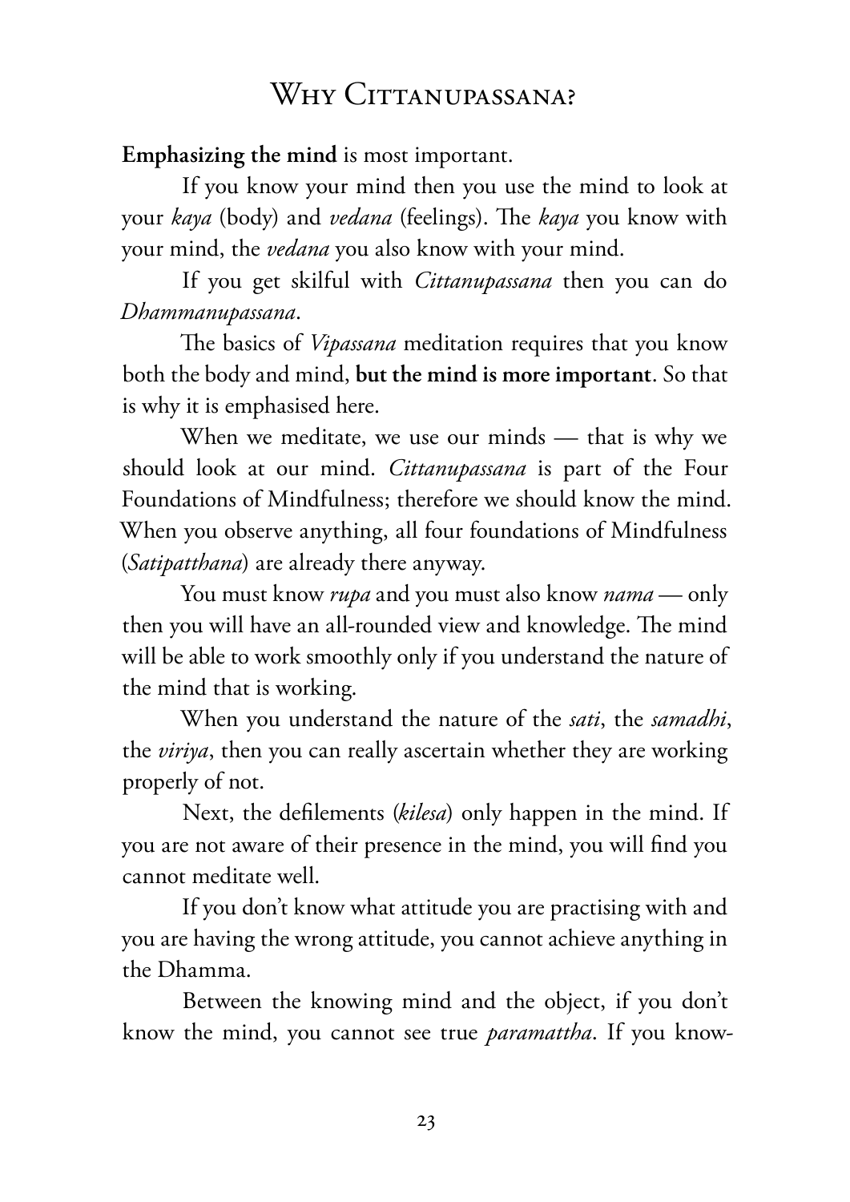# Why Cittanupassana?

**Emphasizing the mind** is most important.

If you know your mind then you use the mind to look at your *kaya* (body) and *vedana* (feelings). The *kaya* you know with your mind, the *vedana* you also know with your mind.

If you get skilful with *Cittanupassana* then you can do *Dhammanupassana*.

The basics of *Vipassana* meditation requires that you know both the body and mind, **but the mind is more important**. So that is why it is emphasised here.

When we meditate, we use our minds — that is why we should look at our mind. *Cittanupassana* is part of the Four Foundations of Mindfulness; therefore we should know the mind. When you observe anything, all four foundations of Mindfulness (*Satipatthana*) are already there anyway.

You must know *rupa* and you must also know *nama* — only then you will have an all-rounded view and knowledge. The mind will be able to work smoothly only if you understand the nature of the mind that is working.

When you understand the nature of the *sati*, the *samadhi*, the *viriya*, then you can really ascertain whether they are working properly of not.

Next, the defilements (*kilesa*) only happen in the mind. If you are not aware of their presence in the mind, you will find you cannot meditate well.

If you don't know what attitude you are practising with and you are having the wrong attitude, you cannot achieve anything in the Dhamma.

Between the knowing mind and the object, if you don't know the mind, you cannot see true *paramattha*. If you know-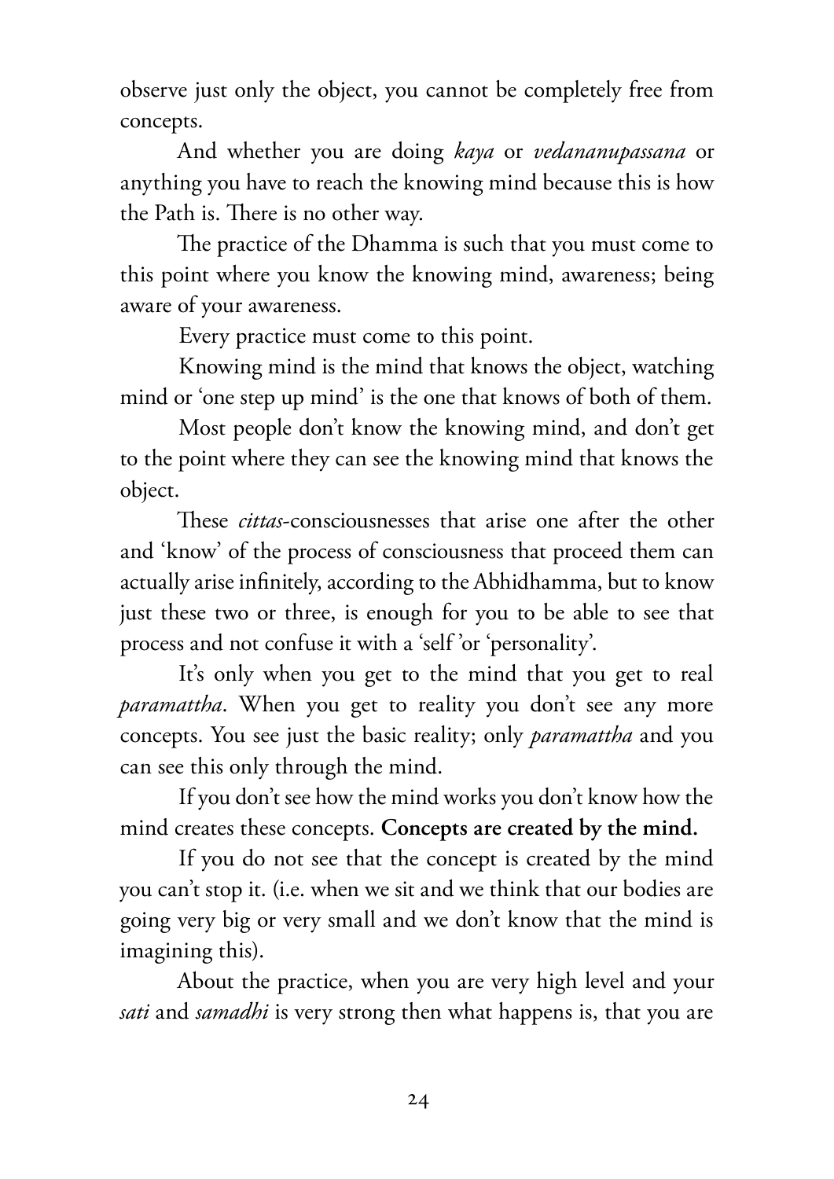observe just only the object, you cannot be completely free from concepts.

And whether you are doing *kaya* or *vedananupassana* or anything you have to reach the knowing mind because this is how the Path is. There is no other way.

The practice of the Dhamma is such that you must come to this point where you know the knowing mind, awareness; being aware of your awareness.

Every practice must come to this point.

Knowing mind is the mind that knows the object, watching mind or 'one step up mind' is the one that knows of both of them.

Most people don't know the knowing mind, and don't get to the point where they can see the knowing mind that knows the object.

These *cittas*-consciousnesses that arise one after the other and 'know' of the process of consciousness that proceed them can actually arise infinitely, according to the Abhidhamma, but to know just these two or three, is enough for you to be able to see that process and not confuse it with a 'self 'or 'personality'.

It's only when you get to the mind that you get to real *paramattha*. When you get to reality you don't see any more concepts. You see just the basic reality; only *paramattha* and you can see this only through the mind.

If you don't see how the mind works you don't know how the mind creates these concepts. **Concepts are created by the mind.**

If you do not see that the concept is created by the mind you can't stop it. (i.e. when we sit and we think that our bodies are going very big or very small and we don't know that the mind is imagining this).

About the practice, when you are very high level and your *sati* and *samadhi* is very strong then what happens is, that you are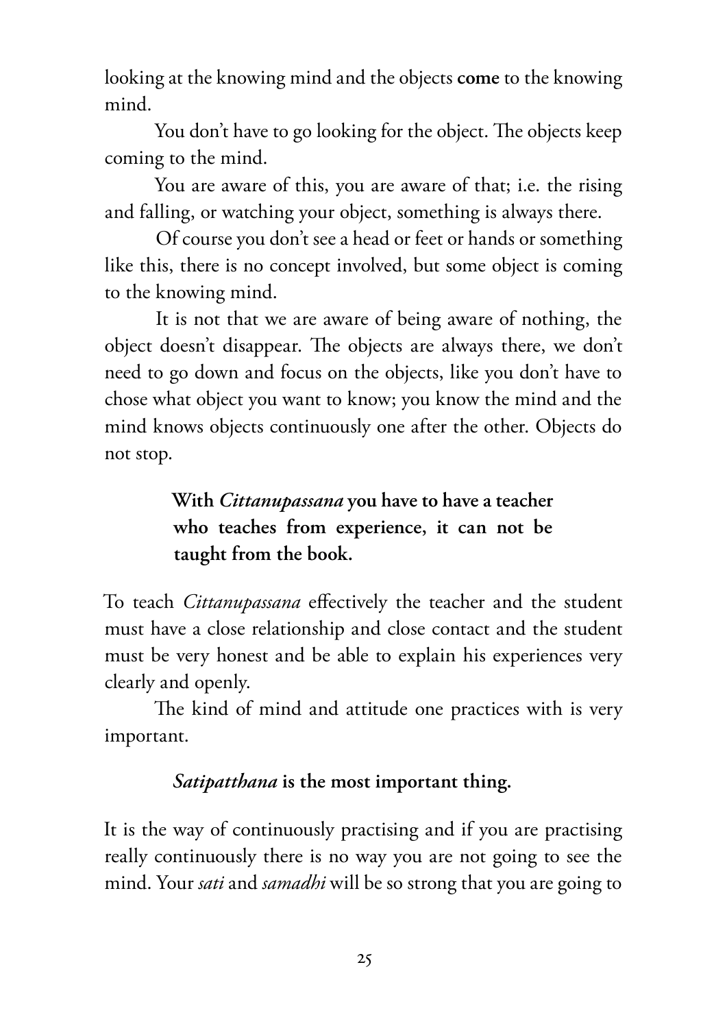looking at the knowing mind and the objects **come** to the knowing mind.

You don't have to go looking for the object. The objects keep coming to the mind.

You are aware of this, you are aware of that; i.e. the rising and falling, or watching your object, something is always there.

Of course you don't see a head or feet or hands or something like this, there is no concept involved, but some object is coming to the knowing mind.

It is not that we are aware of being aware of nothing, the object doesn't disappear. The objects are always there, we don't need to go down and focus on the objects, like you don't have to chose what object you want to know; you know the mind and the mind knows objects continuously one after the other. Objects do not stop.

**With *Cittanupassana* you have to have a teacher who teaches from experience, it can not be taught from the book.**

To teach *Cittanupassana* effectively the teacher and the student must have a close relationship and close contact and the student must be very honest and be able to explain his experiences very clearly and openly.

The kind of mind and attitude one practices with is very important.

***Satipatthana* is the most important thing.**

It is the way of continuously practising and if you are practising really continuously there is no way you are not going to see the mind. Your *sati* and *samadhi* will be so strong that you are going to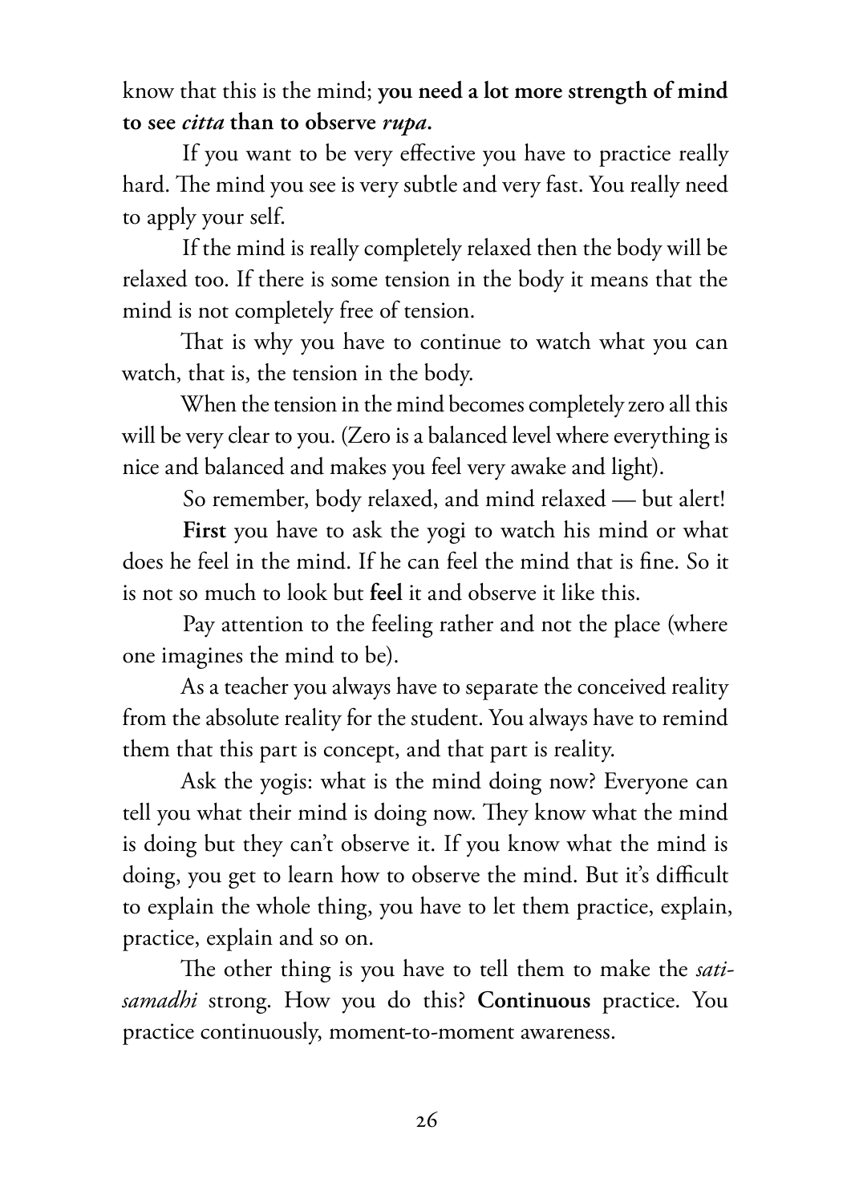know that this is the mind; **you need a lot more strength of mind to see *citta* than to observe *rupa*.**

If you want to be very effective you have to practice really hard. The mind you see is very subtle and very fast. You really need to apply your self.

If the mind is really completely relaxed then the body will be relaxed too. If there is some tension in the body it means that the mind is not completely free of tension.

That is why you have to continue to watch what you can watch, that is, the tension in the body.

When the tension in the mind becomes completely zero all this will be very clear to you. (Zero is a balanced level where everything is nice and balanced and makes you feel very awake and light).

So remember, body relaxed, and mind relaxed — but alert!

**First** you have to ask the yogi to watch his mind or what does he feel in the mind. If he can feel the mind that is fine. So it is not so much to look but **feel** it and observe it like this.

Pay attention to the feeling rather and not the place (where one imagines the mind to be).

As a teacher you always have to separate the conceived reality from the absolute reality for the student. You always have to remind them that this part is concept, and that part is reality.

Ask the yogis: what is the mind doing now? Everyone can tell you what their mind is doing now. They know what the mind is doing but they can't observe it. If you know what the mind is doing, you get to learn how to observe the mind. But it's difficult to explain the whole thing, you have to let them practice, explain, practice, explain and so on.

The other thing is you have to tell them to make the *sati-samadhi* strong. How you do this? **Continuous** practice. You practice continuously, moment-to-moment awareness.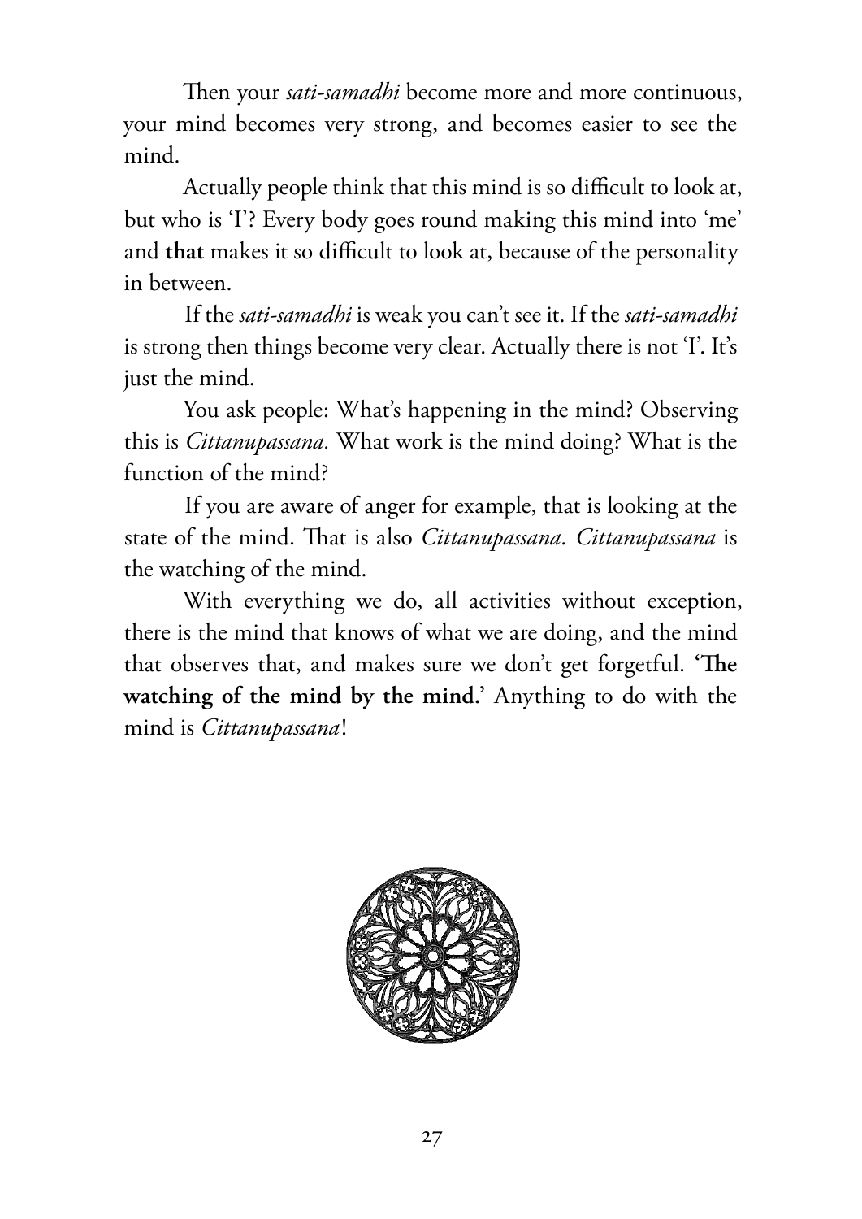Then your *sati-samadhi* become more and more continuous, your mind becomes very strong, and becomes easier to see the mind.

Actually people think that this mind is so difficult to look at, but who is 'I'? Every body goes round making this mind into 'me' and **that** makes it so difficult to look at, because of the personality in between.

If the *sati-samadhi* is weak you can't see it. If the *sati-samadhi* is strong then things become very clear. Actually there is not 'I'. It's just the mind.

You ask people: What's happening in the mind? Observing this is *Cittanupassana*. What work is the mind doing? What is the function of the mind?

If you are aware of anger for example, that is looking at the state of the mind. That is also *Cittanupassana*. *Cittanupassana* is the watching of the mind.

With everything we do, all activities without exception, there is the mind that knows of what we are doing, and the mind that observes that, and makes sure we don't get forgetful. '**The watching of the mind by the mind.**' Anything to do with the mind is *Cittanupassana*!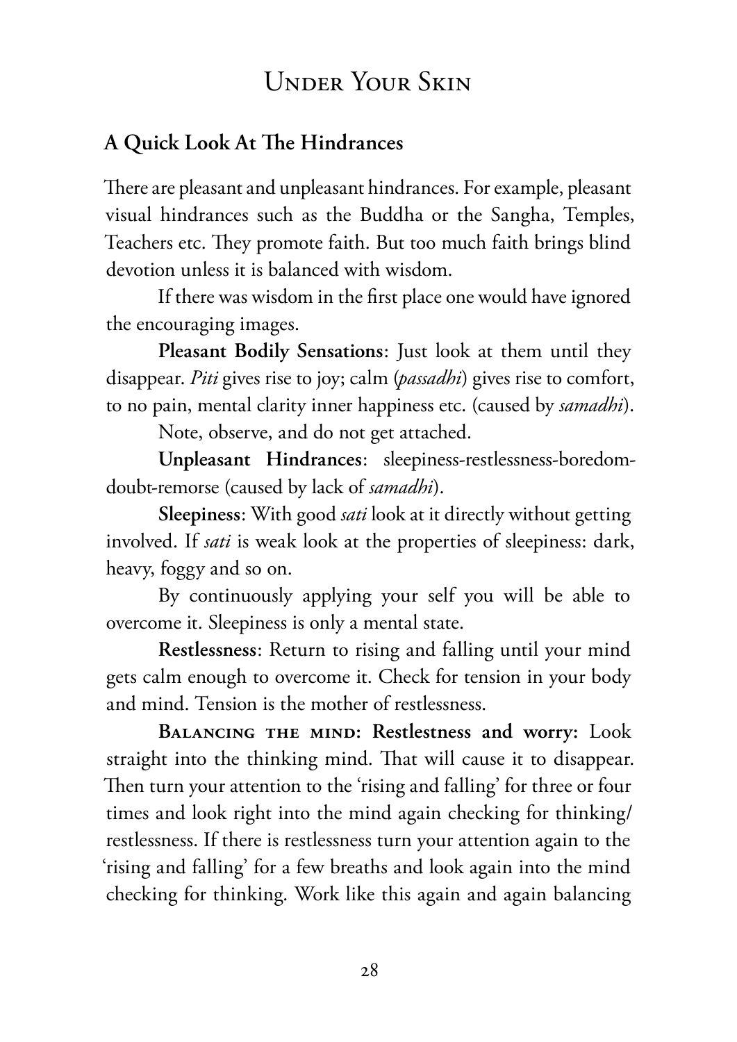# Under Your Skin

## A Quick Look At The Hindrances

There are pleasant and unpleasant hindrances. For example, pleasant visual hindrances such as the Buddha or the Sangha, Temples, Teachers etc. They promote faith. But too much faith brings blind devotion unless it is balanced with wisdom.

If there was wisdom in the first place one would have ignored the encouraging images.

**Pleasant Bodily Sensations**: Just look at them until they disappear. *Piti* gives rise to joy; calm (*passadhi*) gives rise to comfort, to no pain, mental clarity inner happiness etc. (caused by *samadhi*).

Note, observe, and do not get attached.

**Unpleasant Hindrances**: sleepiness-restlessness-boredom-doubt-remorse (caused by lack of *samadhi*).

**Sleepiness**: With good *sati* look at it directly without getting involved. If *sati* is weak look at the properties of sleepiness: dark, heavy, foggy and so on.

By continuously applying your self you will be able to overcome it. Sleepiness is only a mental state.

**Restlessness**: Return to rising and falling until your mind gets calm enough to overcome it. Check for tension in your body and mind. Tension is the mother of restlessness.

**Balancing the mind: Restlestness and worry:** Look straight into the thinking mind. That will cause it to disappear. Then turn your attention to the 'rising and falling' for three or four times and look right into the mind again checking for thinking/ restlessness. If there is restlessness turn your attention again to the 'rising and falling' for a few breaths and look again into the mind checking for thinking. Work like this again and again balancing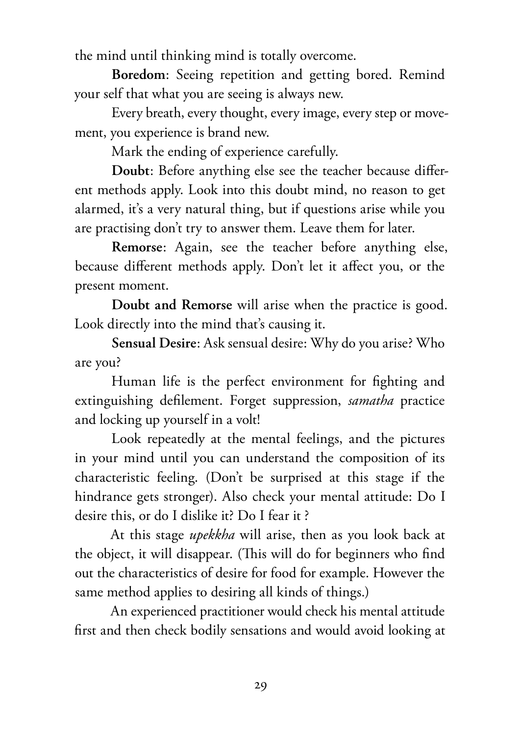the mind until thinking mind is totally overcome.

**Boredom**: Seeing repetition and getting bored. Remind your self that what you are seeing is always new.

Every breath, every thought, every image, every step or movement, you experience is brand new.

Mark the ending of experience carefully.

**Doubt**: Before anything else see the teacher because different methods apply. Look into this doubt mind, no reason to get alarmed, it's a very natural thing, but if questions arise while you are practising don't try to answer them. Leave them for later.

**Remorse**: Again, see the teacher before anything else, because different methods apply. Don't let it affect you, or the present moment.

**Doubt and Remorse** will arise when the practice is good. Look directly into the mind that's causing it.

**Sensual Desire**: Ask sensual desire: Why do you arise? Who are you?

Human life is the perfect environment for fighting and extinguishing defilement. Forget suppression, *samatha* practice and locking up yourself in a volt!

Look repeatedly at the mental feelings, and the pictures in your mind until you can understand the composition of its characteristic feeling. (Don't be surprised at this stage if the hindrance gets stronger). Also check your mental attitude: Do I desire this, or do I dislike it? Do I fear it ?

At this stage *upekkha* will arise, then as you look back at the object, it will disappear. (This will do for beginners who find out the characteristics of desire for food for example. However the same method applies to desiring all kinds of things.)

An experienced practitioner would check his mental attitude first and then check bodily sensations and would avoid looking at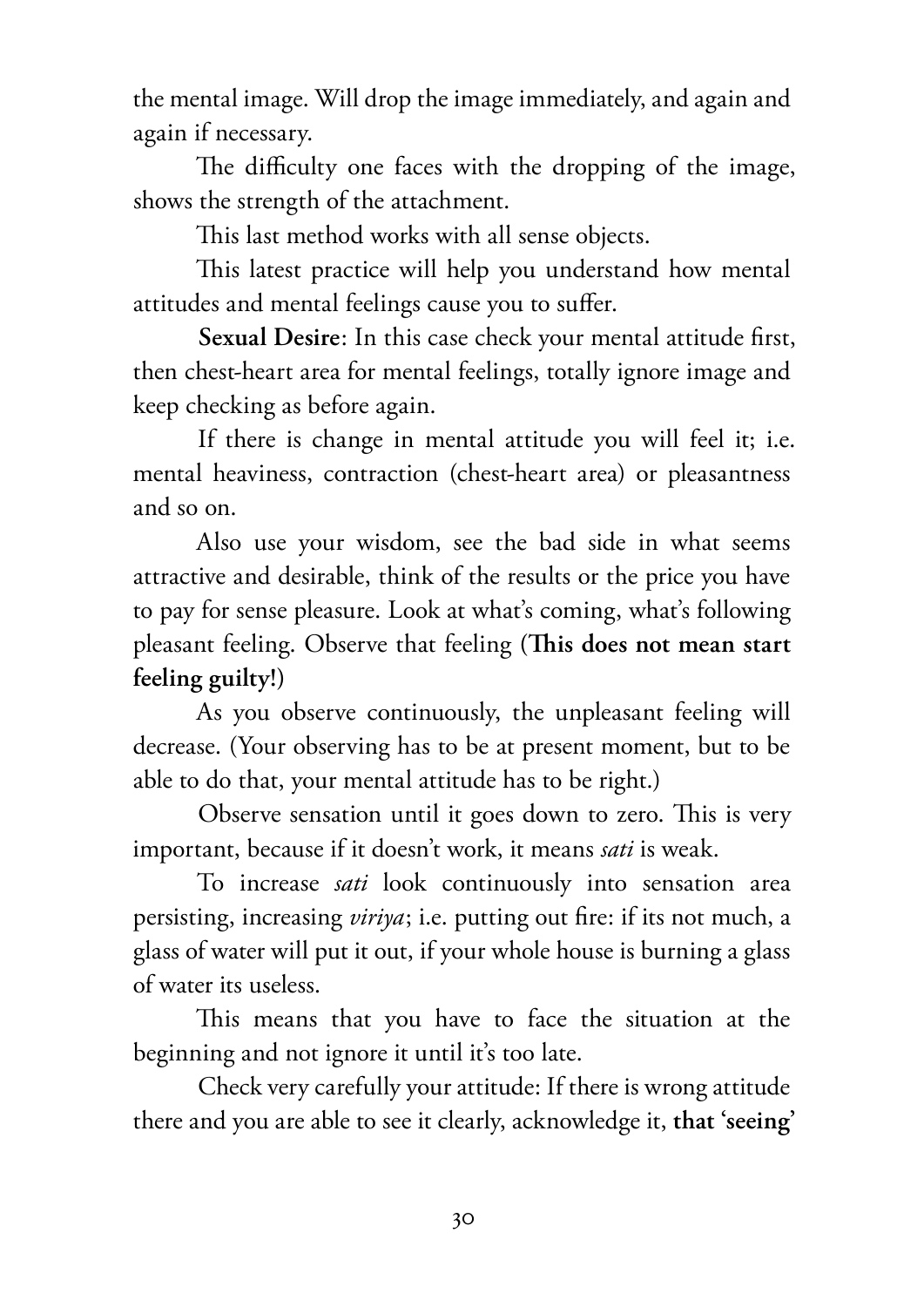the mental image. Will drop the image immediately, and again and again if necessary.

The difficulty one faces with the dropping of the image, shows the strength of the attachment.

This last method works with all sense objects.

This latest practice will help you understand how mental attitudes and mental feelings cause you to suffer.

**Sexual Desire**: In this case check your mental attitude first, then chest-heart area for mental feelings, totally ignore image and keep checking as before again.

If there is change in mental attitude you will feel it; i.e. mental heaviness, contraction (chest-heart area) or pleasantness and so on.

Also use your wisdom, see the bad side in what seems attractive and desirable, think of the results or the price you have to pay for sense pleasure. Look at what's coming, what's following pleasant feeling. Observe that feeling (**This does not mean start feeling guilty!**)

As you observe continuously, the unpleasant feeling will decrease. (Your observing has to be at present moment, but to be able to do that, your mental attitude has to be right.)

Observe sensation until it goes down to zero. This is very important, because if it doesn't work, it means *sati* is weak.

To increase *sati* look continuously into sensation area persisting, increasing *viriya*; i.e. putting out fire: if its not much, a glass of water will put it out, if your whole house is burning a glass of water its useless.

This means that you have to face the situation at the beginning and not ignore it until it's too late.

Check very carefully your attitude: If there is wrong attitude there and you are able to see it clearly, acknowledge it, **that 'seeing'**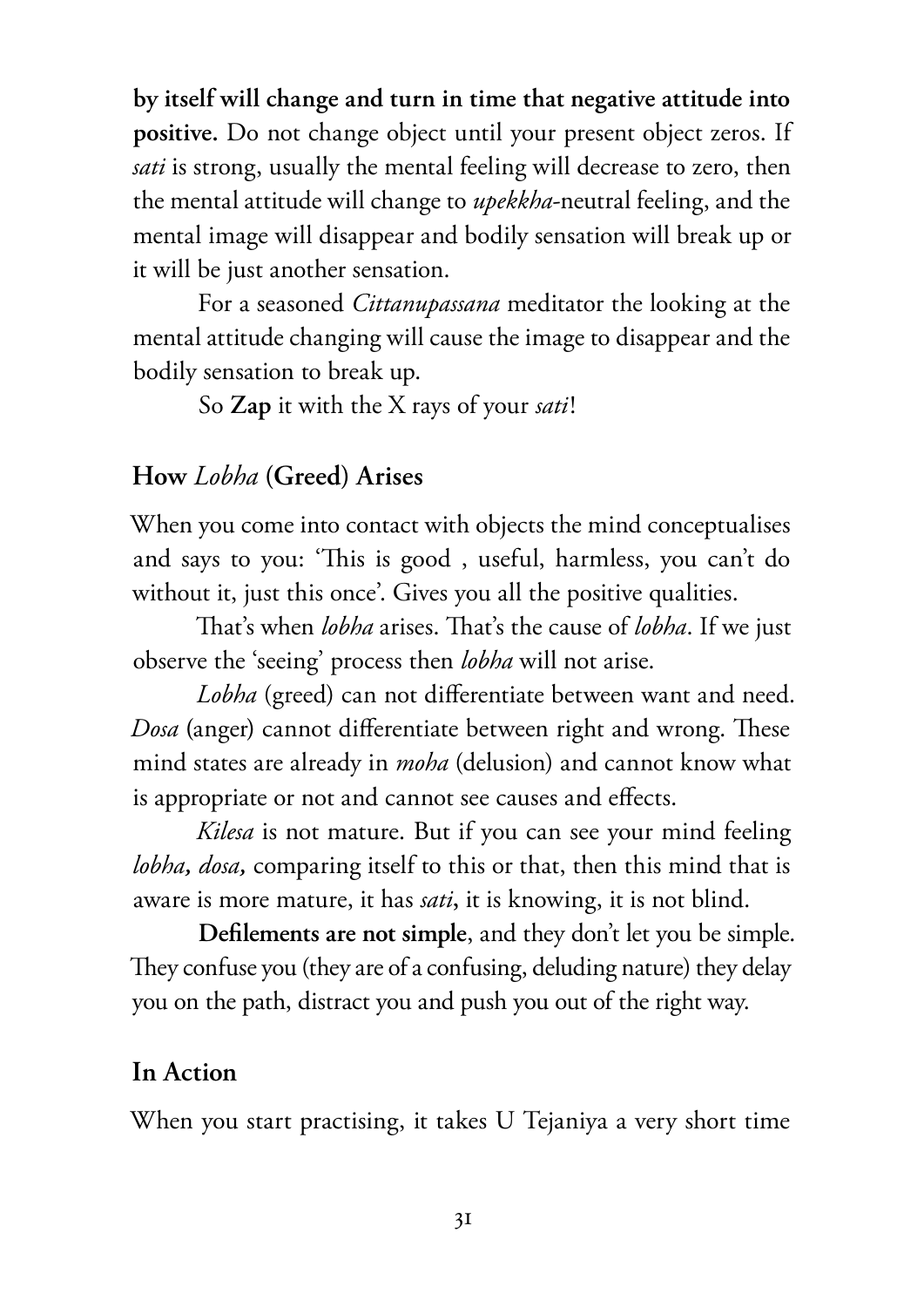**by itself will change and turn in time that negative attitude into positive.** Do not change object until your present object zeros. If *sati* is strong, usually the mental feeling will decrease to zero, then the mental attitude will change to *upekkha*-neutral feeling, and the mental image will disappear and bodily sensation will break up or it will be just another sensation.

For a seasoned *Cittanupassana* meditator the looking at the mental attitude changing will cause the image to disappear and the bodily sensation to break up.

So **Zap** it with the X rays of your *sati*!

## How *Lobha* (Greed) Arises

When you come into contact with objects the mind conceptualises and says to you: 'This is good , useful, harmless, you can't do without it, just this once'. Gives you all the positive qualities.

That's when *lobha* arises. That's the cause of *lobha*. If we just observe the 'seeing' process then *lobha* will not arise.

*Lobha* (greed) can not differentiate between want and need. *Dosa* (anger) cannot differentiate between right and wrong. These mind states are already in *moha* (delusion) and cannot know what is appropriate or not and cannot see causes and effects.

*Kilesa* is not mature. But if you can see your mind feeling *lobha, dosa,* comparing itself to this or that, then this mind that is aware is more mature, it has *sati***,** it is knowing, it is not blind.

**Defilements are not simple**, and they don't let you be simple. They confuse you (they are of a confusing, deluding nature) they delay you on the path, distract you and push you out of the right way.

## In Action

When you start practising, it takes U Tejaniya a very short time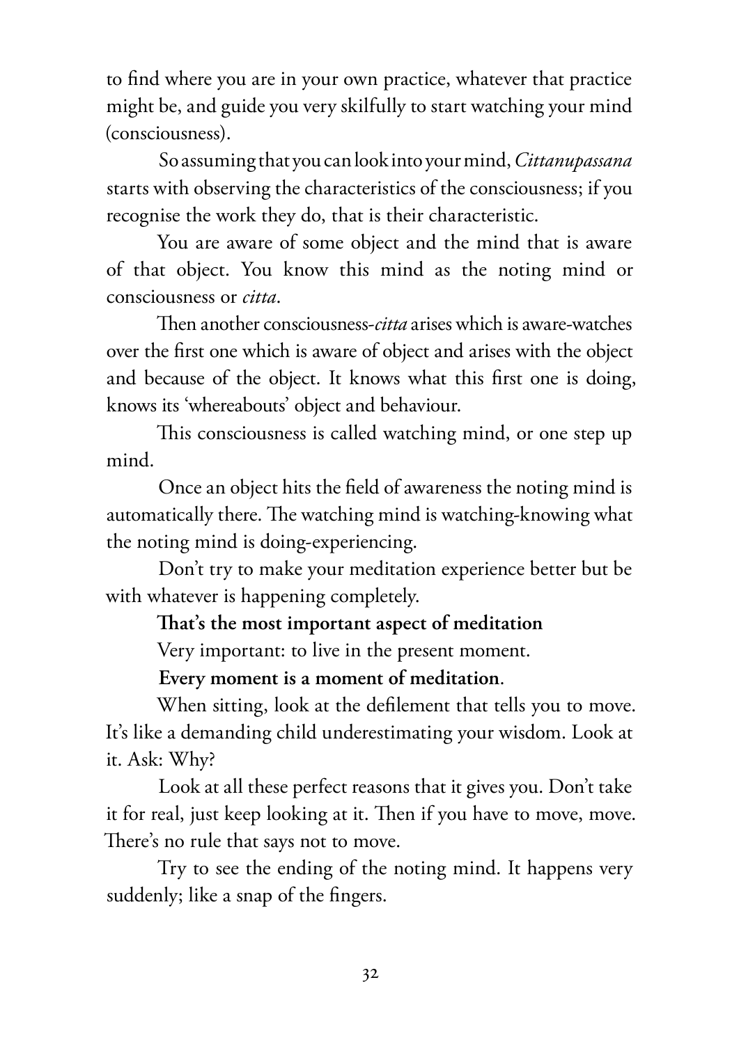to find where you are in your own practice, whatever that practice might be, and guide you very skilfully to start watching your mind (consciousness).

So assuming that you can look into your mind, *Cittanupassana* starts with observing the characteristics of the consciousness; if you recognise the work they do, that is their characteristic.

You are aware of some object and the mind that is aware of that object. You know this mind as the noting mind or consciousness or *citta*.

Then another consciousness-*citta* arises which is aware-watches over the first one which is aware of object and arises with the object and because of the object. It knows what this first one is doing, knows its 'whereabouts' object and behaviour.

This consciousness is called watching mind, or one step up mind.

Once an object hits the field of awareness the noting mind is automatically there. The watching mind is watching-knowing what the noting mind is doing-experiencing.

Don't try to make your meditation experience better but be with whatever is happening completely.

**That's the most important aspect of meditation**

Very important: to live in the present moment.

**Every moment is a moment of meditation**.

When sitting, look at the defilement that tells you to move. It's like a demanding child underestimating your wisdom. Look at it. Ask: Why?

Look at all these perfect reasons that it gives you. Don't take it for real, just keep looking at it. Then if you have to move, move. There's no rule that says not to move.

Try to see the ending of the noting mind. It happens very suddenly; like a snap of the fingers.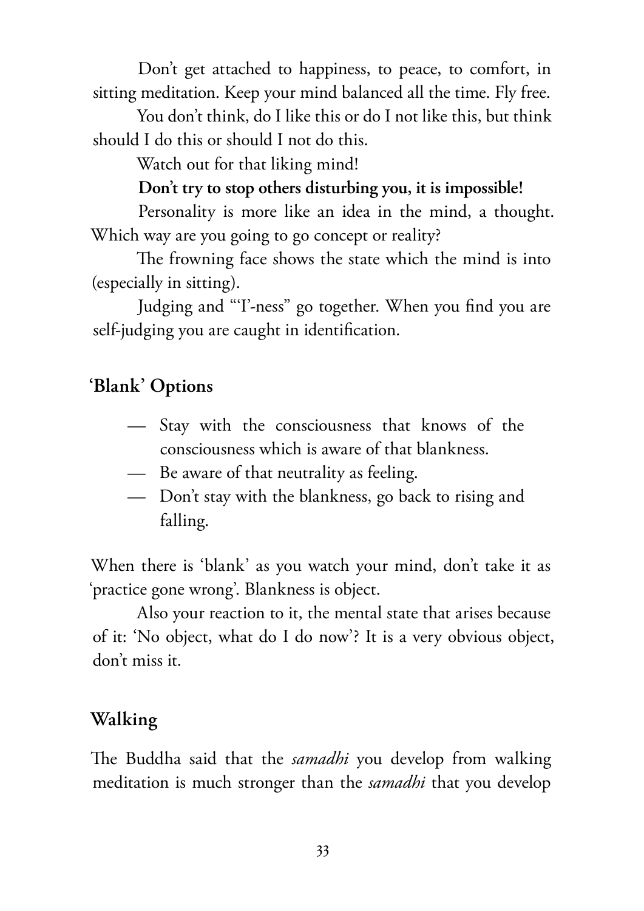Don't get attached to happiness, to peace, to comfort, in sitting meditation. Keep your mind balanced all the time. Fly free.

You don't think, do I like this or do I not like this, but think should I do this or should I not do this.

Watch out for that liking mind!

**Don't try to stop others disturbing you, it is impossible!**

Personality is more like an idea in the mind, a thought. Which way are you going to go concept or reality?

The frowning face shows the state which the mind is into (especially in sitting).

Judging and "'I'-ness" go together. When you find you are self-judging you are caught in identification.

## 'Blank' Options

- Stay with the consciousness that knows of the consciousness which is aware of that blankness.
- Be aware of that neutrality as feeling.
- Don't stay with the blankness, go back to rising and falling.

When there is 'blank' as you watch your mind, don't take it as 'practice gone wrong'. Blankness is object.

Also your reaction to it, the mental state that arises because of it: 'No object, what do I do now'? It is a very obvious object, don't miss it.

## Walking

The Buddha said that the *samadhi* you develop from walking meditation is much stronger than the *samadhi* that you develop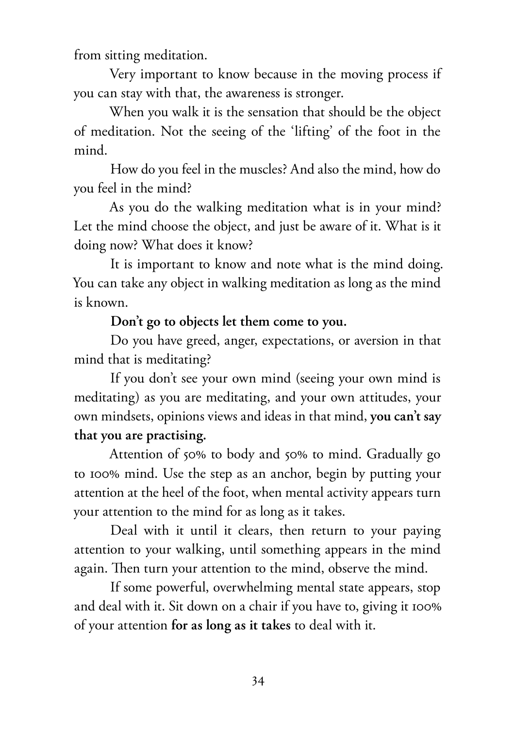from sitting meditation.

Very important to know because in the moving process if you can stay with that, the awareness is stronger.

When you walk it is the sensation that should be the object of meditation. Not the seeing of the 'lifting' of the foot in the mind.

How do you feel in the muscles? And also the mind, how do you feel in the mind?

As you do the walking meditation what is in your mind? Let the mind choose the object, and just be aware of it. What is it doing now? What does it know?

It is important to know and note what is the mind doing. You can take any object in walking meditation as long as the mind is known.

**Don't go to objects let them come to you.**

Do you have greed, anger, expectations, or aversion in that mind that is meditating?

If you don't see your own mind (seeing your own mind is meditating) as you are meditating, and your own attitudes, your own mindsets, opinions views and ideas in that mind, **you can't say that you are practising.**

Attention of 50% to body and 50% to mind. Gradually go to 100% mind. Use the step as an anchor, begin by putting your attention at the heel of the foot, when mental activity appears turn your attention to the mind for as long as it takes.

Deal with it until it clears, then return to your paying attention to your walking, until something appears in the mind again. Then turn your attention to the mind, observe the mind.

If some powerful, overwhelming mental state appears, stop and deal with it. Sit down on a chair if you have to, giving it 100% of your attention **for as long as it takes** to deal with it.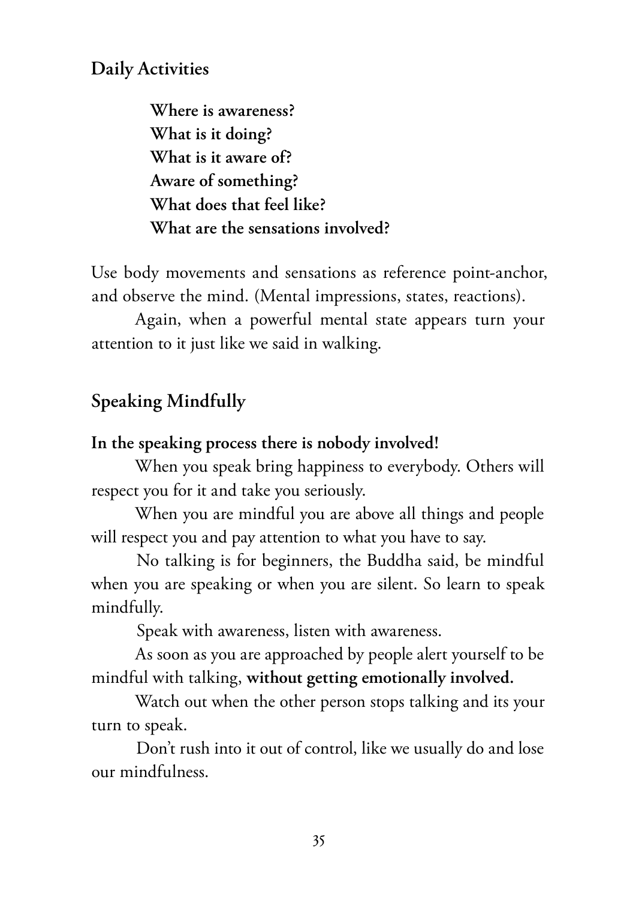## Daily Activities

**Where is awareness?**
**What is it doing?**
**What is it aware of?**
**Aware of something?**
**What does that feel like?**
**What are the sensations involved?**

Use body movements and sensations as reference point-anchor, and observe the mind. (Mental impressions, states, reactions).

Again, when a powerful mental state appears turn your attention to it just like we said in walking.

## Speaking Mindfully

**In the speaking process there is nobody involved!**

When you speak bring happiness to everybody. Others will respect you for it and take you seriously.

When you are mindful you are above all things and people will respect you and pay attention to what you have to say.

No talking is for beginners, the Buddha said, be mindful when you are speaking or when you are silent. So learn to speak mindfully.

Speak with awareness, listen with awareness.

As soon as you are approached by people alert yourself to be mindful with talking, **without getting emotionally involved.**

Watch out when the other person stops talking and its your turn to speak.

Don't rush into it out of control, like we usually do and lose our mindfulness.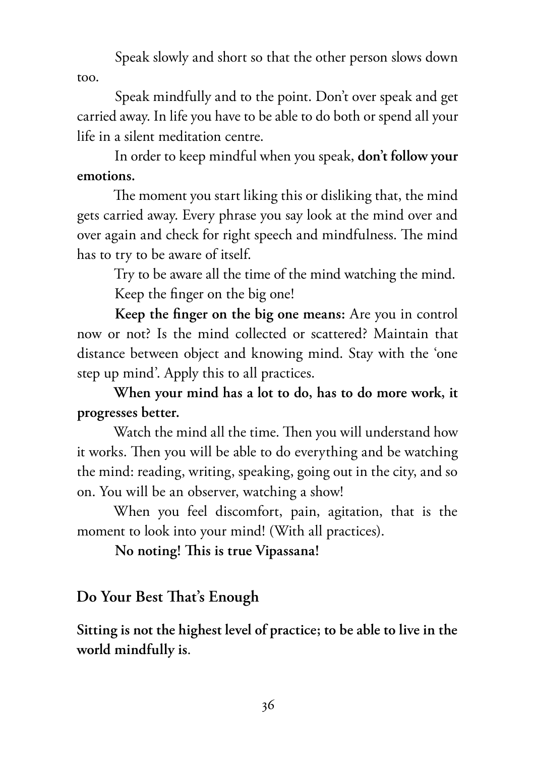Speak slowly and short so that the other person slows down too.

Speak mindfully and to the point. Don't over speak and get carried away. In life you have to be able to do both or spend all your life in a silent meditation centre.

In order to keep mindful when you speak, **don't follow your emotions.**

The moment you start liking this or disliking that, the mind gets carried away. Every phrase you say look at the mind over and over again and check for right speech and mindfulness. The mind has to try to be aware of itself.

Try to be aware all the time of the mind watching the mind.

Keep the finger on the big one!

**Keep the finger on the big one means:** Are you in control now or not? Is the mind collected or scattered? Maintain that distance between object and knowing mind. Stay with the 'one step up mind'. Apply this to all practices.

**When your mind has a lot to do, has to do more work, it progresses better.**

Watch the mind all the time. Then you will understand how it works. Then you will be able to do everything and be watching the mind: reading, writing, speaking, going out in the city, and so on. You will be an observer, watching a show!

When you feel discomfort, pain, agitation, that is the moment to look into your mind! (With all practices).

**No noting! This is true Vipassana!**

## Do Your Best That's Enough

**Sitting is not the highest level of practice; to be able to live in the world mindfully is**.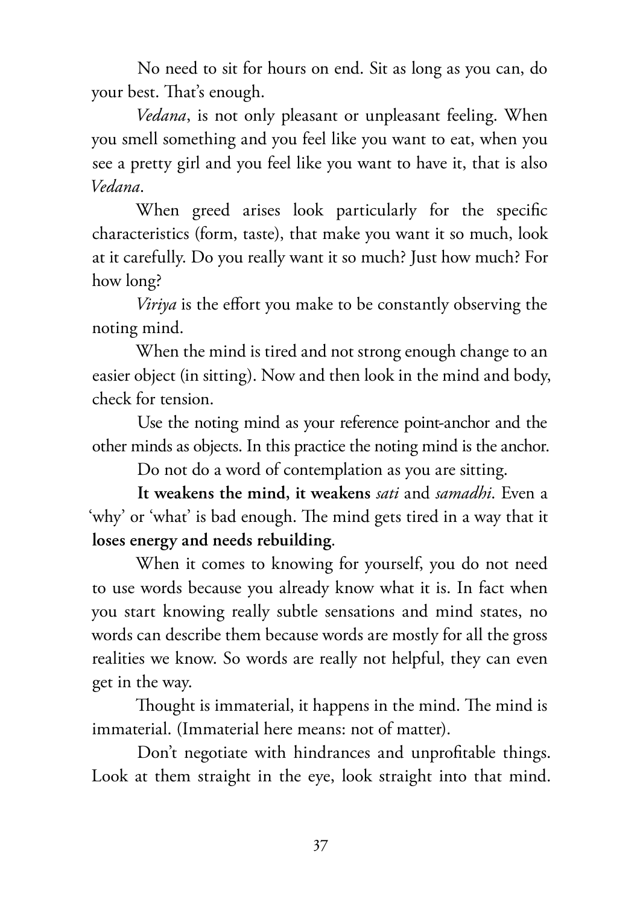No need to sit for hours on end. Sit as long as you can, do your best. That's enough.

*Vedana*, is not only pleasant or unpleasant feeling. When you smell something and you feel like you want to eat, when you see a pretty girl and you feel like you want to have it, that is also *Vedana*.

When greed arises look particularly for the specific characteristics (form, taste), that make you want it so much, look at it carefully. Do you really want it so much? Just how much? For how long?

*Viriya* is the effort you make to be constantly observing the noting mind.

When the mind is tired and not strong enough change to an easier object (in sitting). Now and then look in the mind and body, check for tension.

Use the noting mind as your reference point-anchor and the other minds as objects. In this practice the noting mind is the anchor.

Do not do a word of contemplation as you are sitting.

**It weakens the mind, it weakens** *sati* and *samadhi*. Even a 'why' or 'what' is bad enough. The mind gets tired in a way that it **loses energy and needs rebuilding**.

When it comes to knowing for yourself, you do not need to use words because you already know what it is. In fact when you start knowing really subtle sensations and mind states, no words can describe them because words are mostly for all the gross realities we know. So words are really not helpful, they can even get in the way.

Thought is immaterial, it happens in the mind. The mind is immaterial. (Immaterial here means: not of matter).

Don't negotiate with hindrances and unprofitable things. Look at them straight in the eye, look straight into that mind.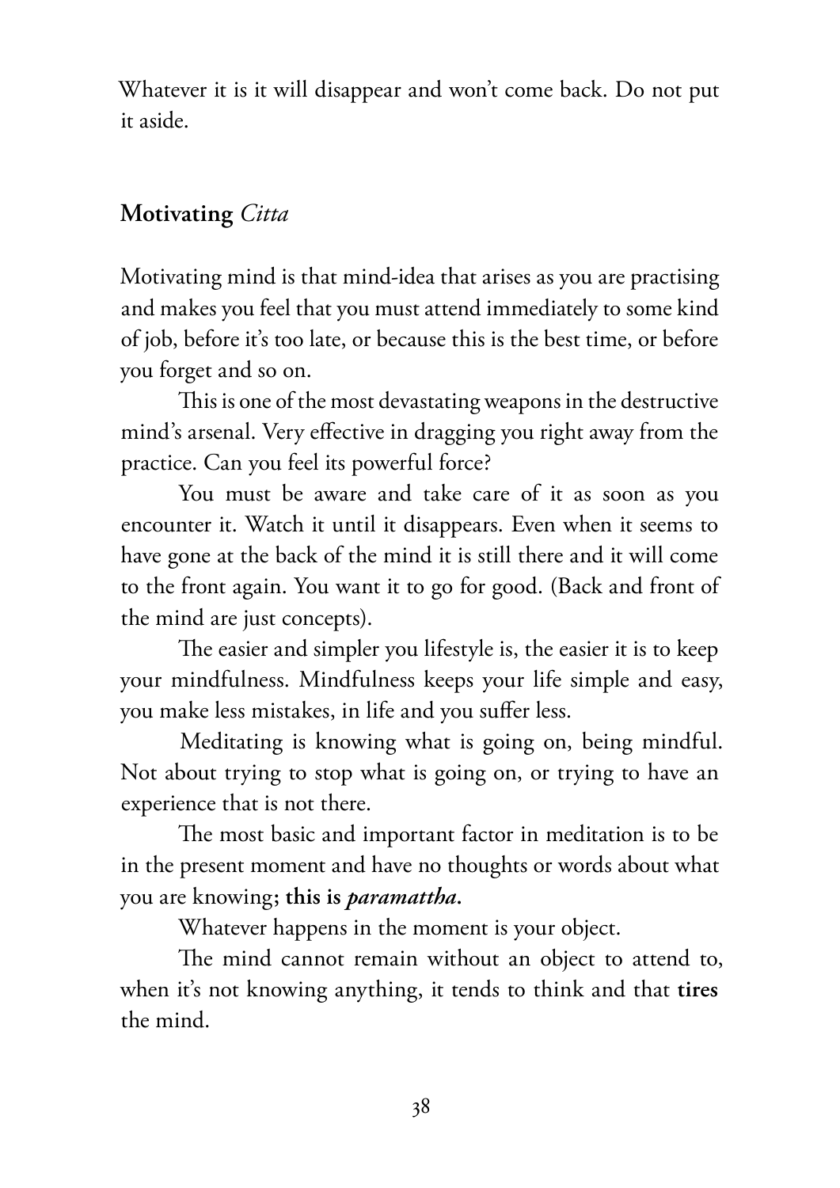Whatever it is it will disappear and won't come back. Do not put it aside.

## Motivating *Citta*

Motivating mind is that mind-idea that arises as you are practising and makes you feel that you must attend immediately to some kind of job, before it's too late, or because this is the best time, or before you forget and so on.

This is one of the most devastating weapons in the destructive mind's arsenal. Very effective in dragging you right away from the practice. Can you feel its powerful force?

You must be aware and take care of it as soon as you encounter it. Watch it until it disappears. Even when it seems to have gone at the back of the mind it is still there and it will come to the front again. You want it to go for good. (Back and front of the mind are just concepts).

The easier and simpler you lifestyle is, the easier it is to keep your mindfulness. Mindfulness keeps your life simple and easy, you make less mistakes, in life and you suffer less.

Meditating is knowing what is going on, being mindful. Not about trying to stop what is going on, or trying to have an experience that is not there.

The most basic and important factor in meditation is to be in the present moment and have no thoughts or words about what you are knowing**; this is *paramattha*.**

Whatever happens in the moment is your object.

The mind cannot remain without an object to attend to, when it's not knowing anything, it tends to think and that **tires** the mind.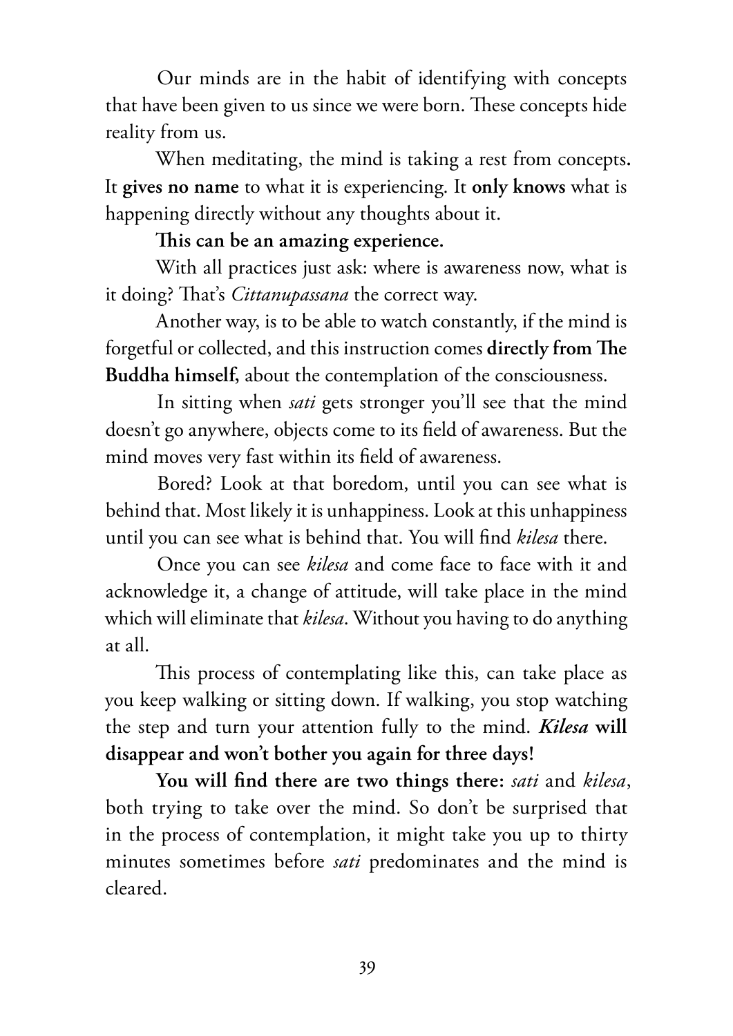Our minds are in the habit of identifying with concepts that have been given to us since we were born. These concepts hide reality from us.

When meditating, the mind is taking a rest from concepts**.** It **gives no name** to what it is experiencing. It **only knows** what is happening directly without any thoughts about it.

**This can be an amazing experience.**

With all practices just ask: where is awareness now, what is it doing? That's *Cittanupassana* the correct way.

Another way, is to be able to watch constantly, if the mind is forgetful or collected, and this instruction comes **directly from The Buddha himself**, about the contemplation of the consciousness.

In sitting when *sati* gets stronger you'll see that the mind doesn't go anywhere, objects come to its field of awareness. But the mind moves very fast within its field of awareness.

Bored? Look at that boredom, until you can see what is behind that. Most likely it is unhappiness. Look at this unhappiness until you can see what is behind that. You will find *kilesa* there.

Once you can see *kilesa* and come face to face with it and acknowledge it, a change of attitude, will take place in the mind which will eliminate that *kilesa*. Without you having to do anything at all.

This process of contemplating like this, can take place as you keep walking or sitting down. If walking, you stop watching the step and turn your attention fully to the mind. ***Kilesa* will disappear and won't bother you again for three days!**

**You will find there are two things there:** *sati* and *kilesa*, both trying to take over the mind. So don't be surprised that in the process of contemplation, it might take you up to thirty minutes sometimes before *sati* predominates and the mind is cleared.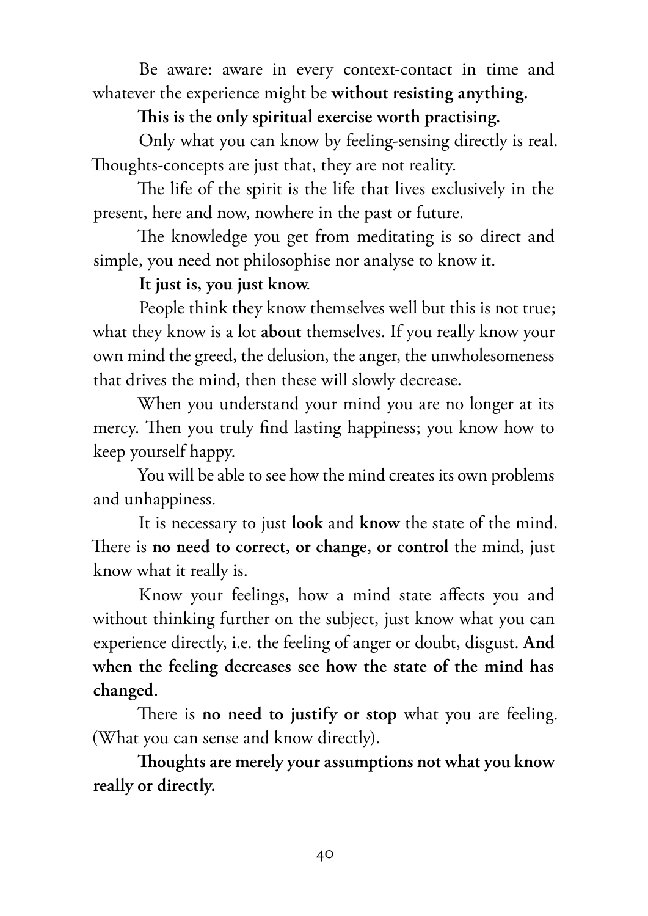Be aware: aware in every context-contact in time and whatever the experience might be **without resisting anything.**

**This is the only spiritual exercise worth practising.**

Only what you can know by feeling-sensing directly is real. Thoughts-concepts are just that, they are not reality.

The life of the spirit is the life that lives exclusively in the present, here and now, nowhere in the past or future.

The knowledge you get from meditating is so direct and simple, you need not philosophise nor analyse to know it.

**It just is, you just know.**

People think they know themselves well but this is not true; what they know is a lot **about** themselves. If you really know your own mind the greed, the delusion, the anger, the unwholesomeness that drives the mind, then these will slowly decrease.

When you understand your mind you are no longer at its mercy. Then you truly find lasting happiness; you know how to keep yourself happy.

You will be able to see how the mind creates its own problems and unhappiness.

It is necessary to just **look** and **know** the state of the mind. There is **no need to correct, or change, or control** the mind, just know what it really is.

Know your feelings, how a mind state affects you and without thinking further on the subject, just know what you can experience directly, i.e. the feeling of anger or doubt, disgust. **And when the feeling decreases see how the state of the mind has changed**.

There is **no need to justify or stop** what you are feeling. (What you can sense and know directly).

**Thoughts are merely your assumptions not what you know really or directly.**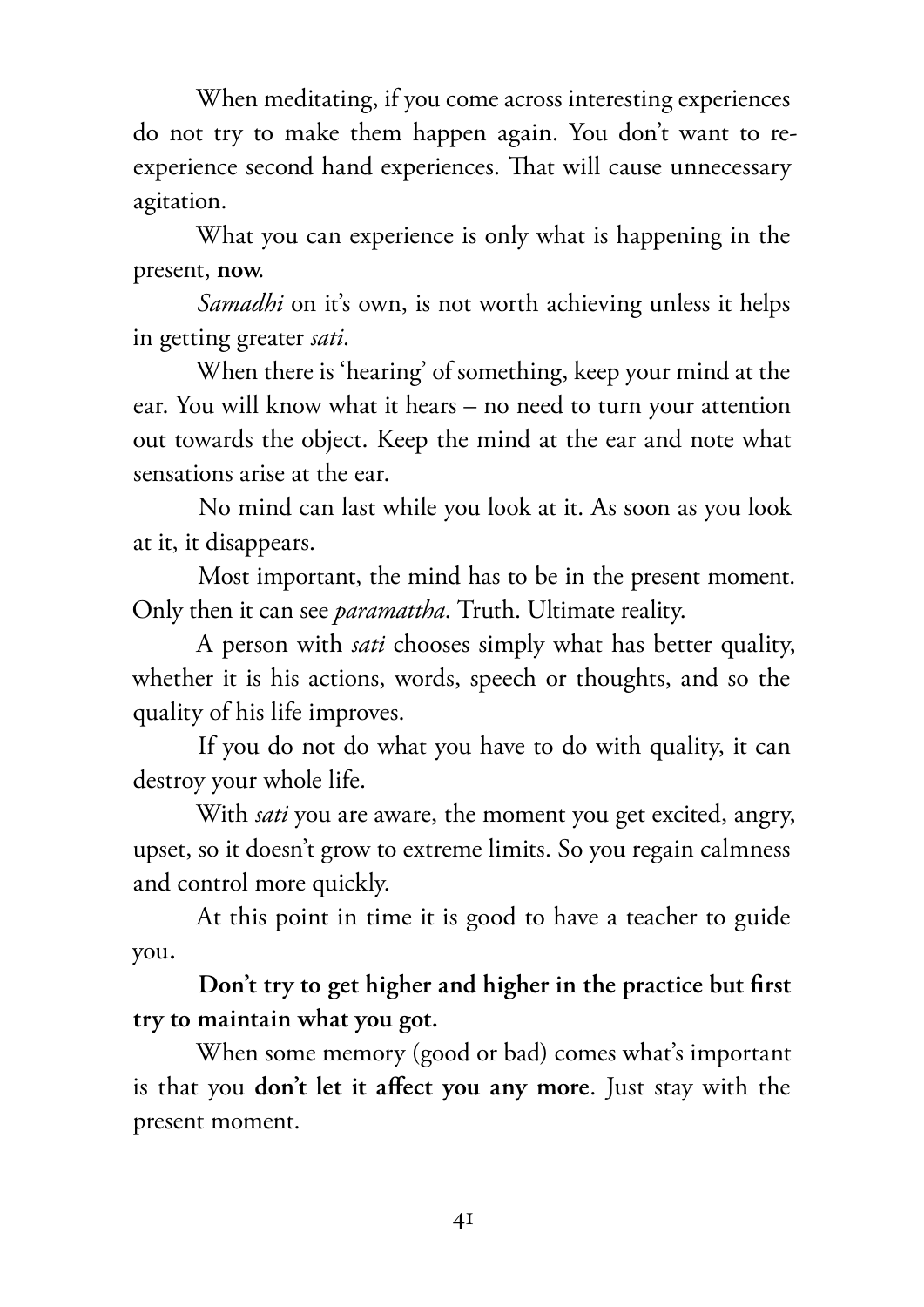When meditating, if you come across interesting experiences do not try to make them happen again. You don't want to re-experience second hand experiences. That will cause unnecessary agitation.

What you can experience is only what is happening in the present, **now**.

*Samadhi* on it's own, is not worth achieving unless it helps in getting greater *sati*.

When there is 'hearing' of something, keep your mind at the ear. You will know what it hears – no need to turn your attention out towards the object. Keep the mind at the ear and note what sensations arise at the ear.

No mind can last while you look at it. As soon as you look at it, it disappears.

Most important, the mind has to be in the present moment. Only then it can see *paramattha*. Truth. Ultimate reality.

A person with *sati* chooses simply what has better quality, whether it is his actions, words, speech or thoughts, and so the quality of his life improves.

If you do not do what you have to do with quality, it can destroy your whole life.

With *sati* you are aware, the moment you get excited, angry, upset, so it doesn't grow to extreme limits. So you regain calmness and control more quickly.

At this point in time it is good to have a teacher to guide you.

**Don't try to get higher and higher in the practice but first try to maintain what you got.**

When some memory (good or bad) comes what's important is that you **don't let it affect you any more**. Just stay with the present moment.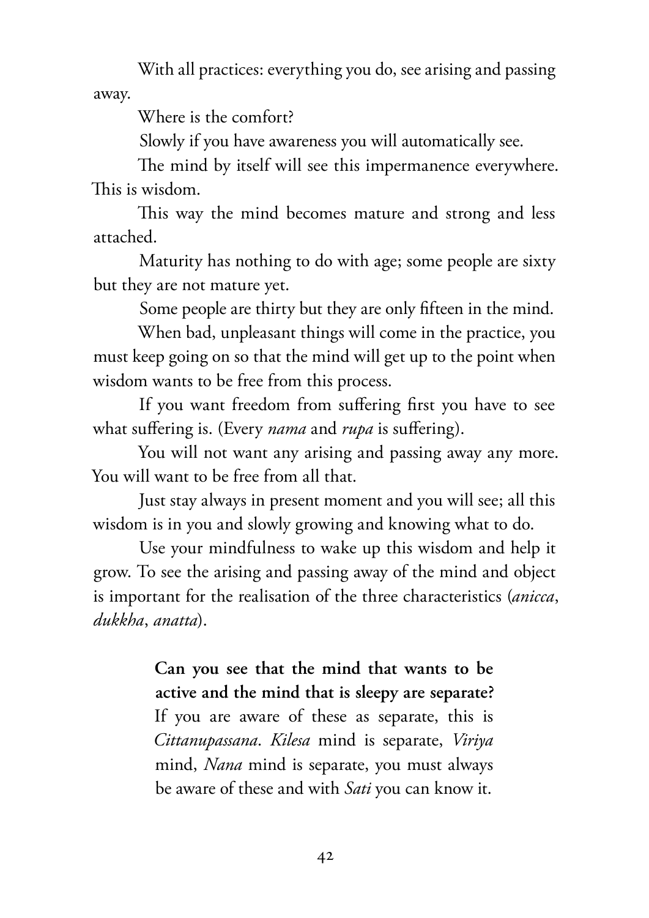With all practices: everything you do, see arising and passing away.

Where is the comfort?

Slowly if you have awareness you will automatically see.

The mind by itself will see this impermanence everywhere. This is wisdom.

This way the mind becomes mature and strong and less attached.

Maturity has nothing to do with age; some people are sixty but they are not mature yet.

Some people are thirty but they are only fifteen in the mind.

When bad, unpleasant things will come in the practice, you must keep going on so that the mind will get up to the point when wisdom wants to be free from this process.

If you want freedom from suffering first you have to see what suffering is. (Every *nama* and *rupa* is suffering).

You will not want any arising and passing away any more. You will want to be free from all that.

Just stay always in present moment and you will see; all this wisdom is in you and slowly growing and knowing what to do.

Use your mindfulness to wake up this wisdom and help it grow. To see the arising and passing away of the mind and object is important for the realisation of the three characteristics (*anicca*, *dukkha*, *anatta*).

> **Can you see that the mind that wants to be active and the mind that is sleepy are separate?** If you are aware of these as separate, this is *Cittanupassana*. *Kilesa* mind is separate, *Viriya* mind, *Nana* mind is separate, you must always be aware of these and with *Sati* you can know it.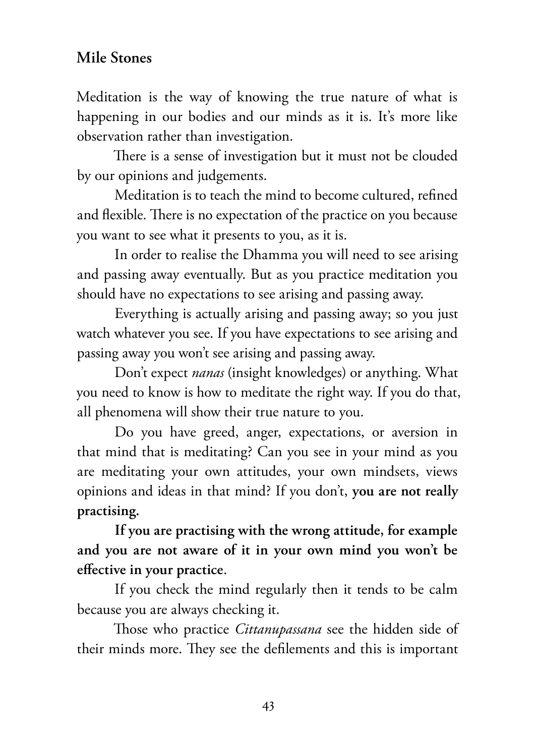## Mile Stones

Meditation is the way of knowing the true nature of what is happening in our bodies and our minds as it is. It's more like observation rather than investigation.

There is a sense of investigation but it must not be clouded by our opinions and judgements.

Meditation is to teach the mind to become cultured, refined and flexible. There is no expectation of the practice on you because you want to see what it presents to you, as it is.

In order to realise the Dhamma you will need to see arising and passing away eventually. But as you practice meditation you should have no expectations to see arising and passing away.

Everything is actually arising and passing away; so you just watch whatever you see. If you have expectations to see arising and passing away you won't see arising and passing away.

Don't expect *nanas* (insight knowledges) or anything. What you need to know is how to meditate the right way. If you do that, all phenomena will show their true nature to you.

Do you have greed, anger, expectations, or aversion in that mind that is meditating? Can you see in your mind as you are meditating your own attitudes, your own mindsets, views opinions and ideas in that mind? If you don't, **you are not really practising.**

**If you are practising with the wrong attitude, for example and you are not aware of it in your own mind you won't be effective in your practice**.

If you check the mind regularly then it tends to be calm because you are always checking it.

Those who practice *Cittanupassana* see the hidden side of their minds more. They see the defilements and this is important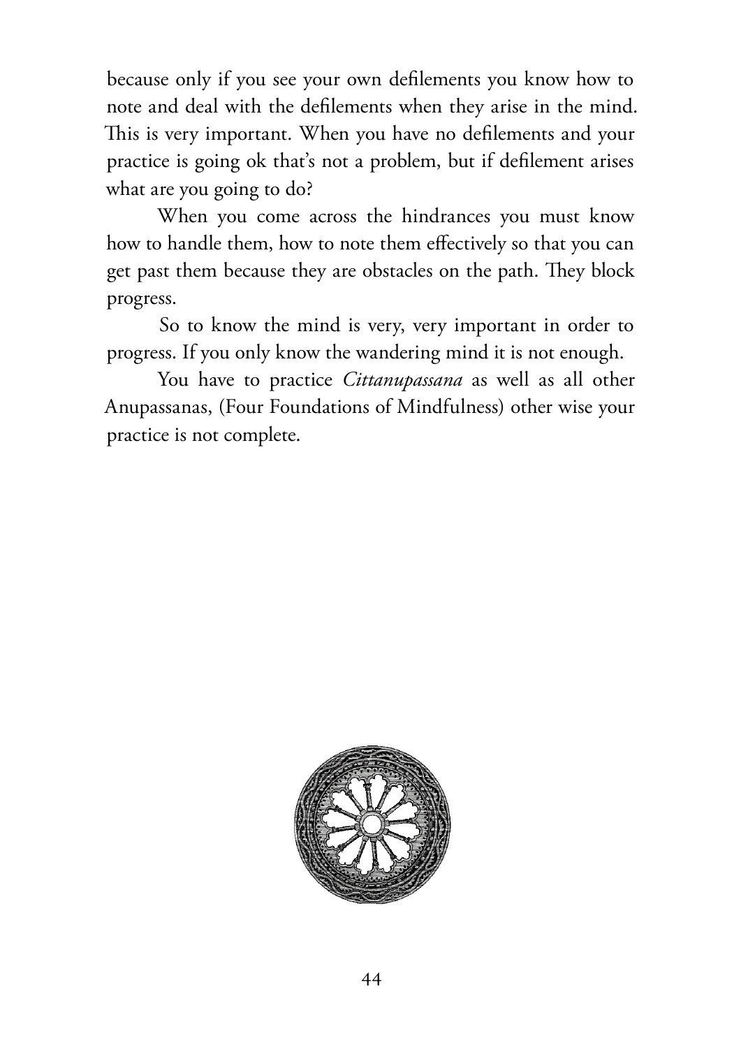because only if you see your own defilements you know how to note and deal with the defilements when they arise in the mind. This is very important. When you have no defilements and your practice is going ok that's not a problem, but if defilement arises what are you going to do?

When you come across the hindrances you must know how to handle them, how to note them effectively so that you can get past them because they are obstacles on the path. They block progress.

So to know the mind is very, very important in order to progress. If you only know the wandering mind it is not enough.

You have to practice *Cittanupassana* as well as all other Anupassanas, (Four Foundations of Mindfulness) other wise your practice is not complete.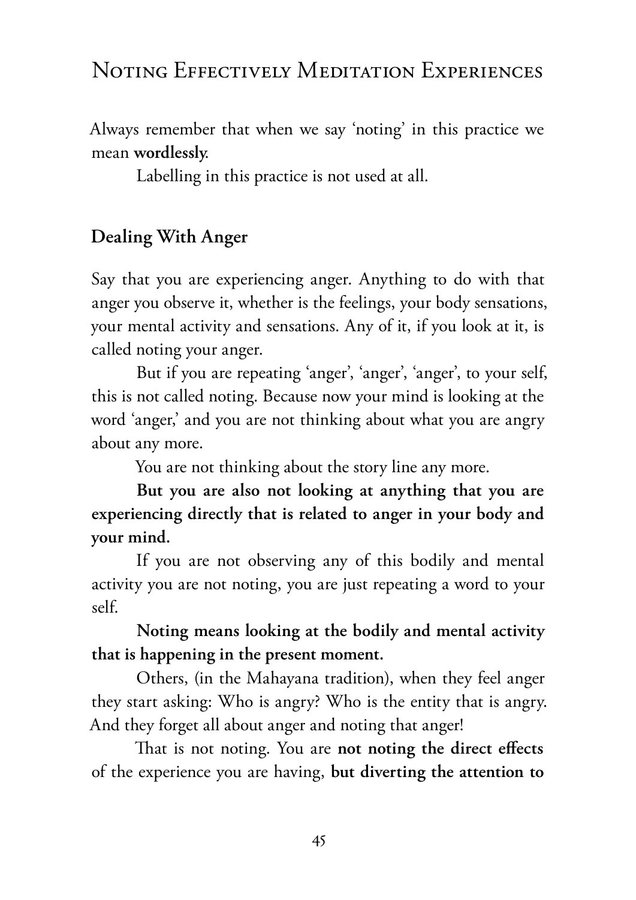## Noting Effectively Meditation Experiences

Always remember that when we say 'noting' in this practice we mean **wordlessly**.

Labelling in this practice is not used at all.

### Dealing With Anger

Say that you are experiencing anger. Anything to do with that anger you observe it, whether is the feelings, your body sensations, your mental activity and sensations. Any of it, if you look at it, is called noting your anger.

But if you are repeating 'anger', 'anger', 'anger', to your self, this is not called noting. Because now your mind is looking at the word 'anger,' and you are not thinking about what you are angry about any more.

You are not thinking about the story line any more.

**But you are also not looking at anything that you are experiencing directly that is related to anger in your body and your mind.**

If you are not observing any of this bodily and mental activity you are not noting, you are just repeating a word to your self.

**Noting means looking at the bodily and mental activity that is happening in the present moment.**

Others, (in the Mahayana tradition), when they feel anger they start asking: Who is angry? Who is the entity that is angry. And they forget all about anger and noting that anger!

That is not noting. You are **not noting the direct effects** of the experience you are having, **but diverting the attention to**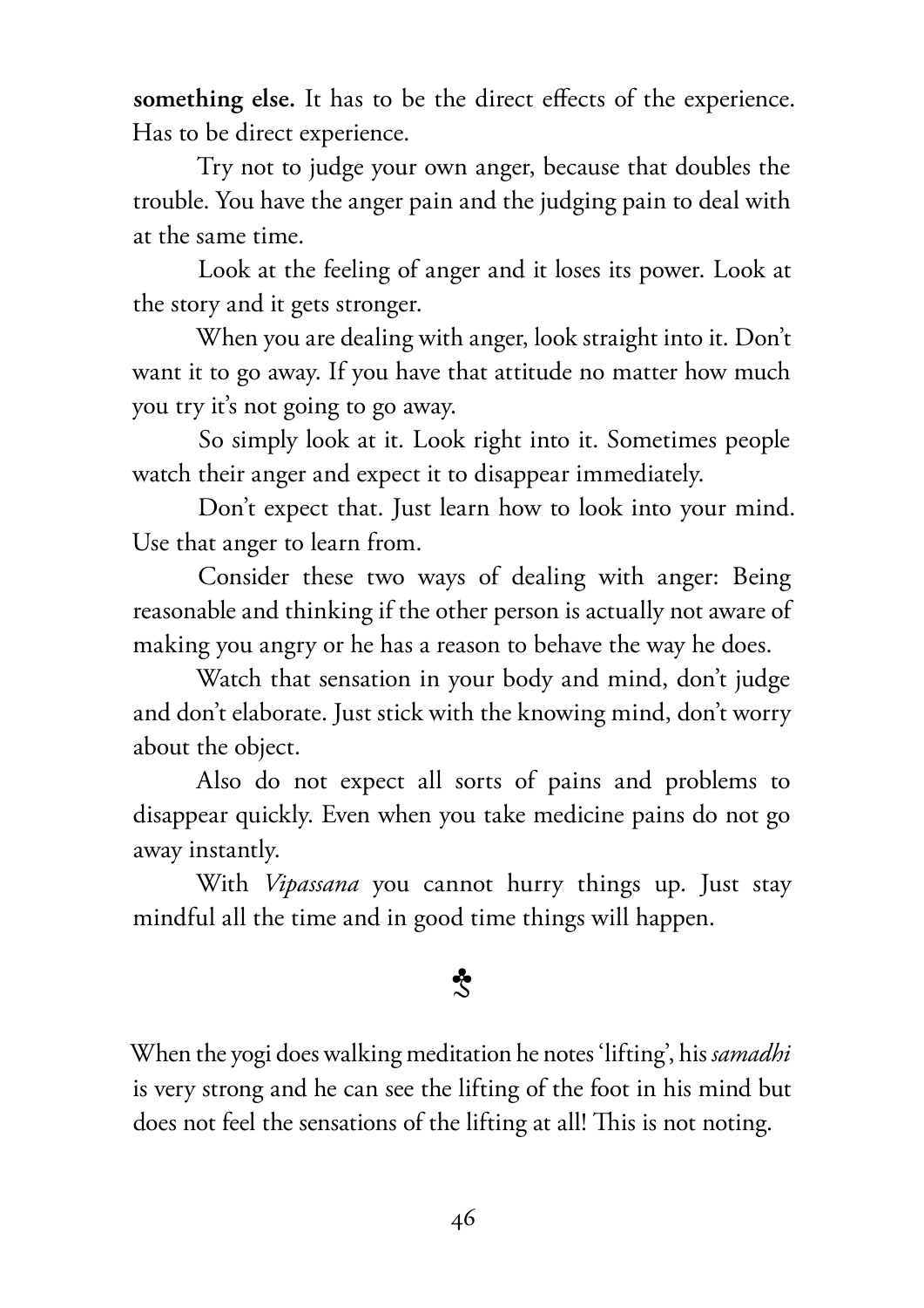**something else.** It has to be the direct effects of the experience. Has to be direct experience.

Try not to judge your own anger, because that doubles the trouble. You have the anger pain and the judging pain to deal with at the same time.

Look at the feeling of anger and it loses its power. Look at the story and it gets stronger.

When you are dealing with anger, look straight into it. Don't want it to go away. If you have that attitude no matter how much you try it's not going to go away.

So simply look at it. Look right into it. Sometimes people watch their anger and expect it to disappear immediately.

Don't expect that. Just learn how to look into your mind. Use that anger to learn from.

Consider these two ways of dealing with anger: Being reasonable and thinking if the other person is actually not aware of making you angry or he has a reason to behave the way he does.

Watch that sensation in your body and mind, don't judge and don't elaborate. Just stick with the knowing mind, don't worry about the object.

Also do not expect all sorts of pains and problems to disappear quickly. Even when you take medicine pains do not go away instantly.

With *Vipassana* you cannot hurry things up. Just stay mindful all the time and in good time things will happen.

♣

When the yogi does walking meditation he notes 'lifting', his *samadhi* is very strong and he can see the lifting of the foot in his mind but does not feel the sensations of the lifting at all! This is not noting.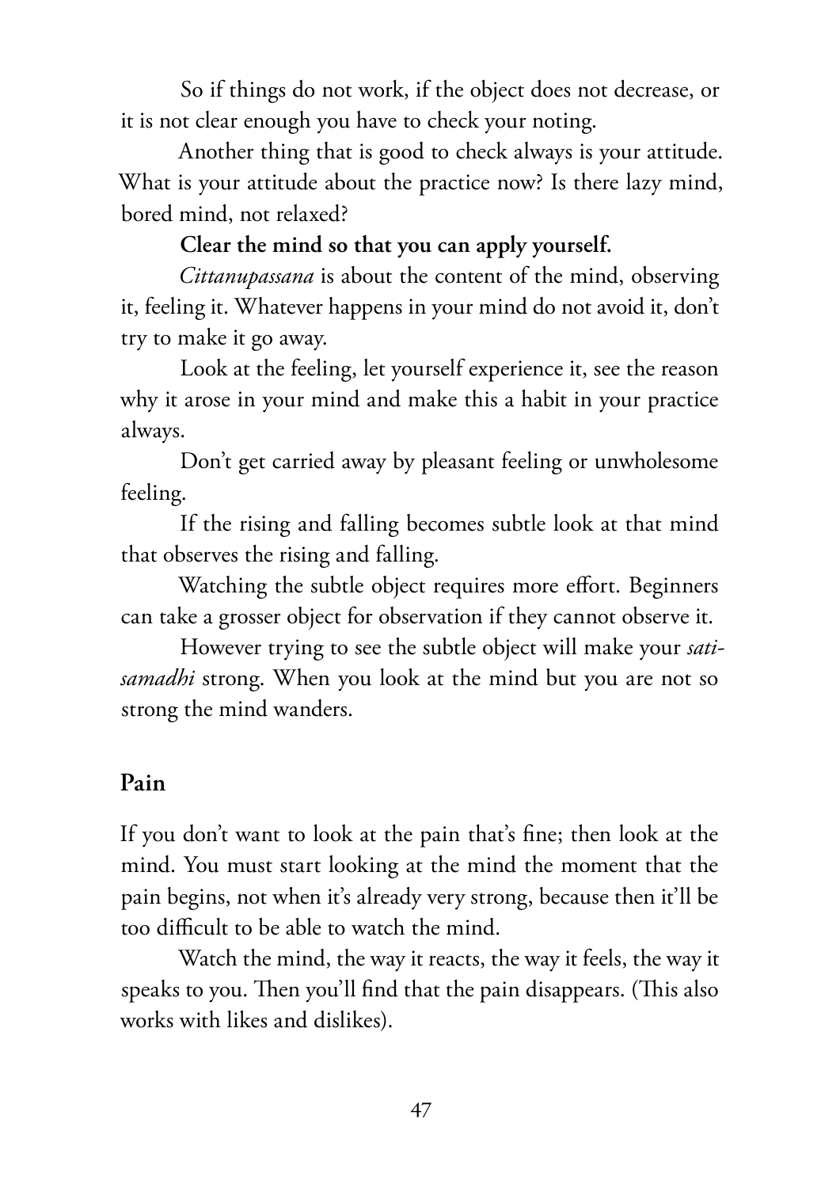So if things do not work, if the object does not decrease, or it is not clear enough you have to check your noting.

Another thing that is good to check always is your attitude. What is your attitude about the practice now? Is there lazy mind, bored mind, not relaxed?

**Clear the mind so that you can apply yourself.**

*Cittanupassana* is about the content of the mind, observing it, feeling it. Whatever happens in your mind do not avoid it, don't try to make it go away.

Look at the feeling, let yourself experience it, see the reason why it arose in your mind and make this a habit in your practice always.

Don't get carried away by pleasant feeling or unwholesome feeling.

If the rising and falling becomes subtle look at that mind that observes the rising and falling.

Watching the subtle object requires more effort. Beginners can take a grosser object for observation if they cannot observe it.

However trying to see the subtle object will make your *sati-samadhi* strong. When you look at the mind but you are not so strong the mind wanders.

## Pain

If you don't want to look at the pain that's fine; then look at the mind. You must start looking at the mind the moment that the pain begins, not when it's already very strong, because then it'll be too difficult to be able to watch the mind.

Watch the mind, the way it reacts, the way it feels, the way it speaks to you. Then you'll find that the pain disappears. (This also works with likes and dislikes).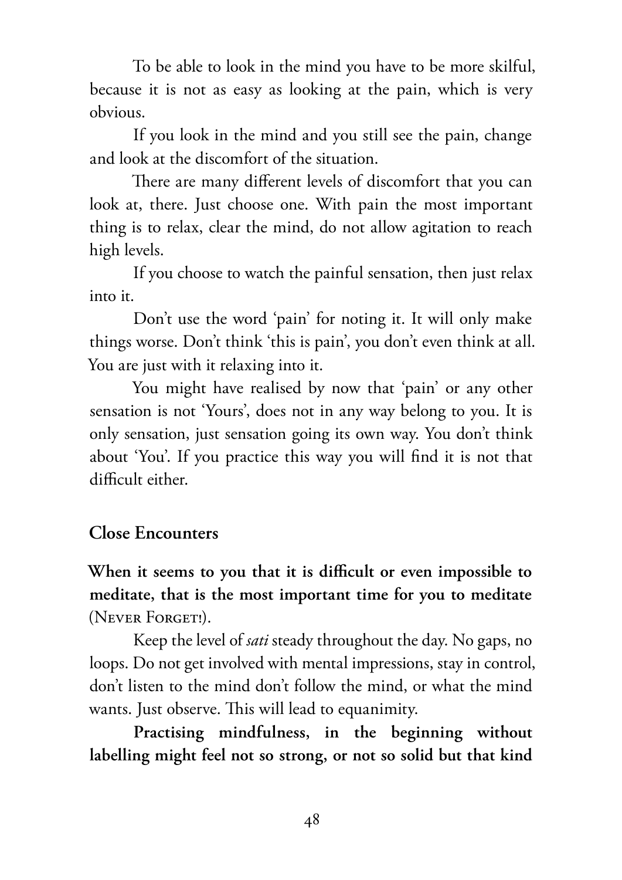To be able to look in the mind you have to be more skilful, because it is not as easy as looking at the pain, which is very obvious.

If you look in the mind and you still see the pain, change and look at the discomfort of the situation.

There are many different levels of discomfort that you can look at, there. Just choose one. With pain the most important thing is to relax, clear the mind, do not allow agitation to reach high levels.

If you choose to watch the painful sensation, then just relax into it.

Don't use the word 'pain' for noting it. It will only make things worse. Don't think 'this is pain', you don't even think at all. You are just with it relaxing into it.

You might have realised by now that 'pain' or any other sensation is not 'Yours', does not in any way belong to you. It is only sensation, just sensation going its own way. You don't think about 'You'. If you practice this way you will find it is not that difficult either.

## Close Encounters

**When it seems to you that it is difficult or even impossible to meditate, that is the most important time for you to meditate** (Never Forget!).

Keep the level of *sati* steady throughout the day. No gaps, no loops. Do not get involved with mental impressions, stay in control, don't listen to the mind don't follow the mind, or what the mind wants. Just observe. This will lead to equanimity.

**Practising mindfulness, in the beginning without labelling might feel not so strong, or not so solid but that kind**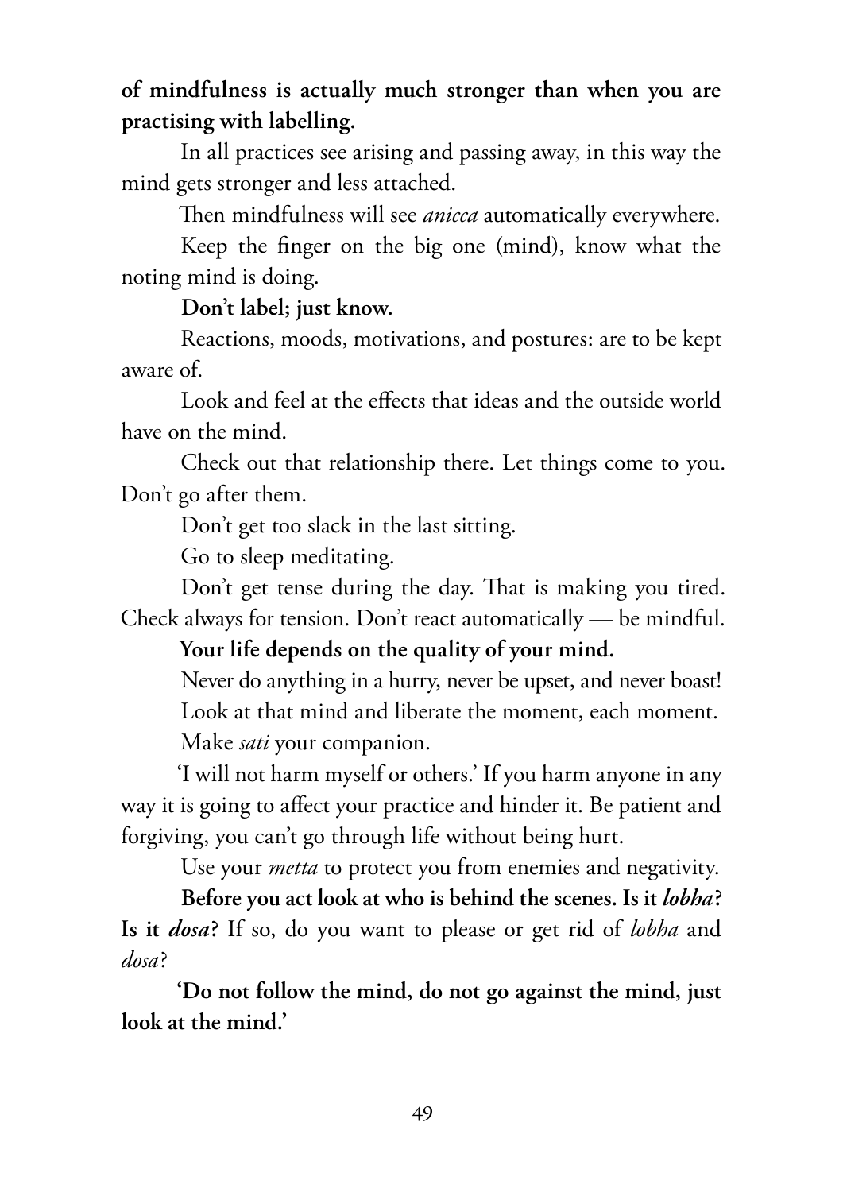**of mindfulness is actually much stronger than when you are practising with labelling.**

In all practices see arising and passing away, in this way the mind gets stronger and less attached.

Then mindfulness will see *anicca* automatically everywhere.

Keep the finger on the big one (mind), know what the noting mind is doing.

**Don't label; just know.**

Reactions, moods, motivations, and postures: are to be kept aware of.

Look and feel at the effects that ideas and the outside world have on the mind.

Check out that relationship there. Let things come to you. Don't go after them.

Don't get too slack in the last sitting.

Go to sleep meditating.

Don't get tense during the day. That is making you tired. Check always for tension. Don't react automatically — be mindful.

**Your life depends on the quality of your mind.**

Never do anything in a hurry, never be upset, and never boast!

Look at that mind and liberate the moment, each moment.

Make *sati* your companion.

'I will not harm myself or others.' If you harm anyone in any way it is going to affect your practice and hinder it. Be patient and forgiving, you can't go through life without being hurt.

Use your *metta* to protect you from enemies and negativity.

**Before you act look at who is behind the scenes. Is it *lobha*? Is it *dosa*?** If so, do you want to please or get rid of *lobha* and *dosa*?

**'Do not follow the mind, do not go against the mind, just look at the mind.'**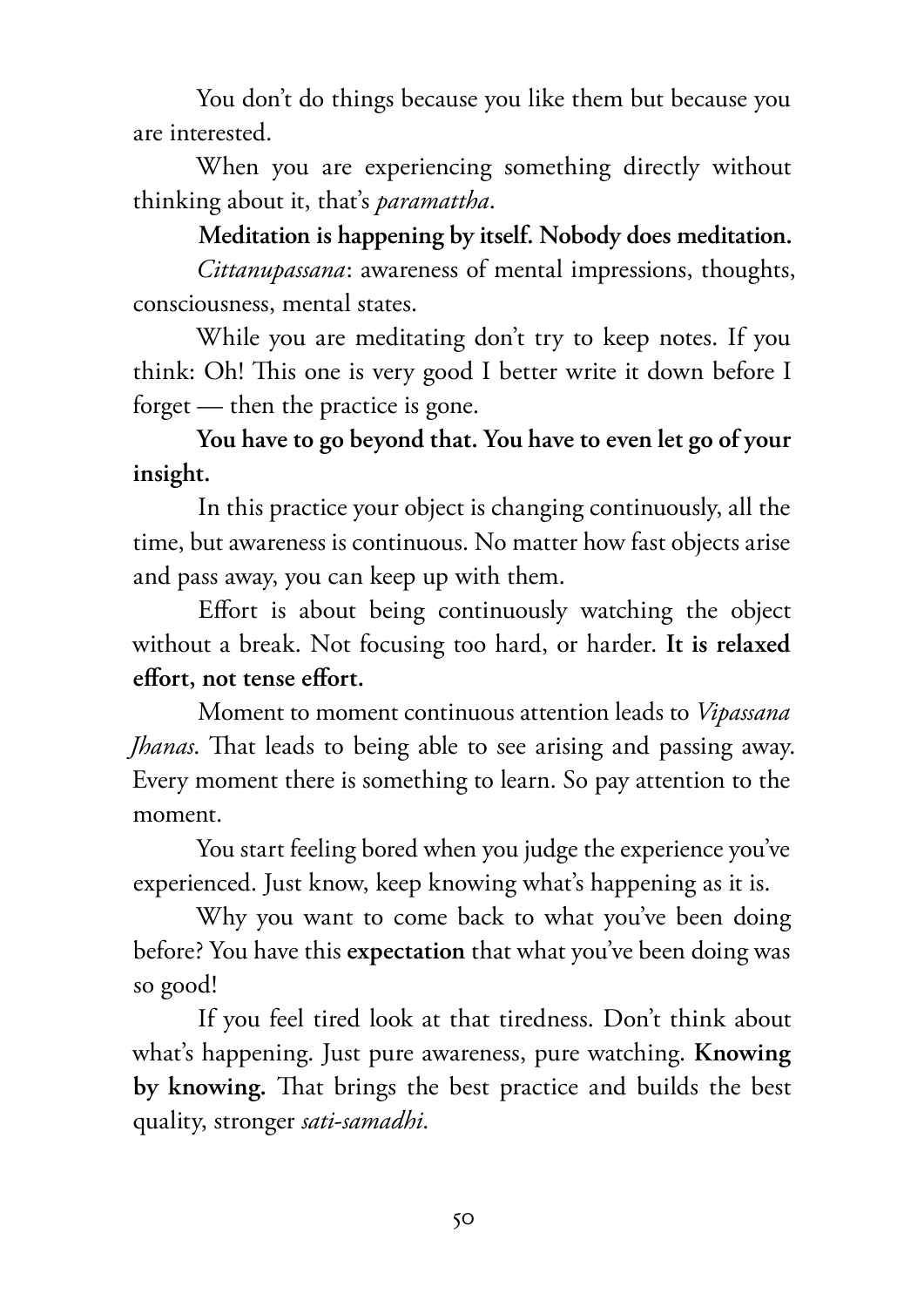You don't do things because you like them but because you are interested.

When you are experiencing something directly without thinking about it, that's *paramattha*.

**Meditation is happening by itself. Nobody does meditation.**

*Cittanupassana*: awareness of mental impressions, thoughts, consciousness, mental states.

While you are meditating don't try to keep notes. If you think: Oh! This one is very good I better write it down before I forget — then the practice is gone.

**You have to go beyond that. You have to even let go of your insight.**

In this practice your object is changing continuously, all the time, but awareness is continuous. No matter how fast objects arise and pass away, you can keep up with them.

Effort is about being continuously watching the object without a break. Not focusing too hard, or harder. **It is relaxed effort, not tense effort.**

Moment to moment continuous attention leads to *Vipassana Jhanas*. That leads to being able to see arising and passing away. Every moment there is something to learn. So pay attention to the moment.

You start feeling bored when you judge the experience you've experienced. Just know, keep knowing what's happening as it is.

Why you want to come back to what you've been doing before? You have this **expectation** that what you've been doing was so good!

If you feel tired look at that tiredness. Don't think about what's happening. Just pure awareness, pure watching. **Knowing by knowing.** That brings the best practice and builds the best quality, stronger *sati-samadhi*.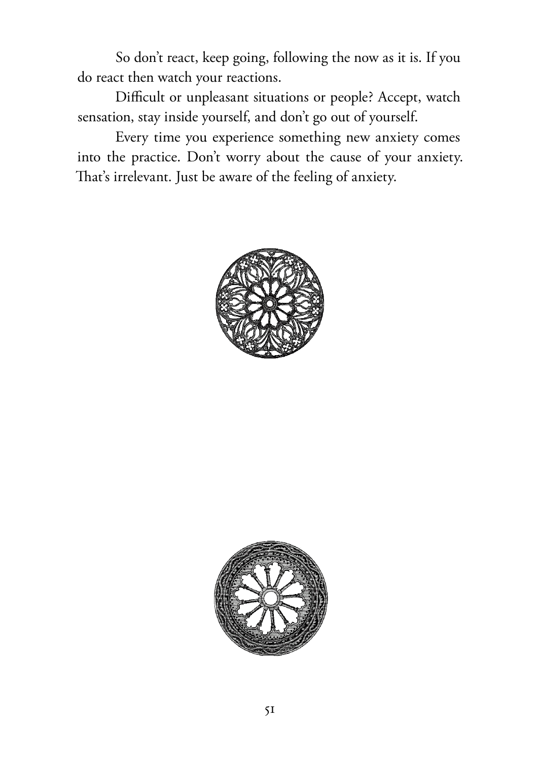So don't react, keep going, following the now as it is. If you do react then watch your reactions.

Difficult or unpleasant situations or people? Accept, watch sensation, stay inside yourself, and don't go out of yourself.

Every time you experience something new anxiety comes into the practice. Don't worry about the cause of your anxiety. That's irrelevant. Just be aware of the feeling of anxiety.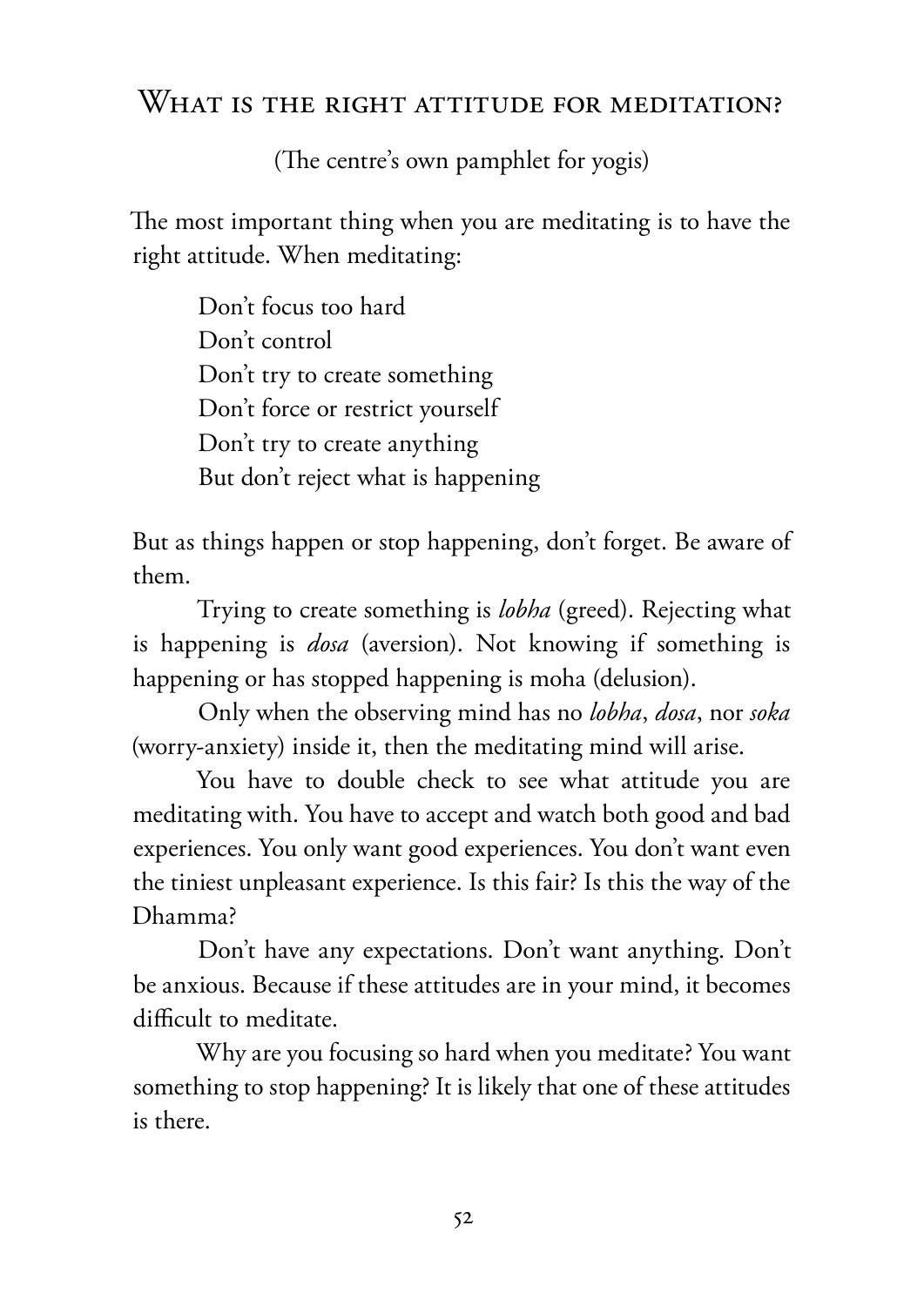## What is the right attitude for meditation?

(The centre's own pamphlet for yogis)

The most important thing when you are meditating is to have the right attitude. When meditating:

> Don't focus too hard
> Don't control
> Don't try to create something
> Don't force or restrict yourself
> Don't try to create anything
> But don't reject what is happening

But as things happen or stop happening, don't forget. Be aware of them.

Trying to create something is *lobha* (greed). Rejecting what is happening is *dosa* (aversion). Not knowing if something is happening or has stopped happening is moha (delusion).

Only when the observing mind has no *lobha*, *dosa*, nor *soka* (worry-anxiety) inside it, then the meditating mind will arise.

You have to double check to see what attitude you are meditating with. You have to accept and watch both good and bad experiences. You only want good experiences. You don't want even the tiniest unpleasant experience. Is this fair? Is this the way of the Dhamma?

Don't have any expectations. Don't want anything. Don't be anxious. Because if these attitudes are in your mind, it becomes difficult to meditate.

Why are you focusing so hard when you meditate? You want something to stop happening? It is likely that one of these attitudes is there.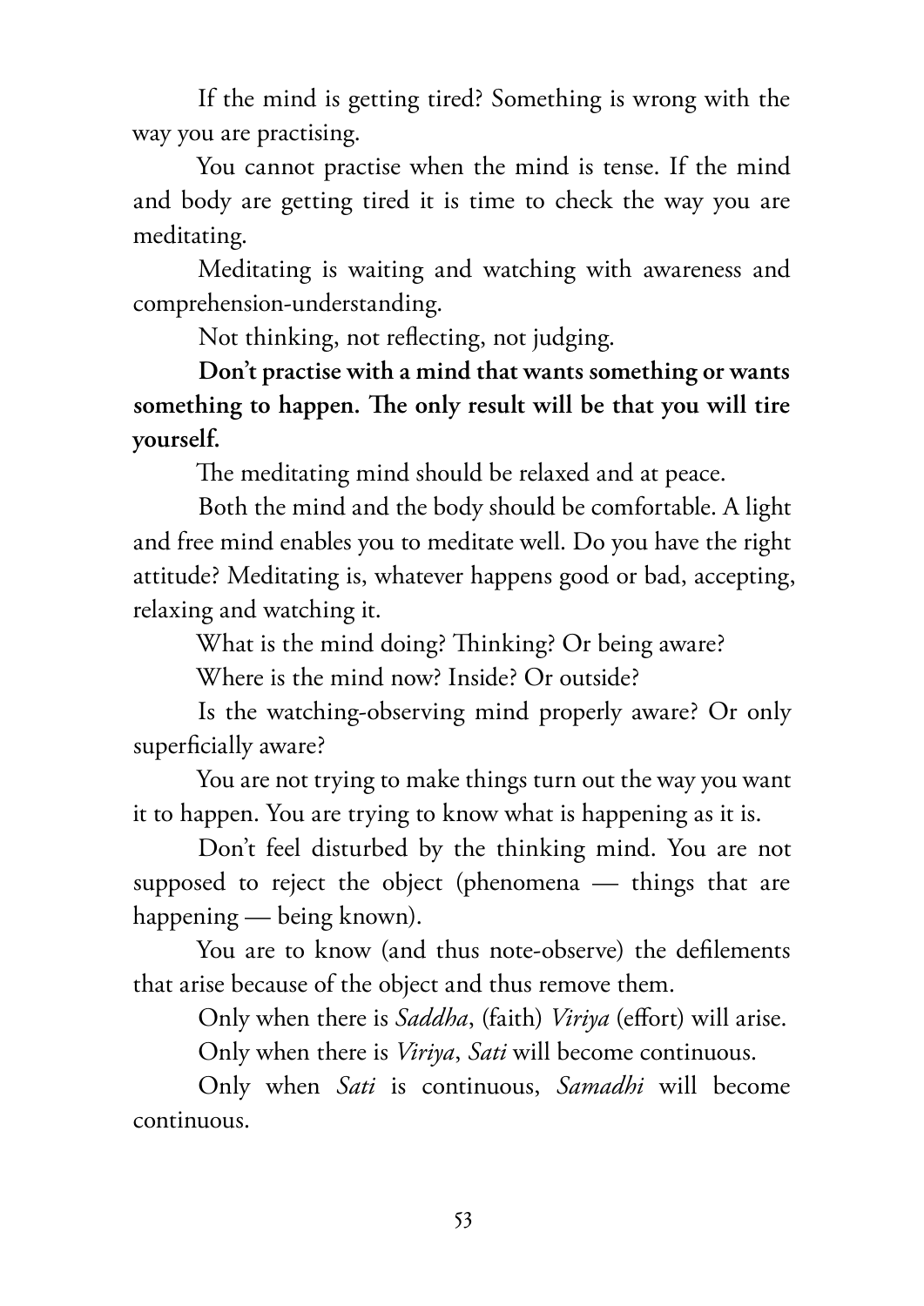If the mind is getting tired? Something is wrong with the way you are practising.

You cannot practise when the mind is tense. If the mind and body are getting tired it is time to check the way you are meditating.

Meditating is waiting and watching with awareness and comprehension-understanding.

Not thinking, not reflecting, not judging.

**Don't practise with a mind that wants something or wants something to happen. The only result will be that you will tire yourself.**

The meditating mind should be relaxed and at peace.

Both the mind and the body should be comfortable. A light and free mind enables you to meditate well. Do you have the right attitude? Meditating is, whatever happens good or bad, accepting, relaxing and watching it.

What is the mind doing? Thinking? Or being aware?

Where is the mind now? Inside? Or outside?

Is the watching-observing mind properly aware? Or only superficially aware?

You are not trying to make things turn out the way you want it to happen. You are trying to know what is happening as it is.

Don't feel disturbed by the thinking mind. You are not supposed to reject the object (phenomena — things that are happening — being known).

You are to know (and thus note-observe) the defilements that arise because of the object and thus remove them.

Only when there is *Saddha*, (faith) *Viriya* (effort) will arise.

Only when there is *Viriya*, *Sati* will become continuous.

Only when *Sati* is continuous, *Samadhi* will become continuous.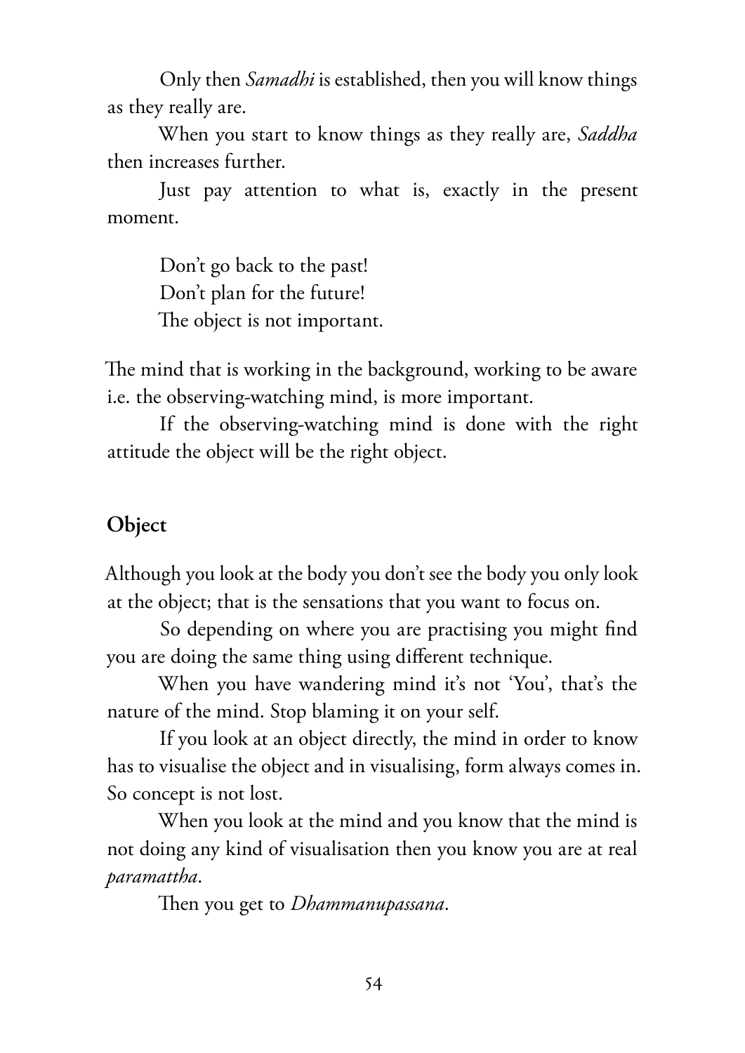Only then *Samadhi* is established, then you will know things as they really are.

When you start to know things as they really are, *Saddha* then increases further.

Just pay attention to what is, exactly in the present moment.

Don't go back to the past!  
Don't plan for the future!  
The object is not important.

The mind that is working in the background, working to be aware i.e. the observing-watching mind, is more important.

If the observing-watching mind is done with the right attitude the object will be the right object.

## Object

Although you look at the body you don't see the body you only look at the object; that is the sensations that you want to focus on.

So depending on where you are practising you might find you are doing the same thing using different technique.

When you have wandering mind it's not 'You', that's the nature of the mind. Stop blaming it on your self.

If you look at an object directly, the mind in order to know has to visualise the object and in visualising, form always comes in. So concept is not lost.

When you look at the mind and you know that the mind is not doing any kind of visualisation then you know you are at real *paramattha*.

Then you get to *Dhammanupassana*.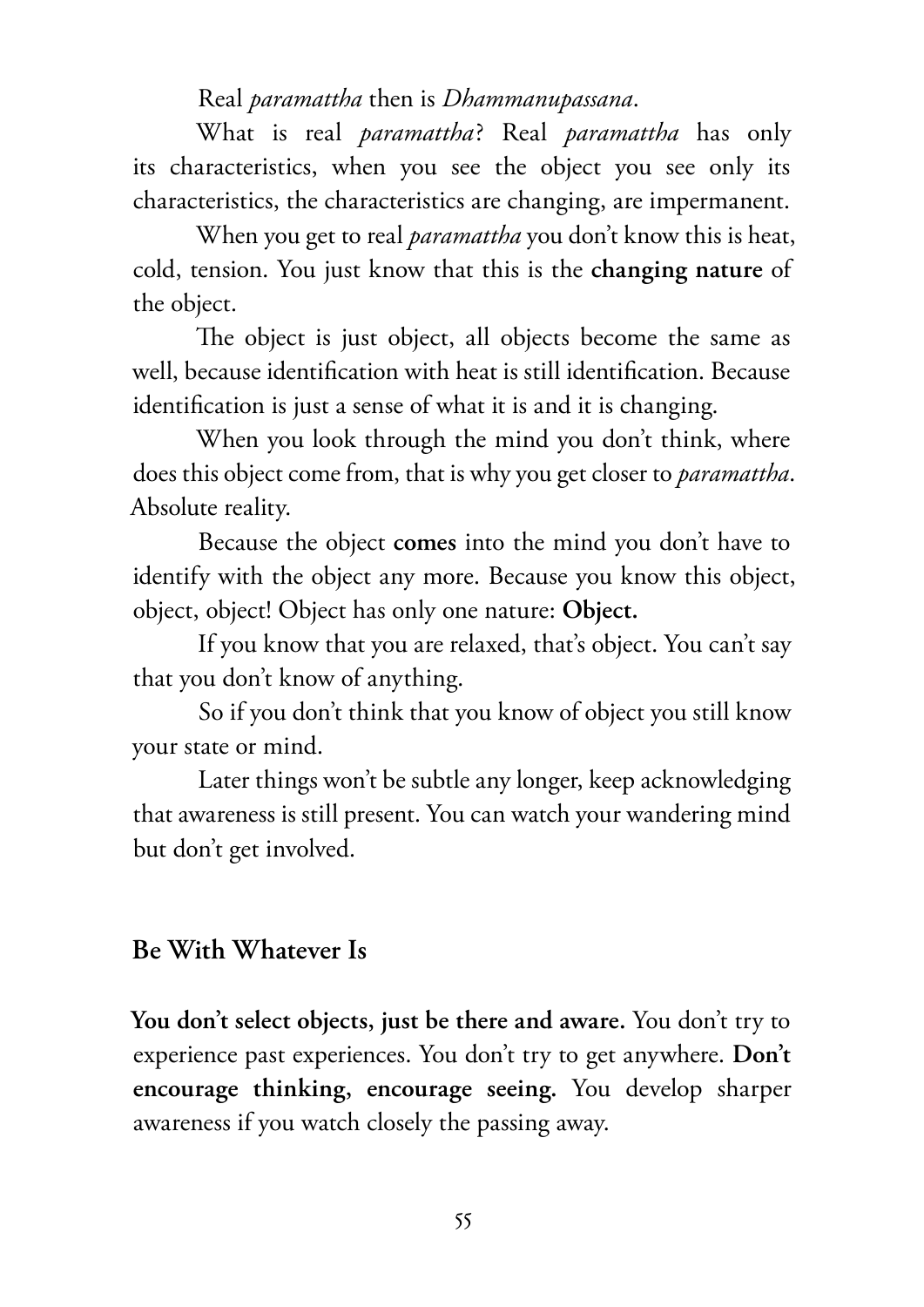Real *paramattha* then is *Dhammanupassana*.

What is real *paramattha*? Real *paramattha* has only its characteristics, when you see the object you see only its characteristics, the characteristics are changing, are impermanent.

When you get to real *paramattha* you don't know this is heat, cold, tension. You just know that this is the **changing nature** of the object.

The object is just object, all objects become the same as well, because identification with heat is still identification. Because identification is just a sense of what it is and it is changing.

When you look through the mind you don't think, where does this object come from, that is why you get closer to *paramattha*. Absolute reality.

Because the object **comes** into the mind you don't have to identify with the object any more. Because you know this object, object, object! Object has only one nature: **Object.**

If you know that you are relaxed, that's object. You can't say that you don't know of anything.

So if you don't think that you know of object you still know your state or mind.

Later things won't be subtle any longer, keep acknowledging that awareness is still present. You can watch your wandering mind but don't get involved.

## Be With Whatever Is

**You don't select objects, just be there and aware.** You don't try to experience past experiences. You don't try to get anywhere. **Don't encourage thinking, encourage seeing.** You develop sharper awareness if you watch closely the passing away.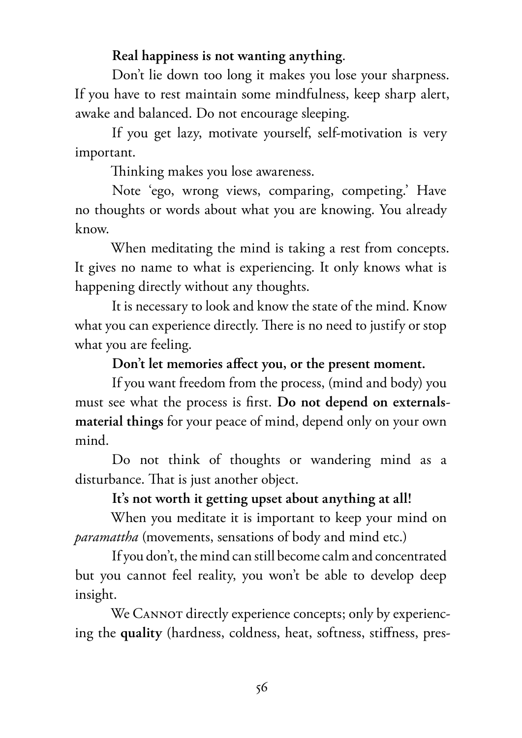**Real happiness is not wanting anything**.

Don't lie down too long it makes you lose your sharpness. If you have to rest maintain some mindfulness, keep sharp alert, awake and balanced. Do not encourage sleeping.

If you get lazy, motivate yourself, self-motivation is very important.

Thinking makes you lose awareness.

Note 'ego, wrong views, comparing, competing.' Have no thoughts or words about what you are knowing. You already know.

When meditating the mind is taking a rest from concepts. It gives no name to what is experiencing. It only knows what is happening directly without any thoughts.

It is necessary to look and know the state of the mind. Know what you can experience directly. There is no need to justify or stop what you are feeling.

**Don't let memories affect you, or the present moment.**

If you want freedom from the process, (mind and body) you must see what the process is first. **Do not depend on externals-material things** for your peace of mind, depend only on your own mind.

Do not think of thoughts or wandering mind as a disturbance. That is just another object.

**It's not worth it getting upset about anything at all!**

When you meditate it is important to keep your mind on *paramattha* (movements, sensations of body and mind etc.)

If you don't, the mind can still become calm and concentrated but you cannot feel reality, you won't be able to develop deep insight.

We CANNOT directly experience concepts; only by experiencing the **quality** (hardness, coldness, heat, softness, stiffness, pres-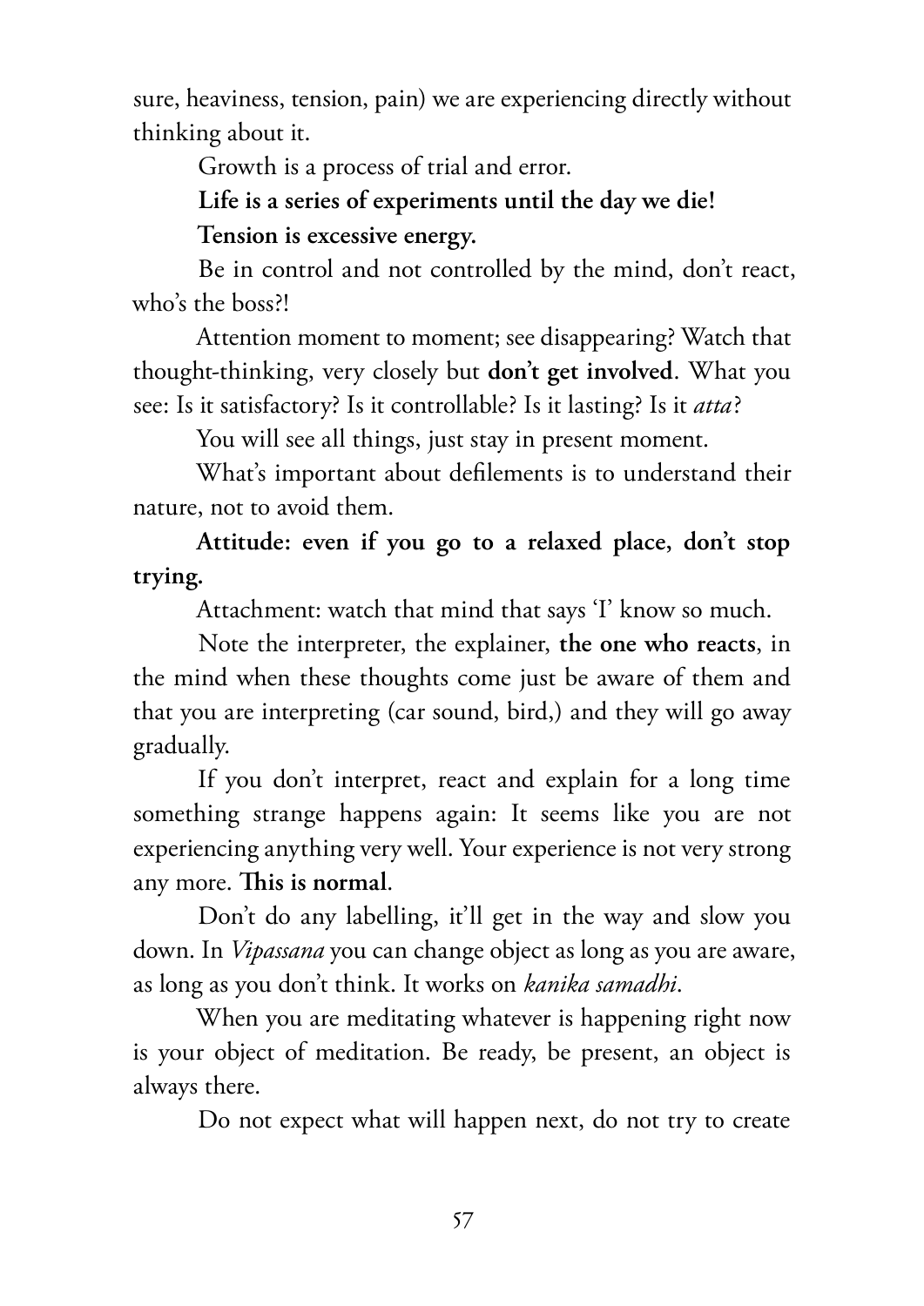sure, heaviness, tension, pain) we are experiencing directly without thinking about it.

Growth is a process of trial and error.

**Life is a series of experiments until the day we die!**

**Tension is excessive energy.**

Be in control and not controlled by the mind, don't react, who's the boss?!

Attention moment to moment; see disappearing? Watch that thought-thinking, very closely but **don't get involved**. What you see: Is it satisfactory? Is it controllable? Is it lasting? Is it *atta*?

You will see all things, just stay in present moment.

What's important about defilements is to understand their nature, not to avoid them.

**Attitude: even if you go to a relaxed place, don't stop trying.**

Attachment: watch that mind that says 'I' know so much.

Note the interpreter, the explainer, **the one who reacts**, in the mind when these thoughts come just be aware of them and that you are interpreting (car sound, bird,) and they will go away gradually.

If you don't interpret, react and explain for a long time something strange happens again: It seems like you are not experiencing anything very well. Your experience is not very strong any more. **This is normal**.

Don't do any labelling, it'll get in the way and slow you down. In *Vipassana* you can change object as long as you are aware, as long as you don't think. It works on *kanika samadhi*.

When you are meditating whatever is happening right now is your object of meditation. Be ready, be present, an object is always there.

Do not expect what will happen next, do not try to create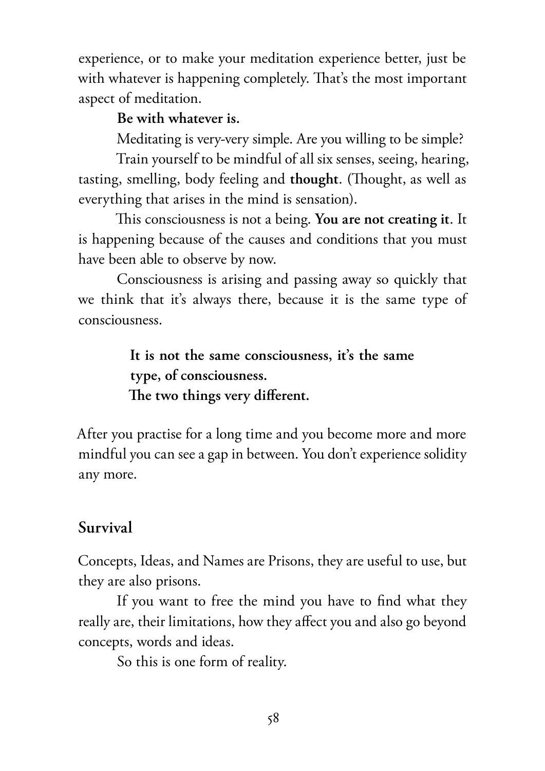experience, or to make your meditation experience better, just be with whatever is happening completely. That's the most important aspect of meditation.

**Be with whatever is.**

Meditating is very-very simple. Are you willing to be simple?

Train yourself to be mindful of all six senses, seeing, hearing, tasting, smelling, body feeling and **thought**. (Thought, as well as everything that arises in the mind is sensation).

This consciousness is not a being. **You are not creating it**. It is happening because of the causes and conditions that you must have been able to observe by now.

Consciousness is arising and passing away so quickly that we think that it's always there, because it is the same type of consciousness.

> **It is not the same consciousness, it's the same type, of consciousness.**
> **The two things very different.**

After you practise for a long time and you become more and more mindful you can see a gap in between. You don't experience solidity any more.

## Survival

Concepts, Ideas, and Names are Prisons, they are useful to use, but they are also prisons.

If you want to free the mind you have to find what they really are, their limitations, how they affect you and also go beyond concepts, words and ideas.

So this is one form of reality.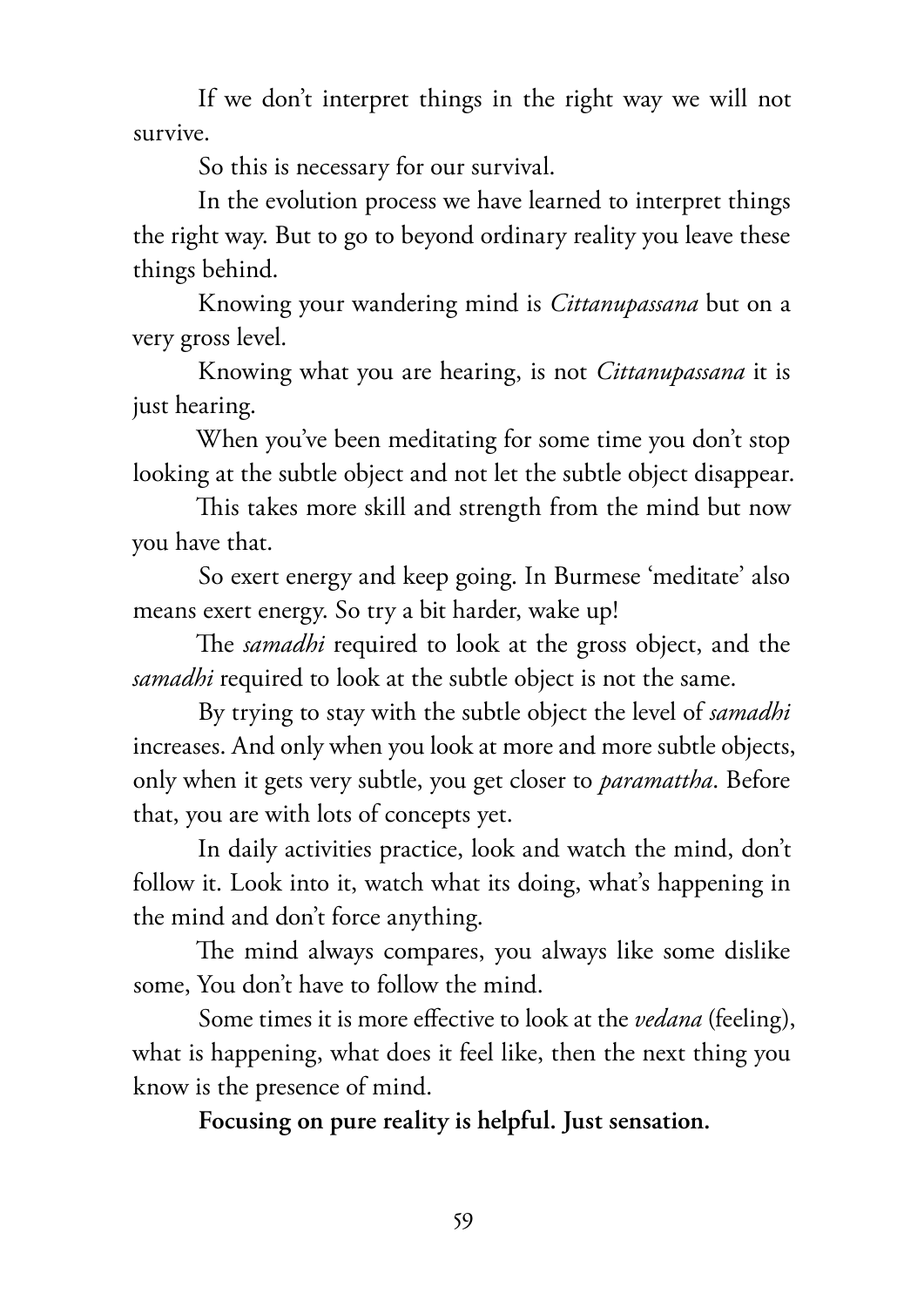If we don't interpret things in the right way we will not survive.

So this is necessary for our survival.

In the evolution process we have learned to interpret things the right way. But to go to beyond ordinary reality you leave these things behind.

Knowing your wandering mind is *Cittanupassana* but on a very gross level.

Knowing what you are hearing, is not *Cittanupassana* it is just hearing.

When you've been meditating for some time you don't stop looking at the subtle object and not let the subtle object disappear.

This takes more skill and strength from the mind but now you have that.

So exert energy and keep going. In Burmese 'meditate' also means exert energy. So try a bit harder, wake up!

The *samadhi* required to look at the gross object, and the *samadhi* required to look at the subtle object is not the same.

By trying to stay with the subtle object the level of *samadhi* increases. And only when you look at more and more subtle objects, only when it gets very subtle, you get closer to *paramattha*. Before that, you are with lots of concepts yet.

In daily activities practice, look and watch the mind, don't follow it. Look into it, watch what its doing, what's happening in the mind and don't force anything.

The mind always compares, you always like some dislike some, You don't have to follow the mind.

Some times it is more effective to look at the *vedana* (feeling), what is happening, what does it feel like, then the next thing you know is the presence of mind.

**Focusing on pure reality is helpful. Just sensation.**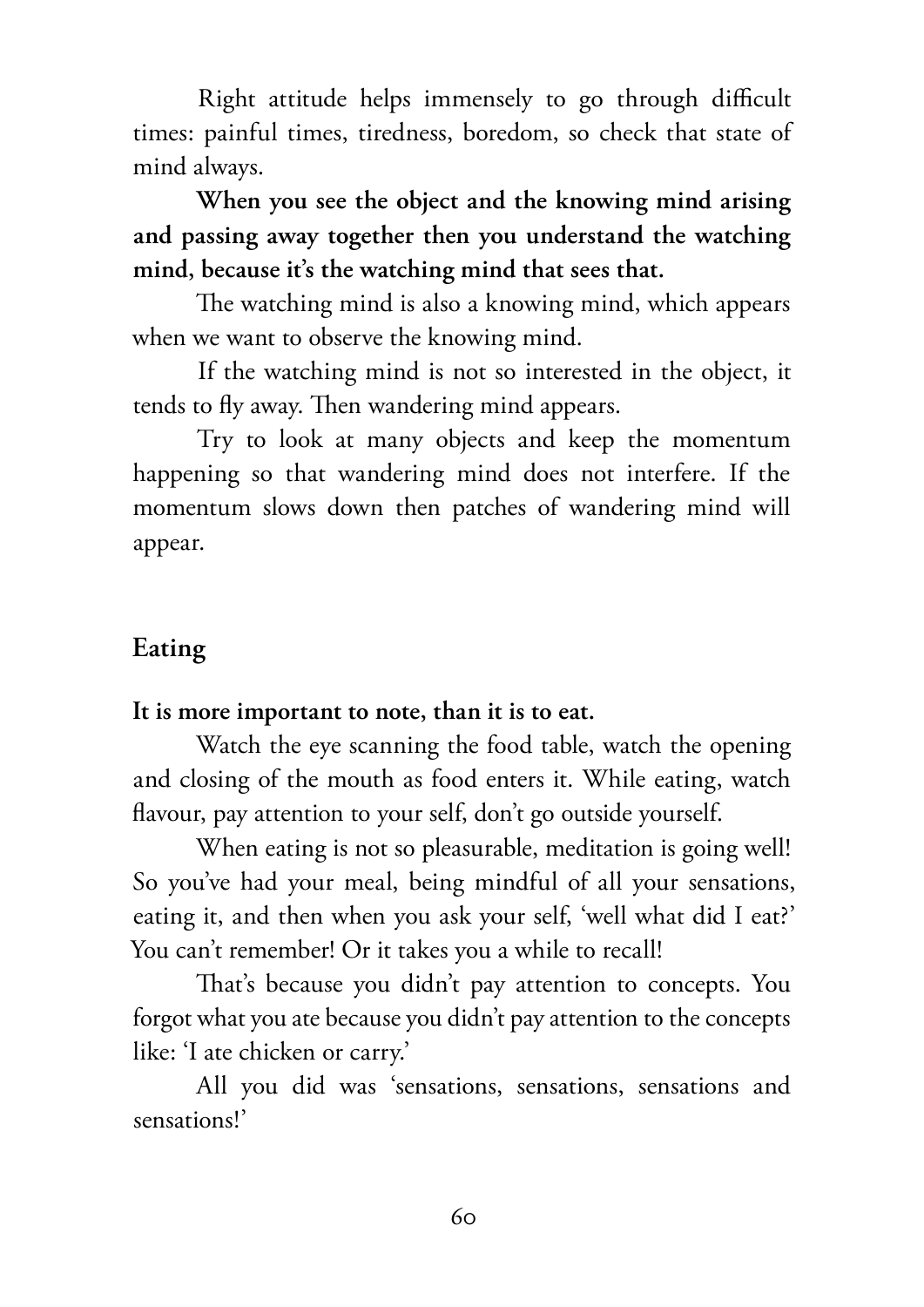Right attitude helps immensely to go through difficult times: painful times, tiredness, boredom, so check that state of mind always.

**When you see the object and the knowing mind arising and passing away together then you understand the watching mind, because it's the watching mind that sees that.**

The watching mind is also a knowing mind, which appears when we want to observe the knowing mind.

If the watching mind is not so interested in the object, it tends to fly away. Then wandering mind appears.

Try to look at many objects and keep the momentum happening so that wandering mind does not interfere. If the momentum slows down then patches of wandering mind will appear.

## Eating

**It is more important to note, than it is to eat.**

Watch the eye scanning the food table, watch the opening and closing of the mouth as food enters it. While eating, watch flavour, pay attention to your self, don't go outside yourself.

When eating is not so pleasurable, meditation is going well! So you've had your meal, being mindful of all your sensations, eating it, and then when you ask your self, 'well what did I eat?' You can't remember! Or it takes you a while to recall!

That's because you didn't pay attention to concepts. You forgot what you ate because you didn't pay attention to the concepts like: 'I ate chicken or carry.'

All you did was 'sensations, sensations, sensations and sensations!'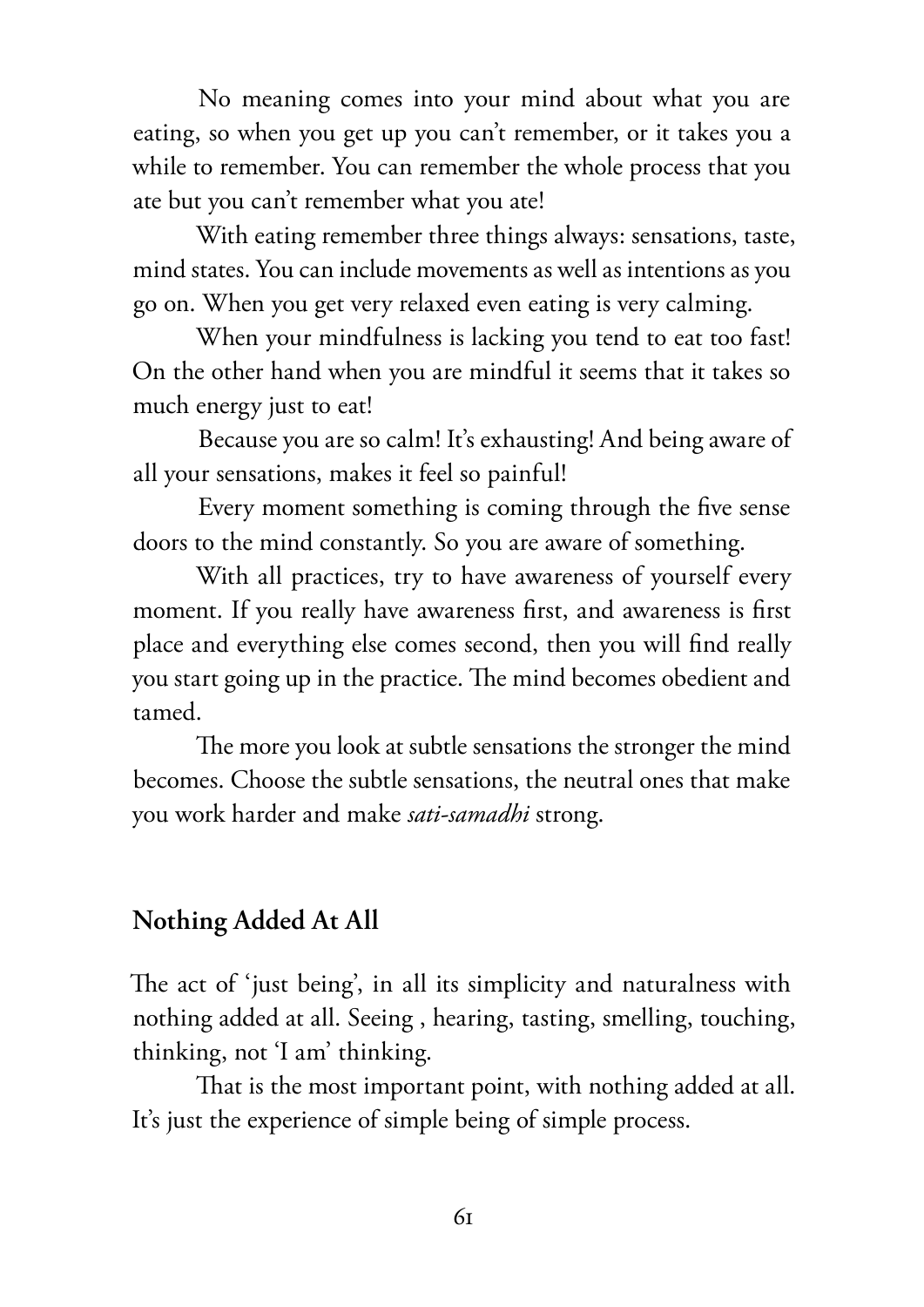No meaning comes into your mind about what you are eating, so when you get up you can't remember, or it takes you a while to remember. You can remember the whole process that you ate but you can't remember what you ate!

With eating remember three things always: sensations, taste, mind states. You can include movements as well as intentions as you go on. When you get very relaxed even eating is very calming.

When your mindfulness is lacking you tend to eat too fast! On the other hand when you are mindful it seems that it takes so much energy just to eat!

Because you are so calm! It's exhausting! And being aware of all your sensations, makes it feel so painful!

Every moment something is coming through the five sense doors to the mind constantly. So you are aware of something.

With all practices, try to have awareness of yourself every moment. If you really have awareness first, and awareness is first place and everything else comes second, then you will find really you start going up in the practice. The mind becomes obedient and tamed.

The more you look at subtle sensations the stronger the mind becomes. Choose the subtle sensations, the neutral ones that make you work harder and make *sati-samadhi* strong.

## Nothing Added At All

The act of 'just being', in all its simplicity and naturalness with nothing added at all. Seeing , hearing, tasting, smelling, touching, thinking, not 'I am' thinking.

That is the most important point, with nothing added at all. It's just the experience of simple being of simple process.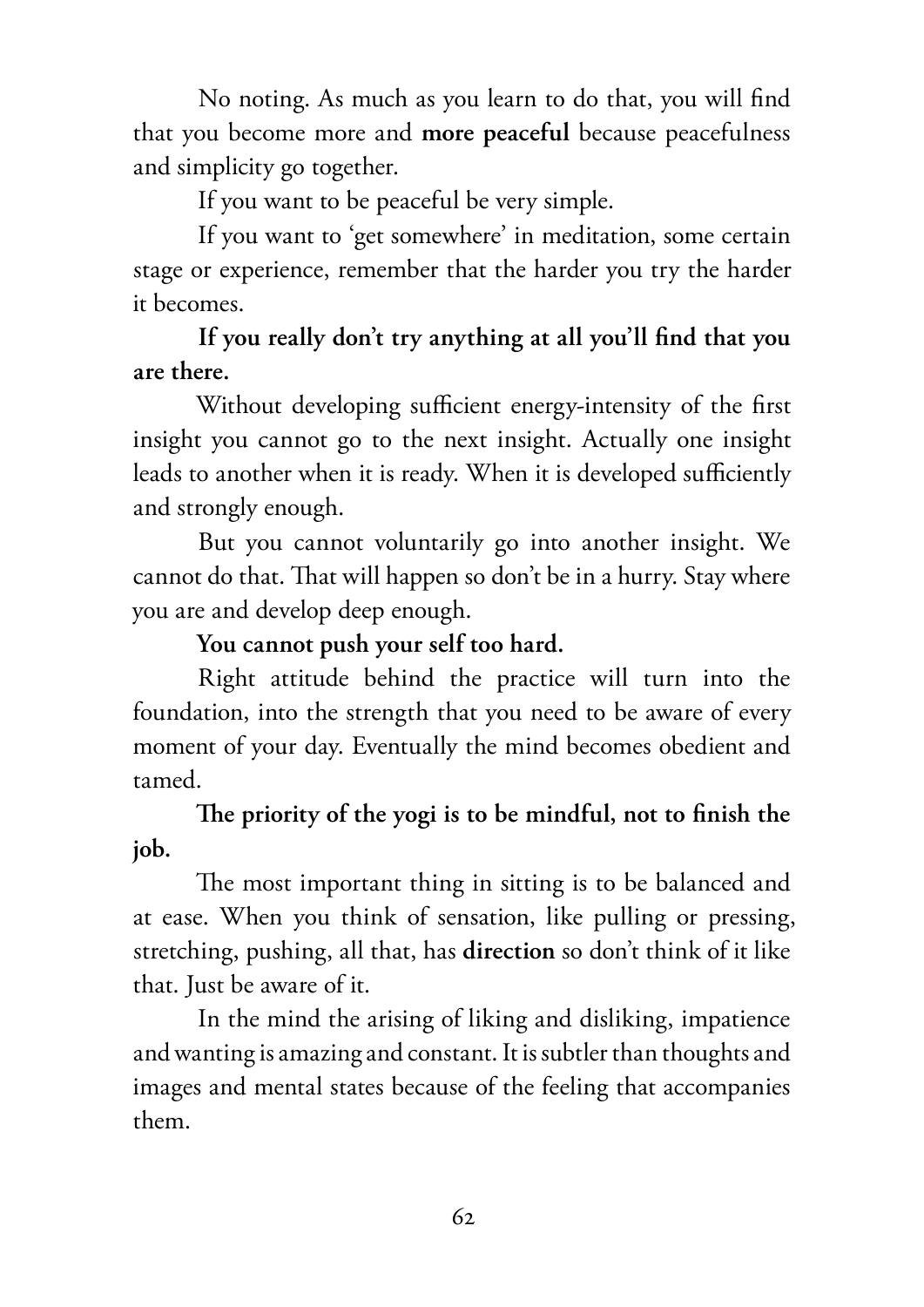No noting. As much as you learn to do that, you will find that you become more and **more peaceful** because peacefulness and simplicity go together.

If you want to be peaceful be very simple.

If you want to 'get somewhere' in meditation, some certain stage or experience, remember that the harder you try the harder it becomes.

**If you really don't try anything at all you'll find that you are there.**

Without developing sufficient energy-intensity of the first insight you cannot go to the next insight. Actually one insight leads to another when it is ready. When it is developed sufficiently and strongly enough.

But you cannot voluntarily go into another insight. We cannot do that. That will happen so don't be in a hurry. Stay where you are and develop deep enough.

**You cannot push your self too hard.**

Right attitude behind the practice will turn into the foundation, into the strength that you need to be aware of every moment of your day. Eventually the mind becomes obedient and tamed.

**The priority of the yogi is to be mindful, not to finish the job.**

The most important thing in sitting is to be balanced and at ease. When you think of sensation, like pulling or pressing, stretching, pushing, all that, has **direction** so don't think of it like that. Just be aware of it.

In the mind the arising of liking and disliking, impatience and wanting is amazing and constant. It is subtler than thoughts and images and mental states because of the feeling that accompanies them.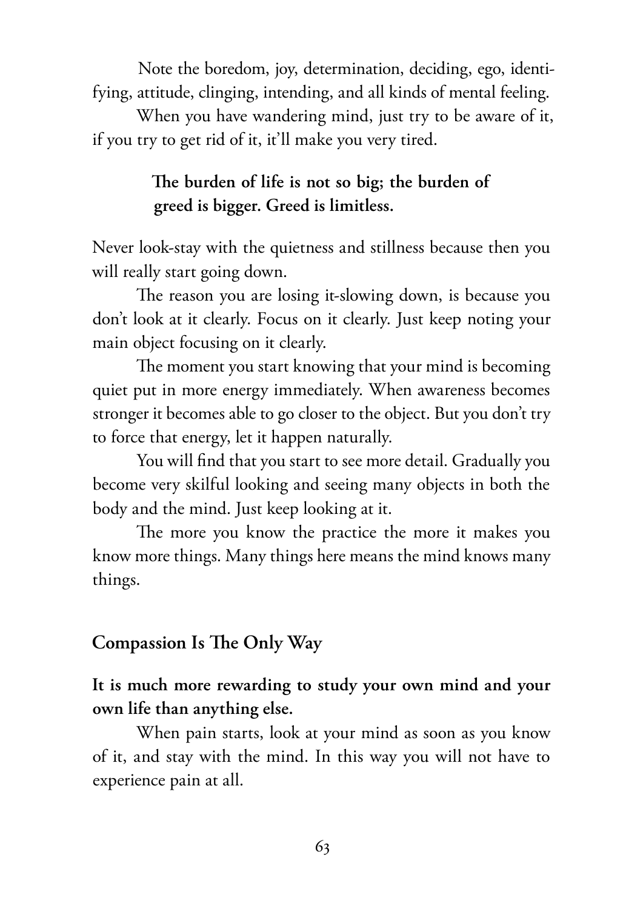Note the boredom, joy, determination, deciding, ego, identifying, attitude, clinging, intending, and all kinds of mental feeling.

When you have wandering mind, just try to be aware of it, if you try to get rid of it, it'll make you very tired.

**The burden of life is not so big; the burden of greed is bigger. Greed is limitless.**

Never look-stay with the quietness and stillness because then you will really start going down.

The reason you are losing it-slowing down, is because you don't look at it clearly. Focus on it clearly. Just keep noting your main object focusing on it clearly.

The moment you start knowing that your mind is becoming quiet put in more energy immediately. When awareness becomes stronger it becomes able to go closer to the object. But you don't try to force that energy, let it happen naturally.

You will find that you start to see more detail. Gradually you become very skilful looking and seeing many objects in both the body and the mind. Just keep looking at it.

The more you know the practice the more it makes you know more things. Many things here means the mind knows many things.

## Compassion Is The Only Way

**It is much more rewarding to study your own mind and your own life than anything else.**

When pain starts, look at your mind as soon as you know of it, and stay with the mind. In this way you will not have to experience pain at all.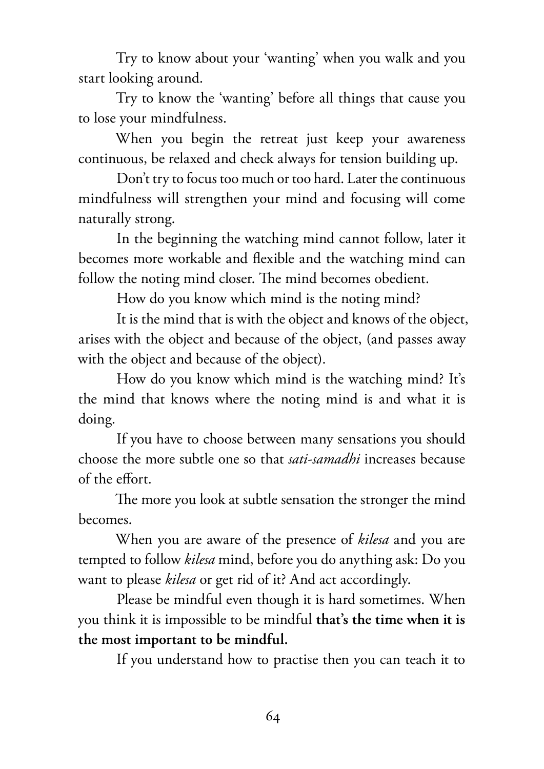Try to know about your 'wanting' when you walk and you start looking around.

Try to know the 'wanting' before all things that cause you to lose your mindfulness.

When you begin the retreat just keep your awareness continuous, be relaxed and check always for tension building up.

Don't try to focus too much or too hard. Later the continuous mindfulness will strengthen your mind and focusing will come naturally strong.

In the beginning the watching mind cannot follow, later it becomes more workable and flexible and the watching mind can follow the noting mind closer. The mind becomes obedient.

How do you know which mind is the noting mind?

It is the mind that is with the object and knows of the object, arises with the object and because of the object, (and passes away with the object and because of the object).

How do you know which mind is the watching mind? It's the mind that knows where the noting mind is and what it is doing.

If you have to choose between many sensations you should choose the more subtle one so that *sati-samadhi* increases because of the effort.

The more you look at subtle sensation the stronger the mind becomes.

When you are aware of the presence of *kilesa* and you are tempted to follow *kilesa* mind, before you do anything ask: Do you want to please *kilesa* or get rid of it? And act accordingly.

Please be mindful even though it is hard sometimes. When you think it is impossible to be mindful **that's the time when it is the most important to be mindful.**

If you understand how to practise then you can teach it to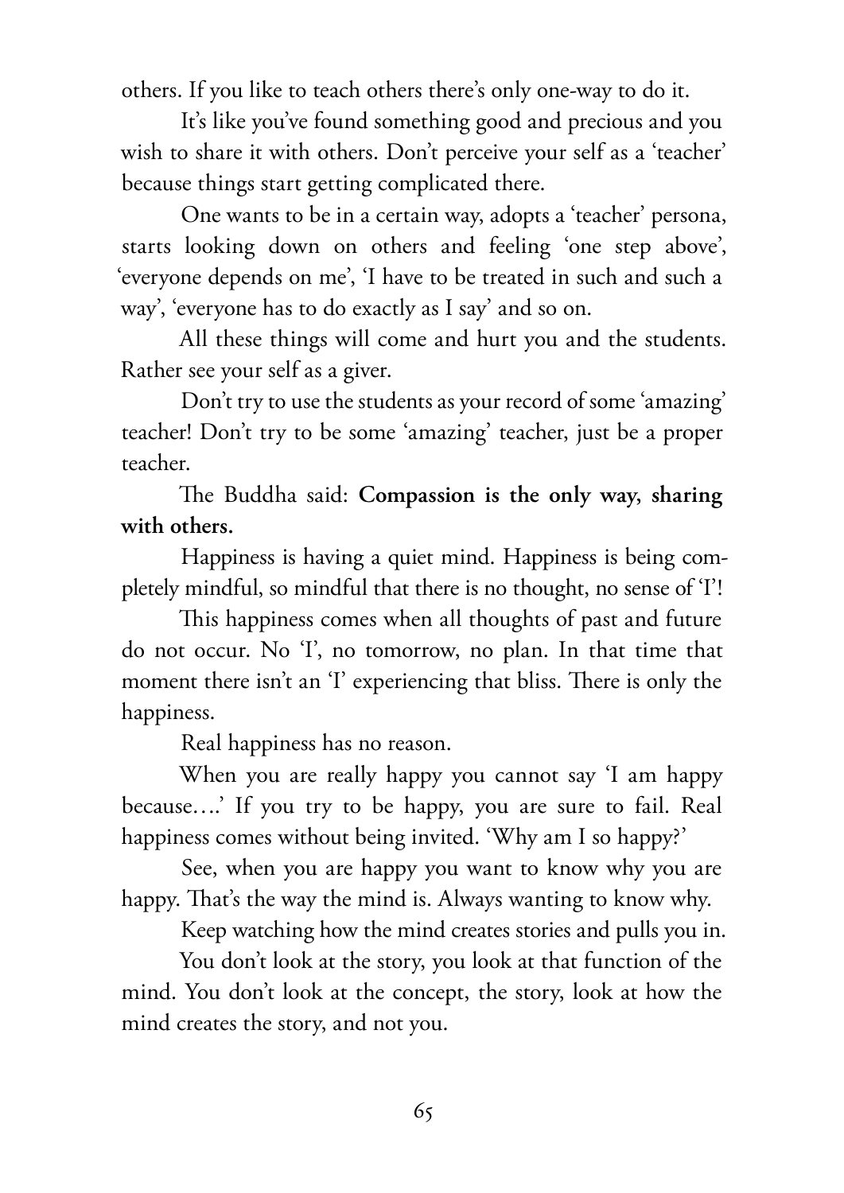others. If you like to teach others there's only one-way to do it.

It's like you've found something good and precious and you wish to share it with others. Don't perceive your self as a 'teacher' because things start getting complicated there.

One wants to be in a certain way, adopts a 'teacher' persona, starts looking down on others and feeling 'one step above', 'everyone depends on me', 'I have to be treated in such and such a way', 'everyone has to do exactly as I say' and so on.

All these things will come and hurt you and the students. Rather see your self as a giver.

Don't try to use the students as your record of some 'amazing' teacher! Don't try to be some 'amazing' teacher, just be a proper teacher.

The Buddha said: **Compassion is the only way, sharing with others.**

Happiness is having a quiet mind. Happiness is being completely mindful, so mindful that there is no thought, no sense of 'I'!

This happiness comes when all thoughts of past and future do not occur. No 'I', no tomorrow, no plan. In that time that moment there isn't an 'I' experiencing that bliss. There is only the happiness.

Real happiness has no reason.

When you are really happy you cannot say 'I am happy because….' If you try to be happy, you are sure to fail. Real happiness comes without being invited. 'Why am I so happy?'

See, when you are happy you want to know why you are happy. That's the way the mind is. Always wanting to know why.

Keep watching how the mind creates stories and pulls you in.

You don't look at the story, you look at that function of the mind. You don't look at the concept, the story, look at how the mind creates the story, and not you.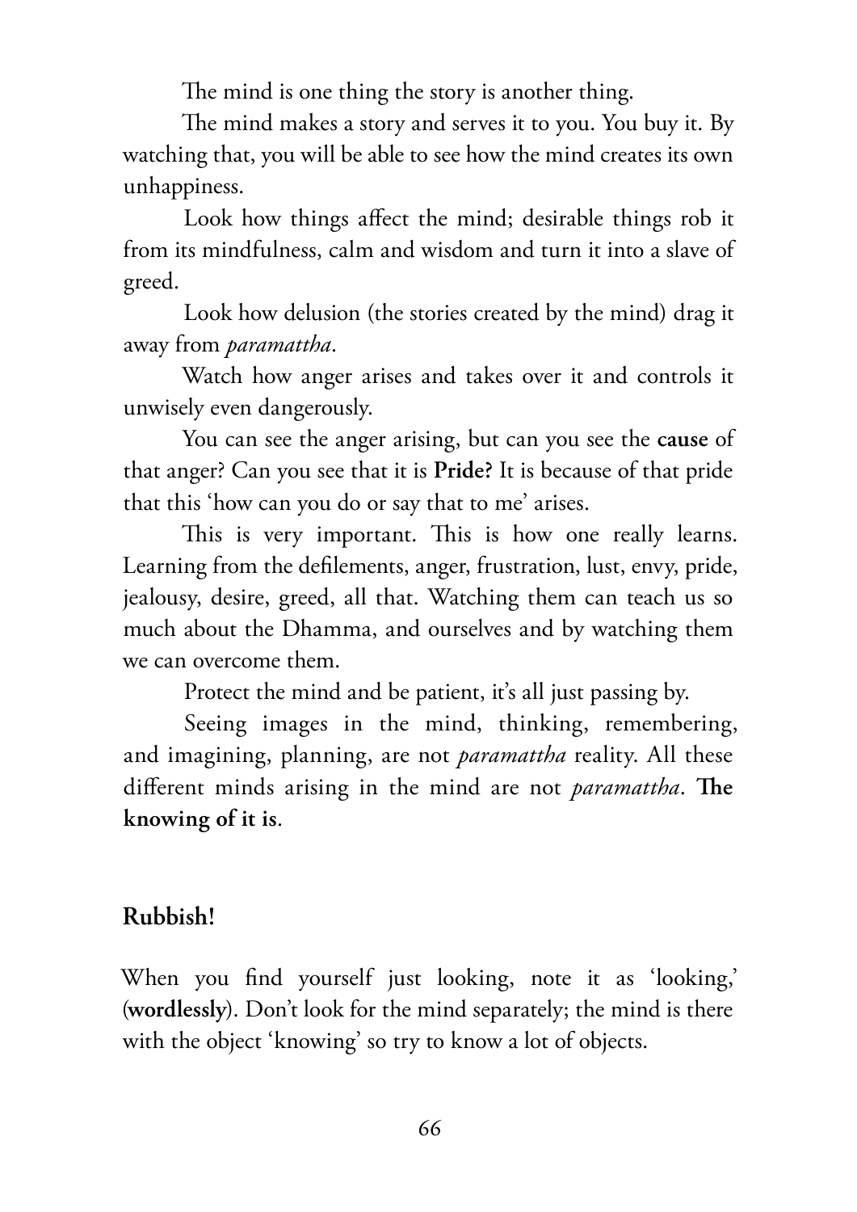The mind is one thing the story is another thing.

The mind makes a story and serves it to you. You buy it. By watching that, you will be able to see how the mind creates its own unhappiness.

Look how things affect the mind; desirable things rob it from its mindfulness, calm and wisdom and turn it into a slave of greed.

Look how delusion (the stories created by the mind) drag it away from *paramattha*.

Watch how anger arises and takes over it and controls it unwisely even dangerously.

You can see the anger arising, but can you see the **cause** of that anger? Can you see that it is **Pride?** It is because of that pride that this 'how can you do or say that to me' arises.

This is very important. This is how one really learns. Learning from the defilements, anger, frustration, lust, envy, pride, jealousy, desire, greed, all that. Watching them can teach us so much about the Dhamma, and ourselves and by watching them we can overcome them.

Protect the mind and be patient, it's all just passing by.

Seeing images in the mind, thinking, remembering, and imagining, planning, are not *paramattha* reality. All these different minds arising in the mind are not *paramattha*. **The knowing of it is**.

## Rubbish!

When you find yourself just looking, note it as 'looking,' (**wordlessly**). Don't look for the mind separately; the mind is there with the object 'knowing' so try to know a lot of objects.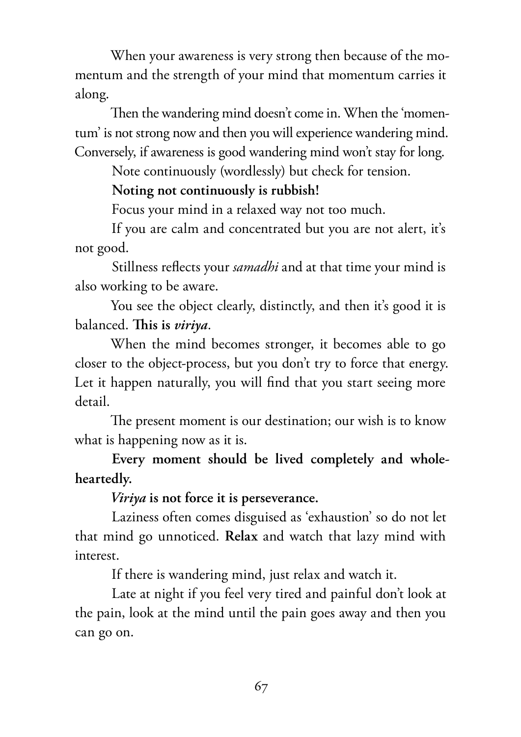When your awareness is very strong then because of the momentum and the strength of your mind that momentum carries it along.

Then the wandering mind doesn't come in. When the 'momentum' is not strong now and then you will experience wandering mind. Conversely, if awareness is good wandering mind won't stay for long.

Note continuously (wordlessly) but check for tension.

**Noting not continuously is rubbish!**

Focus your mind in a relaxed way not too much.

If you are calm and concentrated but you are not alert, it's not good.

Stillness reflects your *samadhi* and at that time your mind is also working to be aware.

You see the object clearly, distinctly, and then it's good it is balanced. **This is *viriya*.**

When the mind becomes stronger, it becomes able to go closer to the object-process, but you don't try to force that energy. Let it happen naturally, you will find that you start seeing more detail.

The present moment is our destination; our wish is to know what is happening now as it is.

**Every moment should be lived completely and wholeheartedly.**

***Viriya* is not force it is perseverance.**

Laziness often comes disguised as 'exhaustion' so do not let that mind go unnoticed. **Relax** and watch that lazy mind with interest.

If there is wandering mind, just relax and watch it.

Late at night if you feel very tired and painful don't look at the pain, look at the mind until the pain goes away and then you can go on.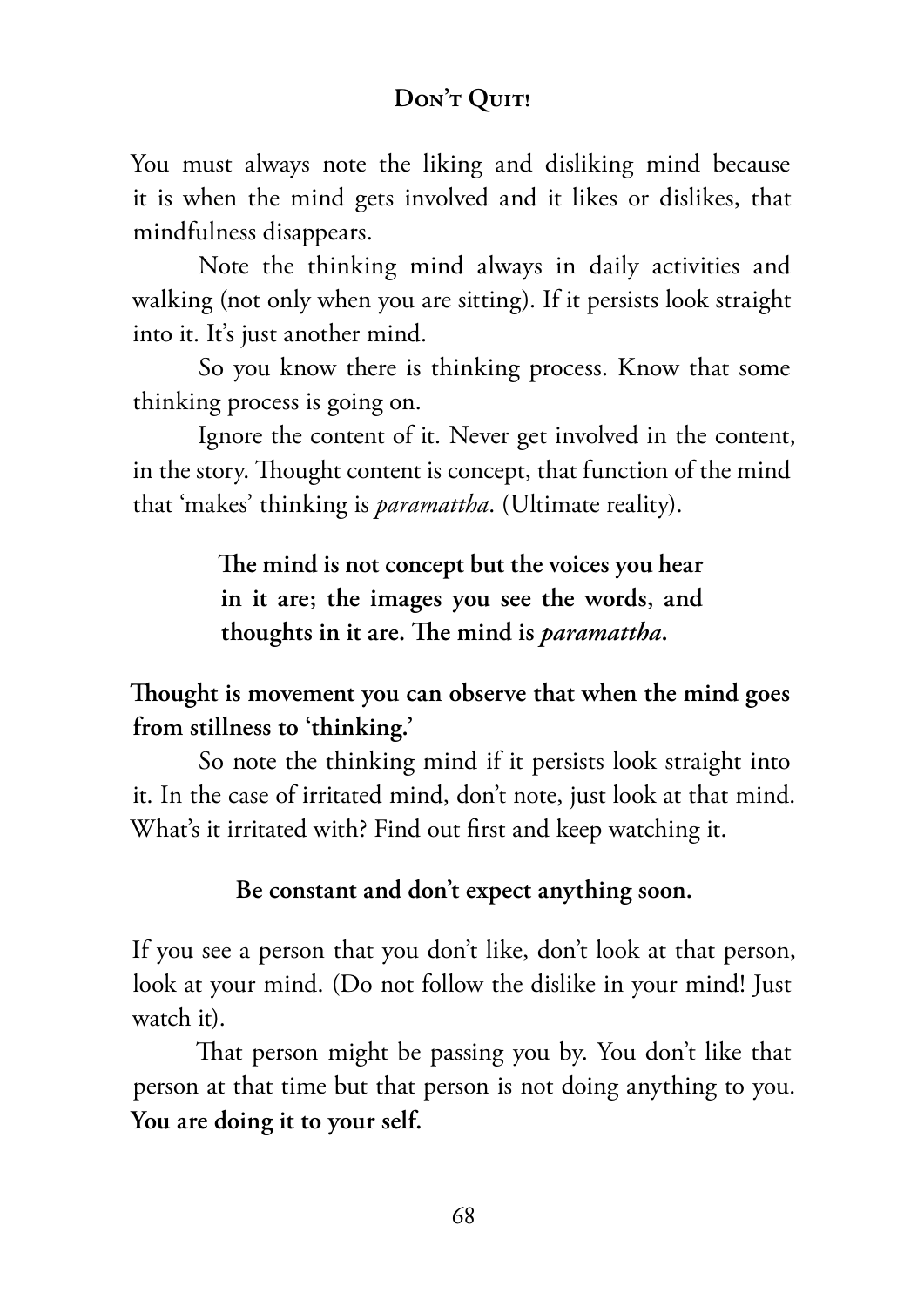You must always note the liking and disliking mind because it is when the mind gets involved and it likes or dislikes, that mindfulness disappears.

Note the thinking mind always in daily activities and walking (not only when you are sitting). If it persists look straight into it. It's just another mind.

So you know there is thinking process. Know that some thinking process is going on.

Ignore the content of it. Never get involved in the content, in the story. Thought content is concept, that function of the mind that 'makes' thinking is *paramattha*. (Ultimate reality).

> **The mind is not concept but the voices you hear in it are; the images you see the words, and thoughts in it are. The mind is *paramattha*.**

**Thought is movement you can observe that when the mind goes from stillness to 'thinking.'**

So note the thinking mind if it persists look straight into it. In the case of irritated mind, don't note, just look at that mind. What's it irritated with? Find out first and keep watching it.

**Be constant and don't expect anything soon.**

If you see a person that you don't like, don't look at that person, look at your mind. (Do not follow the dislike in your mind! Just watch it).

That person might be passing you by. You don't like that person at that time but that person is not doing anything to you. **You are doing it to your self.**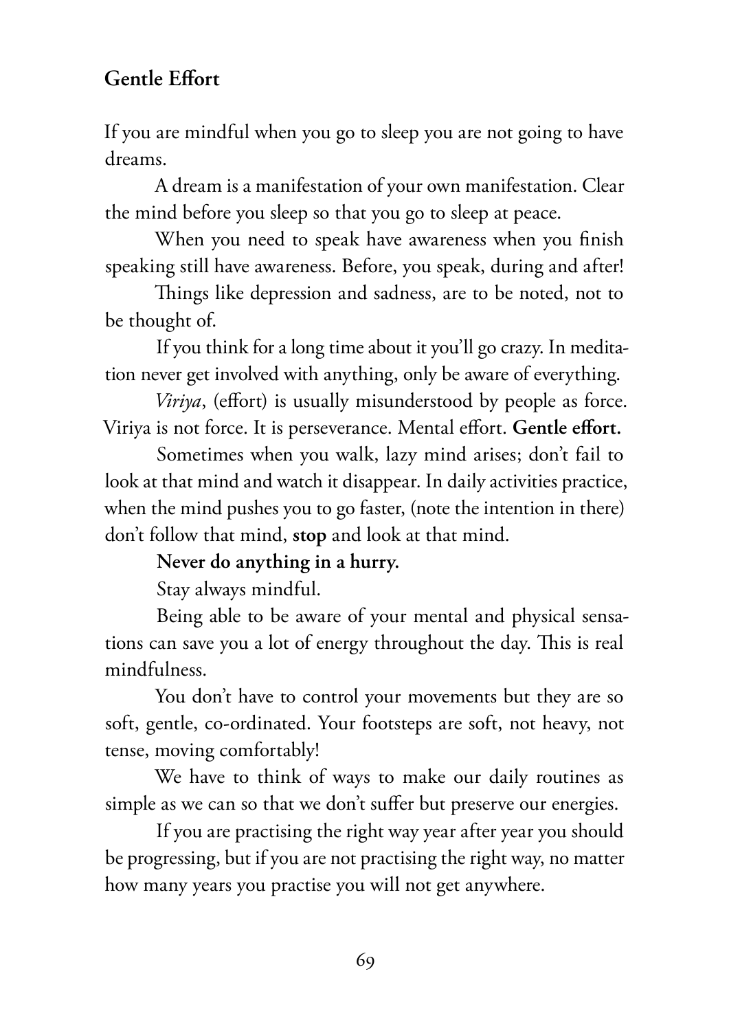## Gentle Effort

If you are mindful when you go to sleep you are not going to have dreams.

A dream is a manifestation of your own manifestation. Clear the mind before you sleep so that you go to sleep at peace.

When you need to speak have awareness when you finish speaking still have awareness. Before, you speak, during and after!

Things like depression and sadness, are to be noted, not to be thought of.

If you think for a long time about it you'll go crazy. In meditation never get involved with anything, only be aware of everything.

*Viriya*, (effort) is usually misunderstood by people as force. Viriya is not force. It is perseverance. Mental effort. **Gentle effort.**

Sometimes when you walk, lazy mind arises; don't fail to look at that mind and watch it disappear. In daily activities practice, when the mind pushes you to go faster, (note the intention in there) don't follow that mind, **stop** and look at that mind.

**Never do anything in a hurry.**

Stay always mindful.

Being able to be aware of your mental and physical sensations can save you a lot of energy throughout the day. This is real mindfulness.

You don't have to control your movements but they are so soft, gentle, co-ordinated. Your footsteps are soft, not heavy, not tense, moving comfortably!

We have to think of ways to make our daily routines as simple as we can so that we don't suffer but preserve our energies.

If you are practising the right way year after year you should be progressing, but if you are not practising the right way, no matter how many years you practise you will not get anywhere.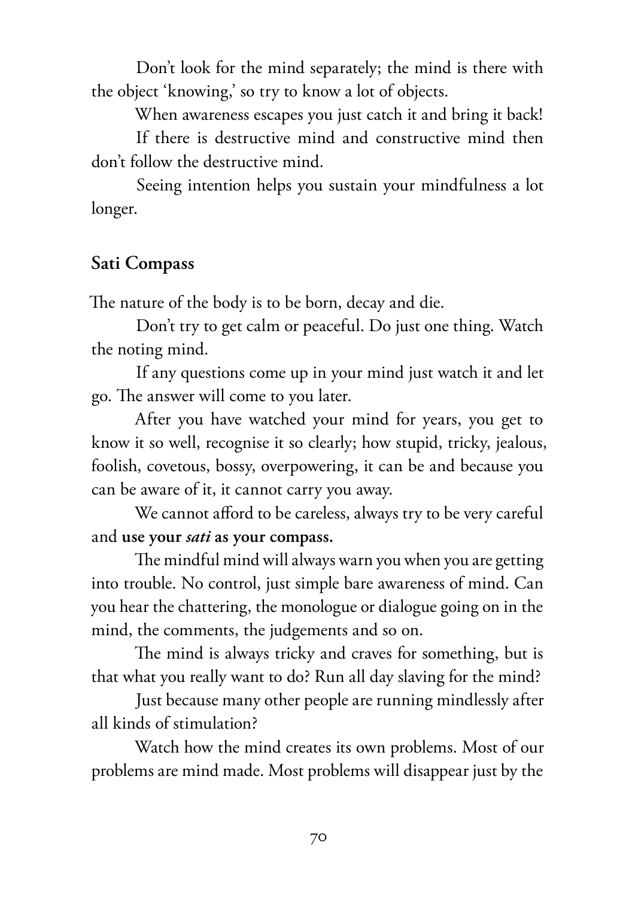Don't look for the mind separately; the mind is there with the object 'knowing,' so try to know a lot of objects.

When awareness escapes you just catch it and bring it back!

If there is destructive mind and constructive mind then don't follow the destructive mind.

Seeing intention helps you sustain your mindfulness a lot longer.

## Sati Compass

The nature of the body is to be born, decay and die.

Don't try to get calm or peaceful. Do just one thing. Watch the noting mind.

If any questions come up in your mind just watch it and let go. The answer will come to you later.

After you have watched your mind for years, you get to know it so well, recognise it so clearly; how stupid, tricky, jealous, foolish, covetous, bossy, overpowering, it can be and because you can be aware of it, it cannot carry you away.

We cannot afford to be careless, always try to be very careful and **use your *sati* as your compass.**

The mindful mind will always warn you when you are getting into trouble. No control, just simple bare awareness of mind. Can you hear the chattering, the monologue or dialogue going on in the mind, the comments, the judgements and so on.

The mind is always tricky and craves for something, but is that what you really want to do? Run all day slaving for the mind?

Just because many other people are running mindlessly after all kinds of stimulation?

Watch how the mind creates its own problems. Most of our problems are mind made. Most problems will disappear just by the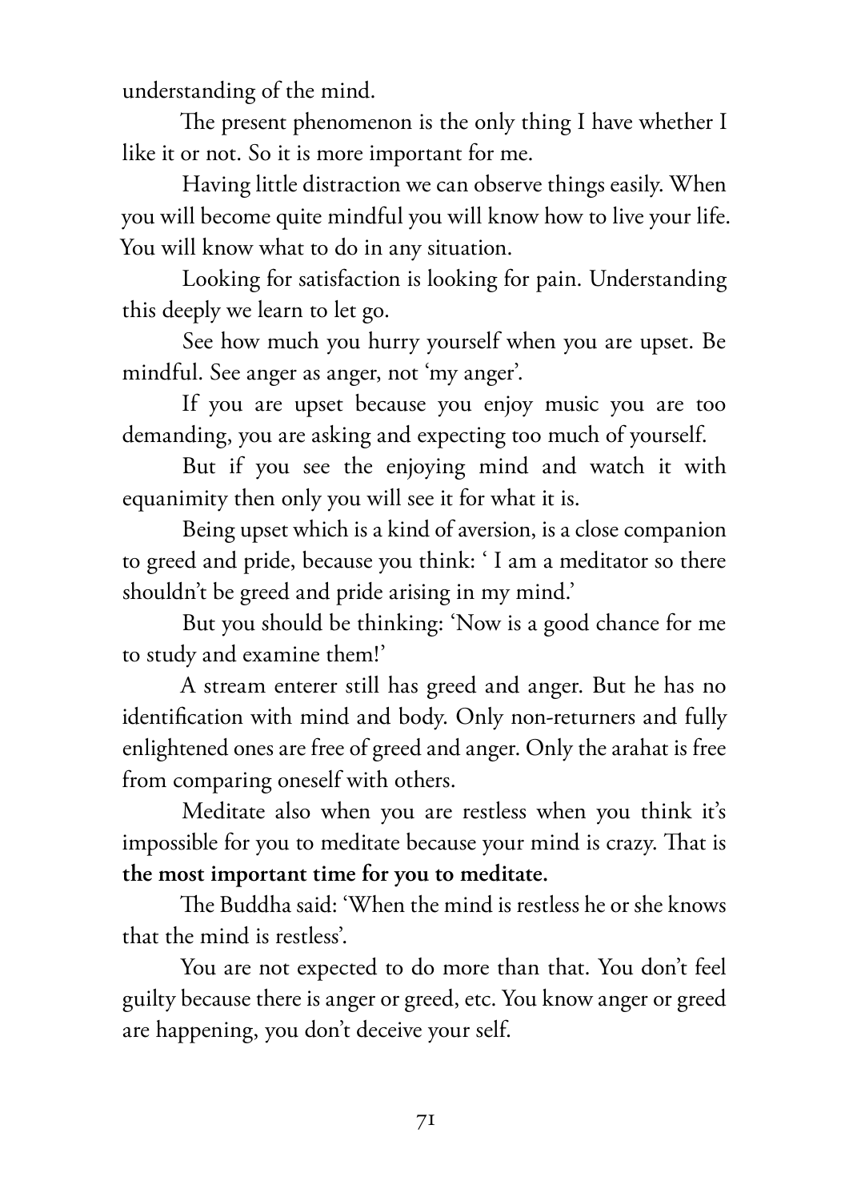understanding of the mind.

The present phenomenon is the only thing I have whether I like it or not. So it is more important for me.

Having little distraction we can observe things easily. When you will become quite mindful you will know how to live your life. You will know what to do in any situation.

Looking for satisfaction is looking for pain. Understanding this deeply we learn to let go.

See how much you hurry yourself when you are upset. Be mindful. See anger as anger, not 'my anger'.

If you are upset because you enjoy music you are too demanding, you are asking and expecting too much of yourself.

But if you see the enjoying mind and watch it with equanimity then only you will see it for what it is.

Being upset which is a kind of aversion, is a close companion to greed and pride, because you think: ' I am a meditator so there shouldn't be greed and pride arising in my mind.'

But you should be thinking: 'Now is a good chance for me to study and examine them!'

A stream enterer still has greed and anger. But he has no identification with mind and body. Only non-returners and fully enlightened ones are free of greed and anger. Only the arahat is free from comparing oneself with others.

Meditate also when you are restless when you think it's impossible for you to meditate because your mind is crazy. That is **the most important time for you to meditate.**

The Buddha said: 'When the mind is restless he or she knows that the mind is restless'.

You are not expected to do more than that. You don't feel guilty because there is anger or greed, etc. You know anger or greed are happening, you don't deceive your self.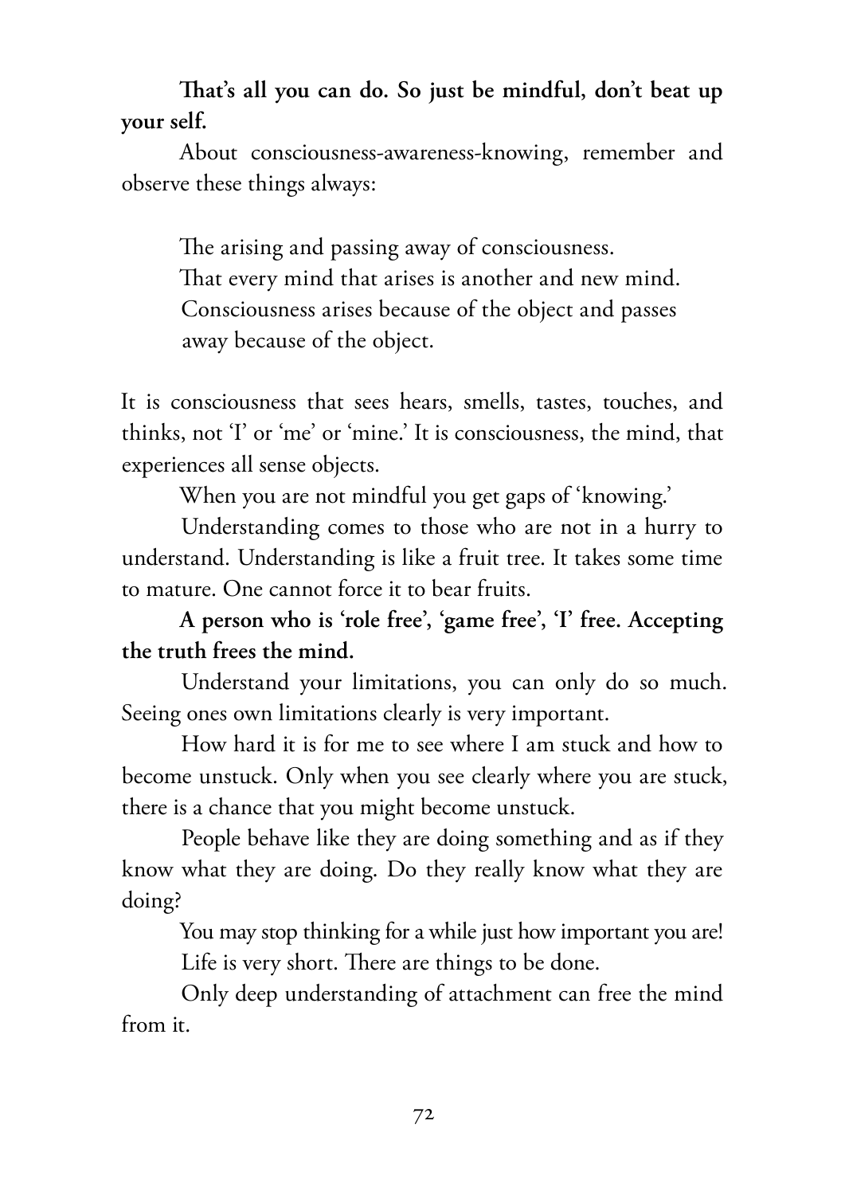**That's all you can do. So just be mindful, don't beat up your self.**

About consciousness-awareness-knowing, remember and observe these things always:

> The arising and passing away of consciousness.
> That every mind that arises is another and new mind.
> Consciousness arises because of the object and passes away because of the object.

It is consciousness that sees hears, smells, tastes, touches, and thinks, not 'I' or 'me' or 'mine.' It is consciousness, the mind, that experiences all sense objects.

When you are not mindful you get gaps of 'knowing.'

Understanding comes to those who are not in a hurry to understand. Understanding is like a fruit tree. It takes some time to mature. One cannot force it to bear fruits.

**A person who is 'role free', 'game free', 'I' free. Accepting the truth frees the mind.**

Understand your limitations, you can only do so much. Seeing ones own limitations clearly is very important.

How hard it is for me to see where I am stuck and how to become unstuck. Only when you see clearly where you are stuck, there is a chance that you might become unstuck.

People behave like they are doing something and as if they know what they are doing. Do they really know what they are doing?

You may stop thinking for a while just how important you are!

Life is very short. There are things to be done.

Only deep understanding of attachment can free the mind from it.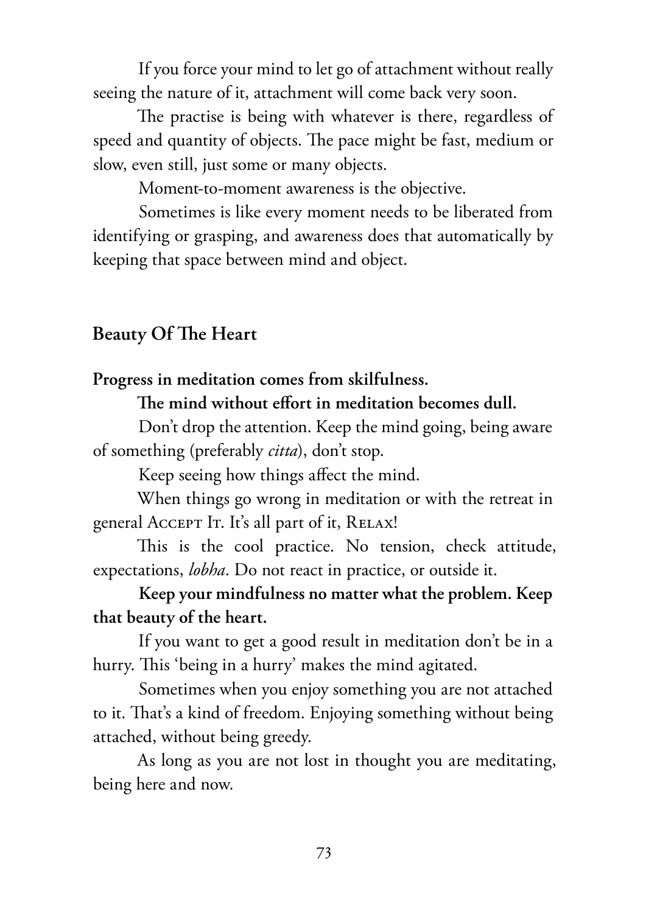If you force your mind to let go of attachment without really seeing the nature of it, attachment will come back very soon.

The practise is being with whatever is there, regardless of speed and quantity of objects. The pace might be fast, medium or slow, even still, just some or many objects.

Moment-to-moment awareness is the objective.

Sometimes is like every moment needs to be liberated from identifying or grasping, and awareness does that automatically by keeping that space between mind and object.

## Beauty Of The Heart

**Progress in meditation comes from skilfulness.**

**The mind without effort in meditation becomes dull.**

Don't drop the attention. Keep the mind going, being aware of something (preferably *citta*), don't stop.

Keep seeing how things affect the mind.

When things go wrong in meditation or with the retreat in general Accept It. It's all part of it, Relax!

This is the cool practice. No tension, check attitude, expectations, *lobha*. Do not react in practice, or outside it.

**Keep your mindfulness no matter what the problem. Keep that beauty of the heart.**

If you want to get a good result in meditation don't be in a hurry. This 'being in a hurry' makes the mind agitated.

Sometimes when you enjoy something you are not attached to it. That's a kind of freedom. Enjoying something without being attached, without being greedy.

As long as you are not lost in thought you are meditating, being here and now.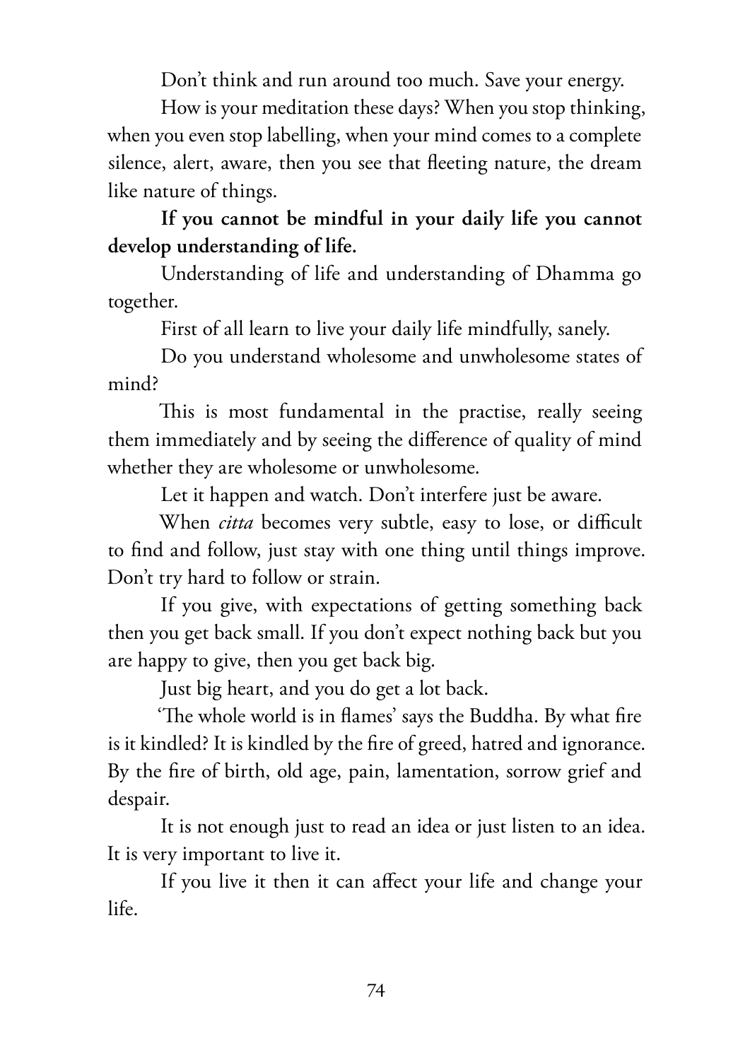Don't think and run around too much. Save your energy.

How is your meditation these days? When you stop thinking, when you even stop labelling, when your mind comes to a complete silence, alert, aware, then you see that fleeting nature, the dream like nature of things.

**If you cannot be mindful in your daily life you cannot develop understanding of life.**

Understanding of life and understanding of Dhamma go together.

First of all learn to live your daily life mindfully, sanely.

Do you understand wholesome and unwholesome states of mind?

This is most fundamental in the practise, really seeing them immediately and by seeing the difference of quality of mind whether they are wholesome or unwholesome.

Let it happen and watch. Don't interfere just be aware.

When *citta* becomes very subtle, easy to lose, or difficult to find and follow, just stay with one thing until things improve. Don't try hard to follow or strain.

If you give, with expectations of getting something back then you get back small. If you don't expect nothing back but you are happy to give, then you get back big.

Just big heart, and you do get a lot back.

'The whole world is in flames' says the Buddha. By what fire is it kindled? It is kindled by the fire of greed, hatred and ignorance. By the fire of birth, old age, pain, lamentation, sorrow grief and despair.

It is not enough just to read an idea or just listen to an idea. It is very important to live it.

If you live it then it can affect your life and change your life.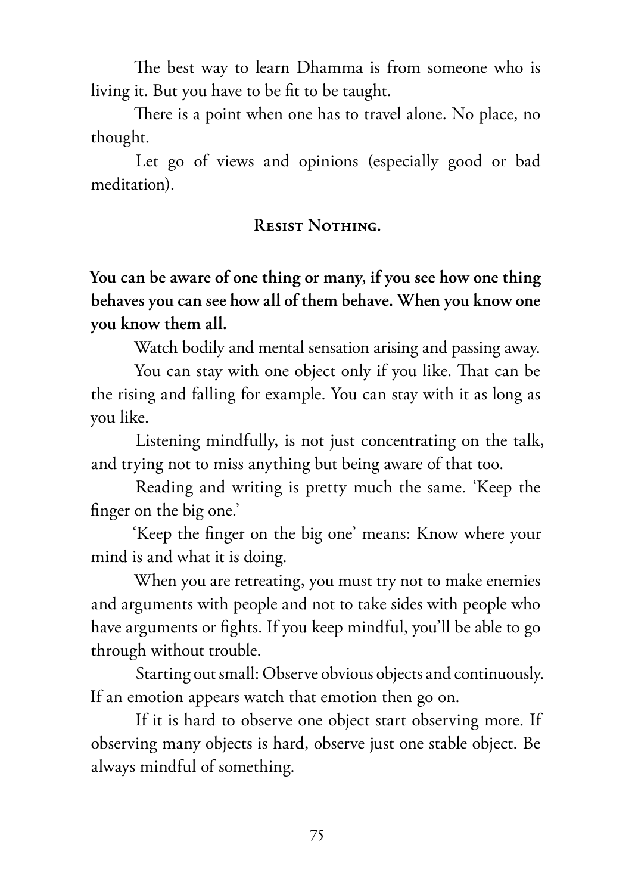The best way to learn Dhamma is from someone who is living it. But you have to be fit to be taught.

There is a point when one has to travel alone. No place, no thought.

Let go of views and opinions (especially good or bad meditation).

### Resist Nothing.

**You can be aware of one thing or many, if you see how one thing behaves you can see how all of them behave. When you know one you know them all.**

Watch bodily and mental sensation arising and passing away.

You can stay with one object only if you like. That can be the rising and falling for example. You can stay with it as long as you like.

Listening mindfully, is not just concentrating on the talk, and trying not to miss anything but being aware of that too.

Reading and writing is pretty much the same. 'Keep the finger on the big one.'

'Keep the finger on the big one' means: Know where your mind is and what it is doing.

When you are retreating, you must try not to make enemies and arguments with people and not to take sides with people who have arguments or fights. If you keep mindful, you'll be able to go through without trouble.

Starting out small: Observe obvious objects and continuously. If an emotion appears watch that emotion then go on.

If it is hard to observe one object start observing more. If observing many objects is hard, observe just one stable object. Be always mindful of something.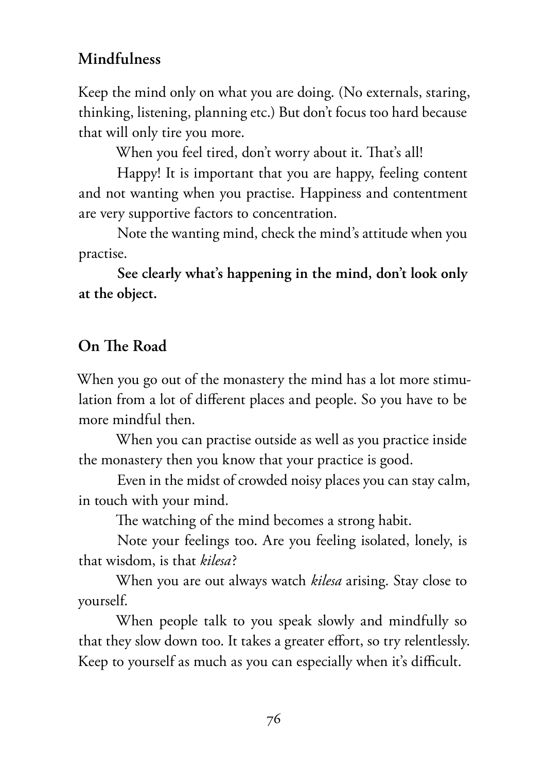## Mindfulness

Keep the mind only on what you are doing. (No externals, staring, thinking, listening, planning etc.) But don't focus too hard because that will only tire you more.

When you feel tired, don't worry about it. That's all!

Happy! It is important that you are happy, feeling content and not wanting when you practise. Happiness and contentment are very supportive factors to concentration.

Note the wanting mind, check the mind's attitude when you practise.

**See clearly what's happening in the mind, don't look only at the object.**

## On The Road

When you go out of the monastery the mind has a lot more stimulation from a lot of different places and people. So you have to be more mindful then.

When you can practise outside as well as you practice inside the monastery then you know that your practice is good.

Even in the midst of crowded noisy places you can stay calm, in touch with your mind.

The watching of the mind becomes a strong habit.

Note your feelings too. Are you feeling isolated, lonely, is that wisdom, is that *kilesa*?

When you are out always watch *kilesa* arising. Stay close to yourself.

When people talk to you speak slowly and mindfully so that they slow down too. It takes a greater effort, so try relentlessly. Keep to yourself as much as you can especially when it's difficult.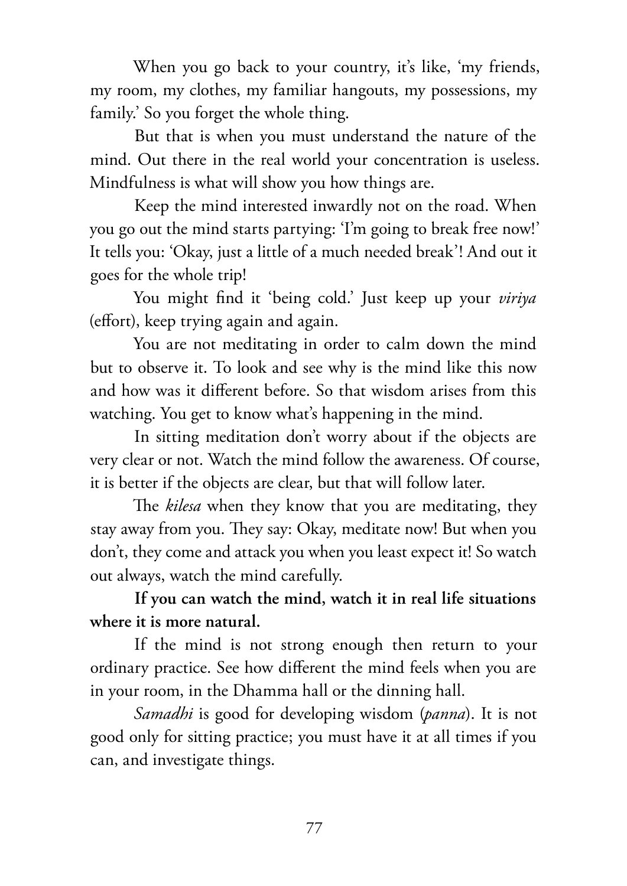When you go back to your country, it's like, 'my friends, my room, my clothes, my familiar hangouts, my possessions, my family.' So you forget the whole thing.

But that is when you must understand the nature of the mind. Out there in the real world your concentration is useless. Mindfulness is what will show you how things are.

Keep the mind interested inwardly not on the road. When you go out the mind starts partying: 'I'm going to break free now!' It tells you: 'Okay, just a little of a much needed break'! And out it goes for the whole trip!

You might find it 'being cold.' Just keep up your *viriya* (effort), keep trying again and again.

You are not meditating in order to calm down the mind but to observe it. To look and see why is the mind like this now and how was it different before. So that wisdom arises from this watching. You get to know what's happening in the mind.

In sitting meditation don't worry about if the objects are very clear or not. Watch the mind follow the awareness. Of course, it is better if the objects are clear, but that will follow later.

The *kilesa* when they know that you are meditating, they stay away from you. They say: Okay, meditate now! But when you don't, they come and attack you when you least expect it! So watch out always, watch the mind carefully.

**If you can watch the mind, watch it in real life situations where it is more natural.**

If the mind is not strong enough then return to your ordinary practice. See how different the mind feels when you are in your room, in the Dhamma hall or the dinning hall.

*Samadhi* is good for developing wisdom (*panna*). It is not good only for sitting practice; you must have it at all times if you can, and investigate things.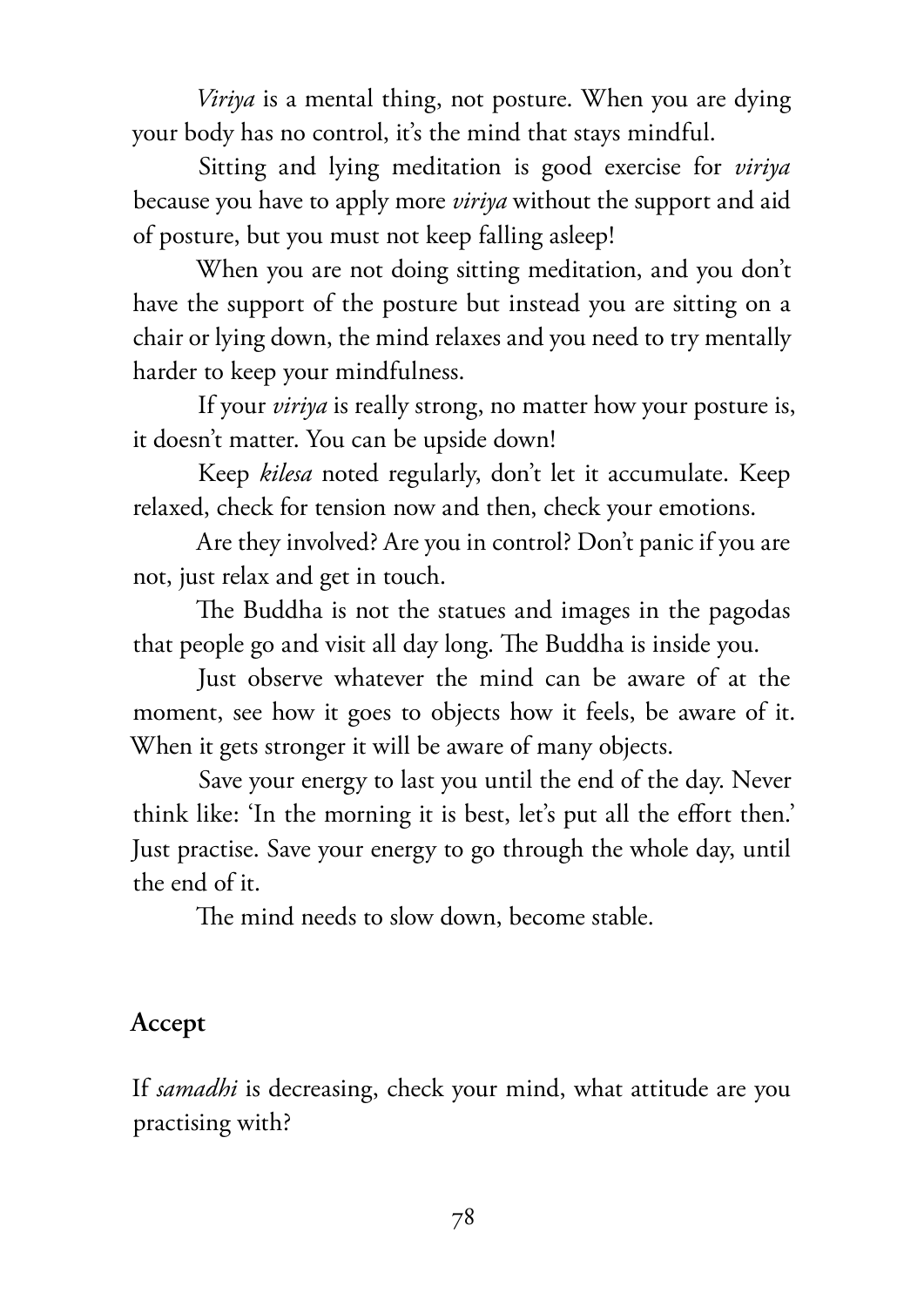*Viriya* is a mental thing, not posture. When you are dying your body has no control, it's the mind that stays mindful.

Sitting and lying meditation is good exercise for *viriya* because you have to apply more *viriya* without the support and aid of posture, but you must not keep falling asleep!

When you are not doing sitting meditation, and you don't have the support of the posture but instead you are sitting on a chair or lying down, the mind relaxes and you need to try mentally harder to keep your mindfulness.

If your *viriya* is really strong, no matter how your posture is, it doesn't matter. You can be upside down!

Keep *kilesa* noted regularly, don't let it accumulate. Keep relaxed, check for tension now and then, check your emotions.

Are they involved? Are you in control? Don't panic if you are not, just relax and get in touch.

The Buddha is not the statues and images in the pagodas that people go and visit all day long. The Buddha is inside you.

Just observe whatever the mind can be aware of at the moment, see how it goes to objects how it feels, be aware of it. When it gets stronger it will be aware of many objects.

Save your energy to last you until the end of the day. Never think like: 'In the morning it is best, let's put all the effort then.' Just practise. Save your energy to go through the whole day, until the end of it.

The mind needs to slow down, become stable.

## Accept

If *samadhi* is decreasing, check your mind, what attitude are you practising with?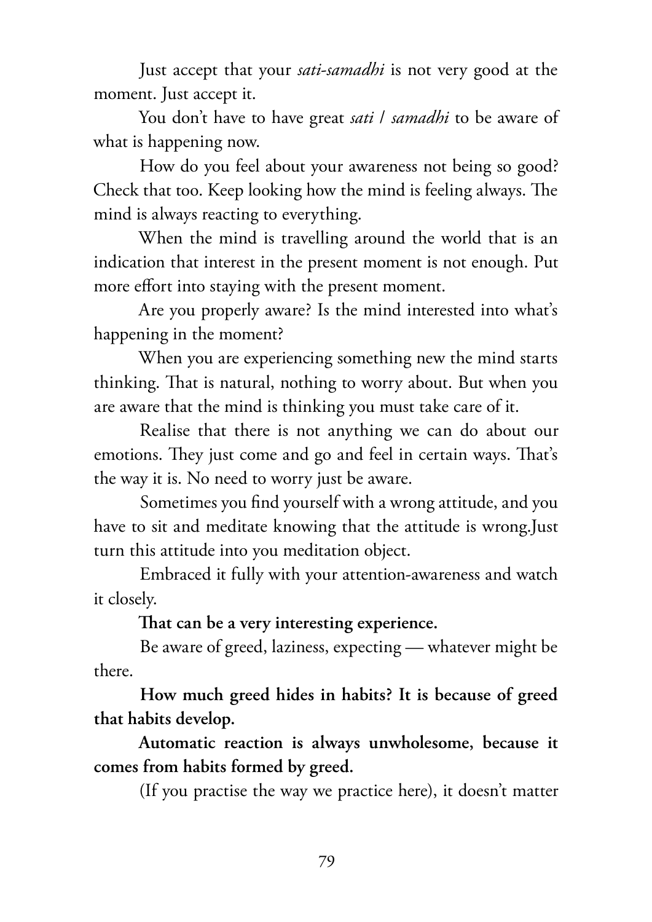Just accept that your *sati-samadhi* is not very good at the moment. Just accept it.

You don't have to have great *sati* / *samadhi* to be aware of what is happening now.

How do you feel about your awareness not being so good? Check that too. Keep looking how the mind is feeling always. The mind is always reacting to everything.

When the mind is travelling around the world that is an indication that interest in the present moment is not enough. Put more effort into staying with the present moment.

Are you properly aware? Is the mind interested into what's happening in the moment?

When you are experiencing something new the mind starts thinking. That is natural, nothing to worry about. But when you are aware that the mind is thinking you must take care of it.

Realise that there is not anything we can do about our emotions. They just come and go and feel in certain ways. That's the way it is. No need to worry just be aware.

Sometimes you find yourself with a wrong attitude, and you have to sit and meditate knowing that the attitude is wrong.Just turn this attitude into you meditation object.

Embraced it fully with your attention-awareness and watch it closely.

**That can be a very interesting experience.**

Be aware of greed, laziness, expecting — whatever might be there.

**How much greed hides in habits? It is because of greed that habits develop.**

**Automatic reaction is always unwholesome, because it comes from habits formed by greed.**

(If you practise the way we practice here), it doesn't matter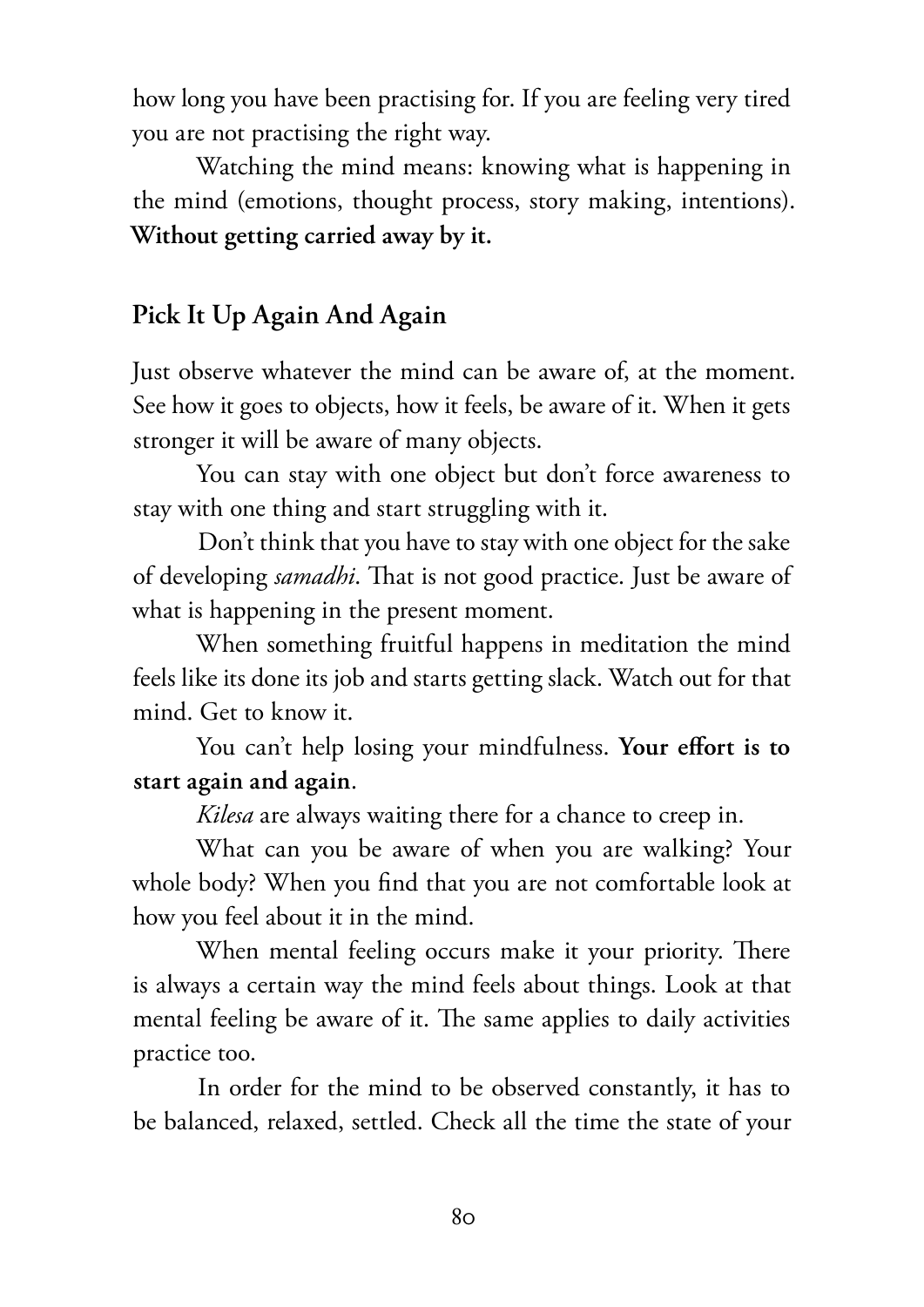how long you have been practising for. If you are feeling very tired you are not practising the right way.

Watching the mind means: knowing what is happening in the mind (emotions, thought process, story making, intentions). **Without getting carried away by it.**

## Pick It Up Again And Again

Just observe whatever the mind can be aware of, at the moment. See how it goes to objects, how it feels, be aware of it. When it gets stronger it will be aware of many objects.

You can stay with one object but don't force awareness to stay with one thing and start struggling with it.

Don't think that you have to stay with one object for the sake of developing *samadhi*. That is not good practice. Just be aware of what is happening in the present moment.

When something fruitful happens in meditation the mind feels like its done its job and starts getting slack. Watch out for that mind. Get to know it.

You can't help losing your mindfulness. **Your effort is to start again and again**.

*Kilesa* are always waiting there for a chance to creep in.

What can you be aware of when you are walking? Your whole body? When you find that you are not comfortable look at how you feel about it in the mind.

When mental feeling occurs make it your priority. There is always a certain way the mind feels about things. Look at that mental feeling be aware of it. The same applies to daily activities practice too.

In order for the mind to be observed constantly, it has to be balanced, relaxed, settled. Check all the time the state of your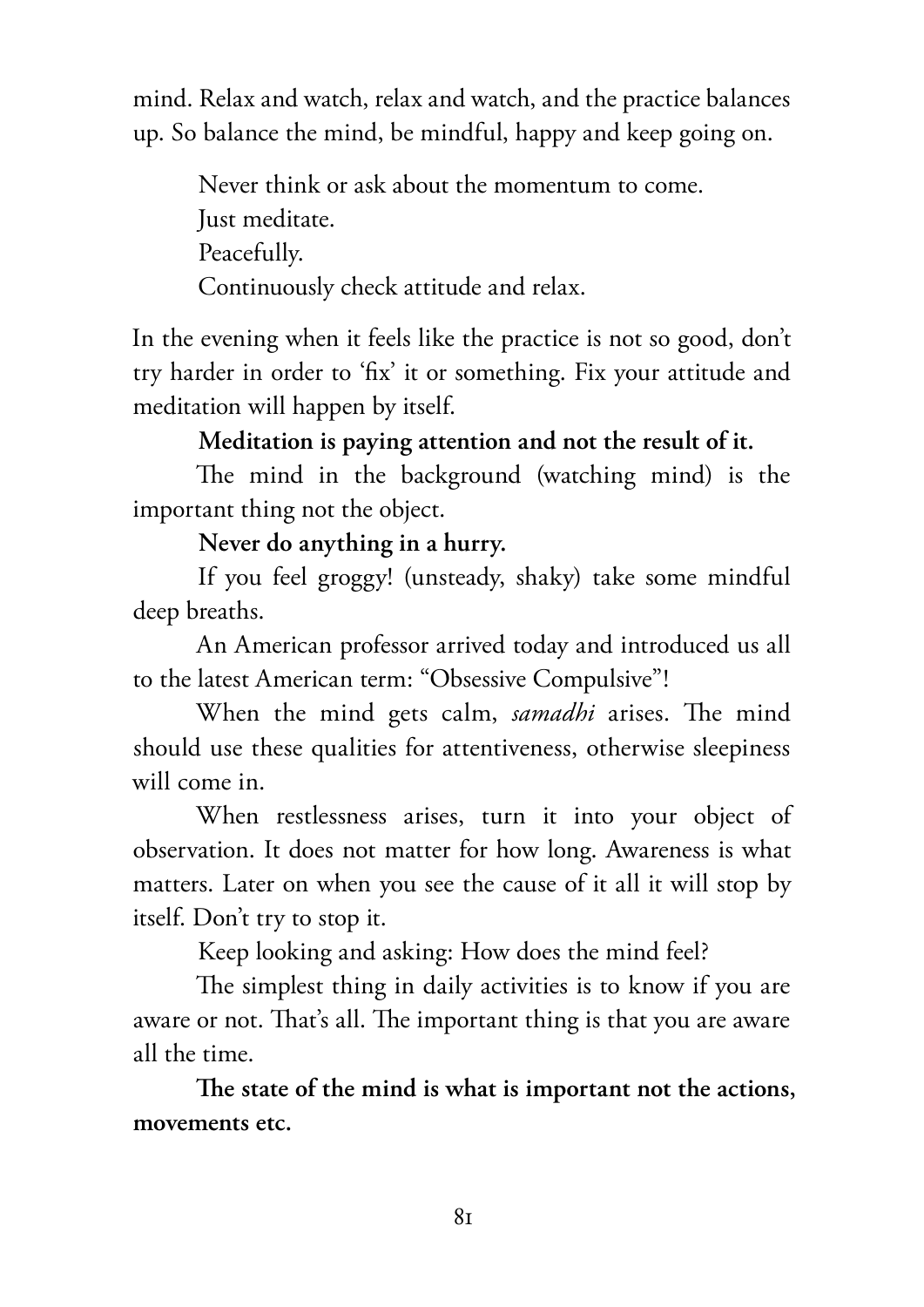mind. Relax and watch, relax and watch, and the practice balances up. So balance the mind, be mindful, happy and keep going on.

> Never think or ask about the momentum to come.
> Just meditate.
> Peacefully.
> Continuously check attitude and relax.

In the evening when it feels like the practice is not so good, don't try harder in order to 'fix' it or something. Fix your attitude and meditation will happen by itself.

**Meditation is paying attention and not the result of it.**

The mind in the background (watching mind) is the important thing not the object.

**Never do anything in a hurry.**

If you feel groggy! (unsteady, shaky) take some mindful deep breaths.

An American professor arrived today and introduced us all to the latest American term: "Obsessive Compulsive"!

When the mind gets calm, *samadhi* arises. The mind should use these qualities for attentiveness, otherwise sleepiness will come in.

When restlessness arises, turn it into your object of observation. It does not matter for how long. Awareness is what matters. Later on when you see the cause of it all it will stop by itself. Don't try to stop it.

Keep looking and asking: How does the mind feel?

The simplest thing in daily activities is to know if you are aware or not. That's all. The important thing is that you are aware all the time.

**The state of the mind is what is important not the actions, movements etc.**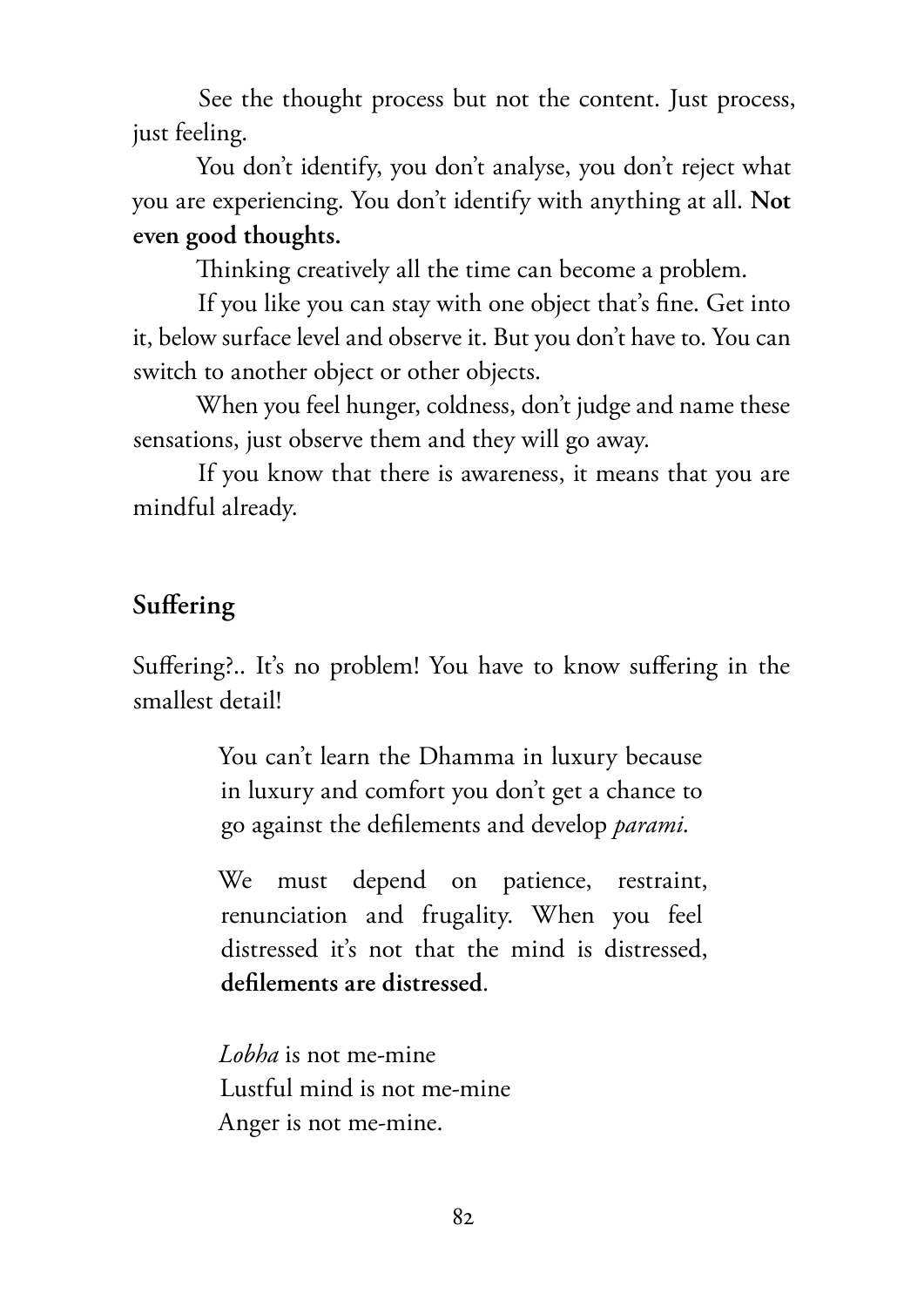See the thought process but not the content. Just process, just feeling.

You don't identify, you don't analyse, you don't reject what you are experiencing. You don't identify with anything at all. **Not even good thoughts.**

Thinking creatively all the time can become a problem.

If you like you can stay with one object that's fine. Get into it, below surface level and observe it. But you don't have to. You can switch to another object or other objects.

When you feel hunger, coldness, don't judge and name these sensations, just observe them and they will go away.

If you know that there is awareness, it means that you are mindful already.

## Suffering

Suffering?.. It's no problem! You have to know suffering in the smallest detail!

> You can't learn the Dhamma in luxury because in luxury and comfort you don't get a chance to go against the defilements and develop *parami*.
>
> We must depend on patience, restraint, renunciation and frugality. When you feel distressed it's not that the mind is distressed, **defilements are distressed**.
>
> *Lobha* is not me-mine
> Lustful mind is not me-mine
> Anger is not me-mine.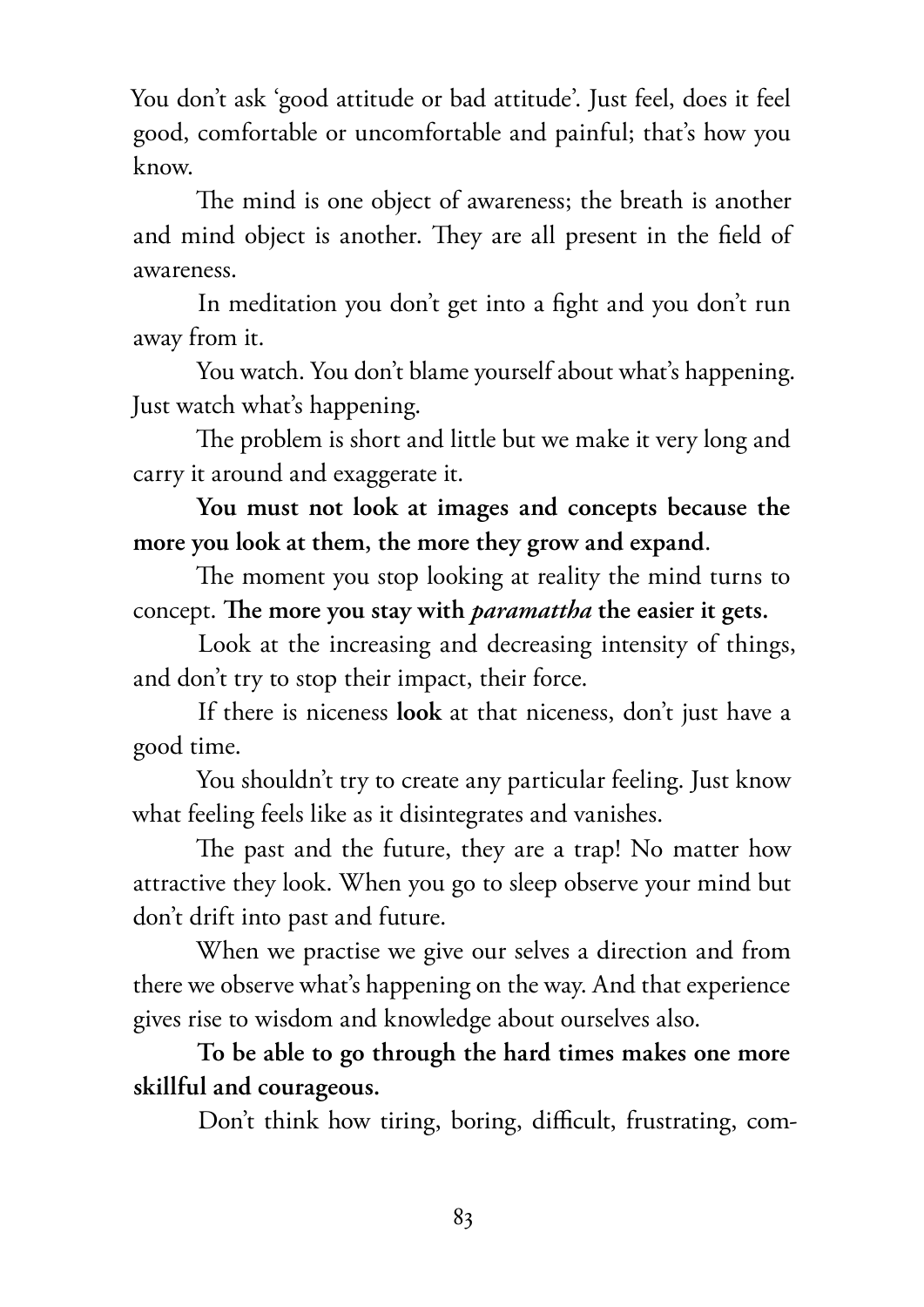You don't ask 'good attitude or bad attitude'. Just feel, does it feel good, comfortable or uncomfortable and painful; that's how you know.

The mind is one object of awareness; the breath is another and mind object is another. They are all present in the field of awareness.

In meditation you don't get into a fight and you don't run away from it.

You watch. You don't blame yourself about what's happening. Just watch what's happening.

The problem is short and little but we make it very long and carry it around and exaggerate it.

**You must not look at images and concepts because the more you look at them, the more they grow and expand**.

The moment you stop looking at reality the mind turns to concept. **The more you stay with *paramattha* the easier it gets.**

Look at the increasing and decreasing intensity of things, and don't try to stop their impact, their force.

If there is niceness **look** at that niceness, don't just have a good time.

You shouldn't try to create any particular feeling. Just know what feeling feels like as it disintegrates and vanishes.

The past and the future, they are a trap! No matter how attractive they look. When you go to sleep observe your mind but don't drift into past and future.

When we practise we give our selves a direction and from there we observe what's happening on the way. And that experience gives rise to wisdom and knowledge about ourselves also.

**To be able to go through the hard times makes one more skillful and courageous.**

Don't think how tiring, boring, difficult, frustrating, com-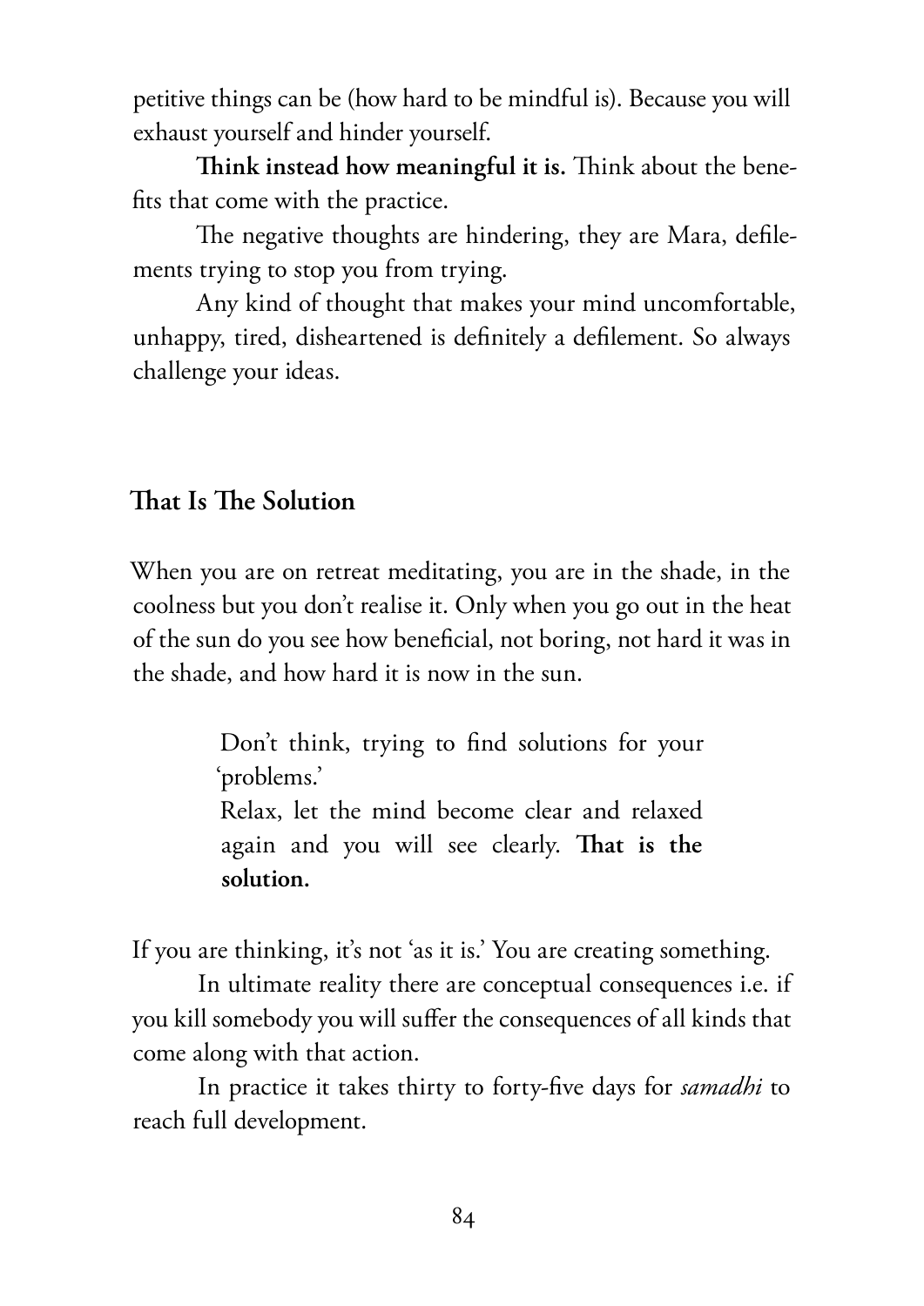petitive things can be (how hard to be mindful is). Because you will exhaust yourself and hinder yourself.

**Think instead how meaningful it is.** Think about the benefits that come with the practice.

The negative thoughts are hindering, they are Mara, defilements trying to stop you from trying.

Any kind of thought that makes your mind uncomfortable, unhappy, tired, disheartened is definitely a defilement. So always challenge your ideas.

### That Is The Solution

When you are on retreat meditating, you are in the shade, in the coolness but you don't realise it. Only when you go out in the heat of the sun do you see how beneficial, not boring, not hard it was in the shade, and how hard it is now in the sun.

> Don't think, trying to find solutions for your 'problems.'
> Relax, let the mind become clear and relaxed again and you will see clearly. **That is the solution.**

If you are thinking, it's not 'as it is.' You are creating something.

In ultimate reality there are conceptual consequences i.e. if you kill somebody you will suffer the consequences of all kinds that come along with that action.

In practice it takes thirty to forty-five days for *samadhi* to reach full development.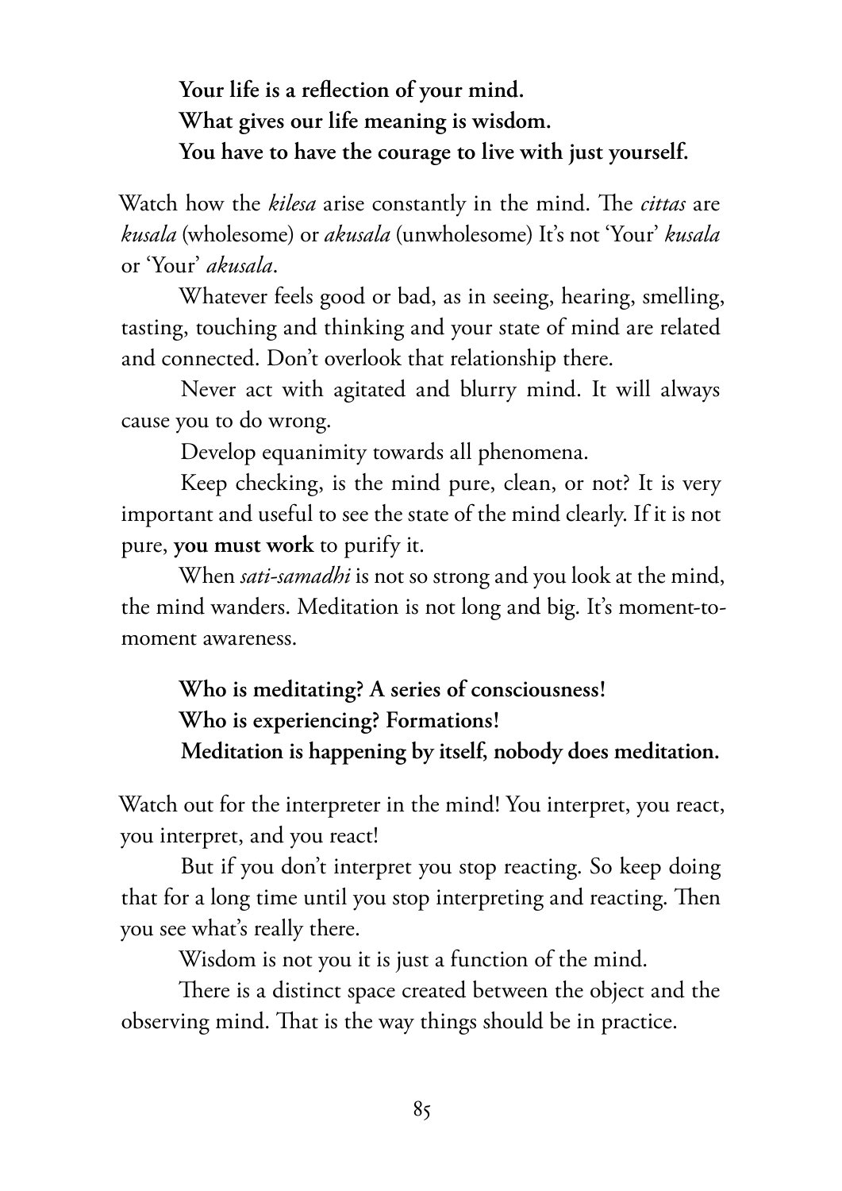**Your life is a reflection of your mind.**
**What gives our life meaning is wisdom.**
**You have to have the courage to live with just yourself.**

Watch how the *kilesa* arise constantly in the mind. The *cittas* are *kusala* (wholesome) or *akusala* (unwholesome) It's not 'Your' *kusala* or 'Your' *akusala*.

Whatever feels good or bad, as in seeing, hearing, smelling, tasting, touching and thinking and your state of mind are related and connected. Don't overlook that relationship there.

Never act with agitated and blurry mind. It will always cause you to do wrong.

Develop equanimity towards all phenomena.

Keep checking, is the mind pure, clean, or not? It is very important and useful to see the state of the mind clearly. If it is not pure, **you must work** to purify it.

When *sati-samadhi* is not so strong and you look at the mind, the mind wanders. Meditation is not long and big. It's moment-to-moment awareness.

**Who is meditating? A series of consciousness!**
**Who is experiencing? Formations!**
**Meditation is happening by itself, nobody does meditation.**

Watch out for the interpreter in the mind! You interpret, you react, you interpret, and you react!

But if you don't interpret you stop reacting. So keep doing that for a long time until you stop interpreting and reacting. Then you see what's really there.

Wisdom is not you it is just a function of the mind.

There is a distinct space created between the object and the observing mind. That is the way things should be in practice.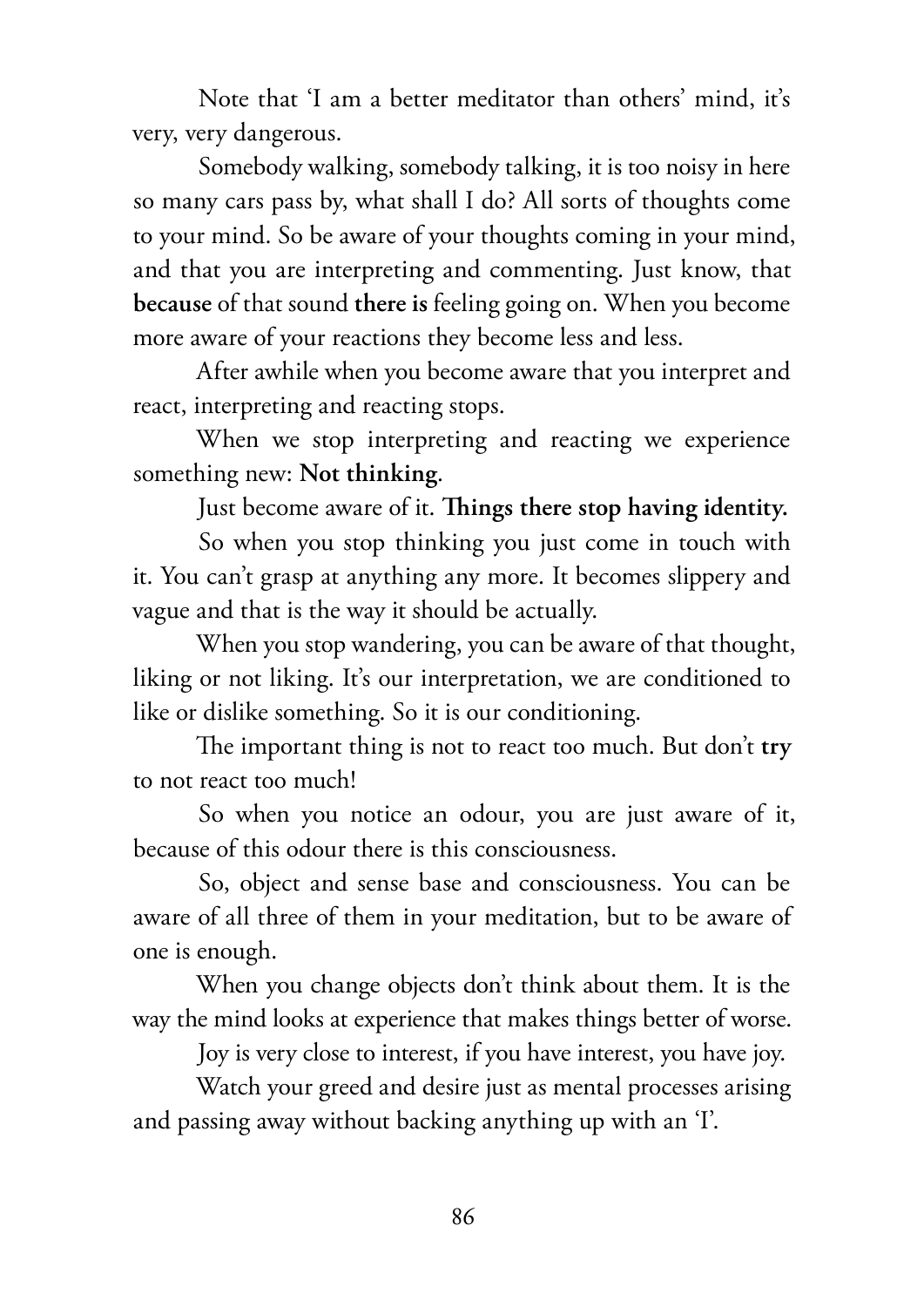Note that 'I am a better meditator than others' mind, it's very, very dangerous.

Somebody walking, somebody talking, it is too noisy in here so many cars pass by, what shall I do? All sorts of thoughts come to your mind. So be aware of your thoughts coming in your mind, and that you are interpreting and commenting. Just know, that **because** of that sound **there is** feeling going on. When you become more aware of your reactions they become less and less.

After awhile when you become aware that you interpret and react, interpreting and reacting stops.

When we stop interpreting and reacting we experience something new: **Not thinking**.

Just become aware of it. **Things there stop having identity.**

So when you stop thinking you just come in touch with it. You can't grasp at anything any more. It becomes slippery and vague and that is the way it should be actually.

When you stop wandering, you can be aware of that thought, liking or not liking. It's our interpretation, we are conditioned to like or dislike something. So it is our conditioning.

The important thing is not to react too much. But don't **try** to not react too much!

So when you notice an odour, you are just aware of it, because of this odour there is this consciousness.

So, object and sense base and consciousness. You can be aware of all three of them in your meditation, but to be aware of one is enough.

When you change objects don't think about them. It is the way the mind looks at experience that makes things better of worse.

Joy is very close to interest, if you have interest, you have joy.

Watch your greed and desire just as mental processes arising and passing away without backing anything up with an 'I'.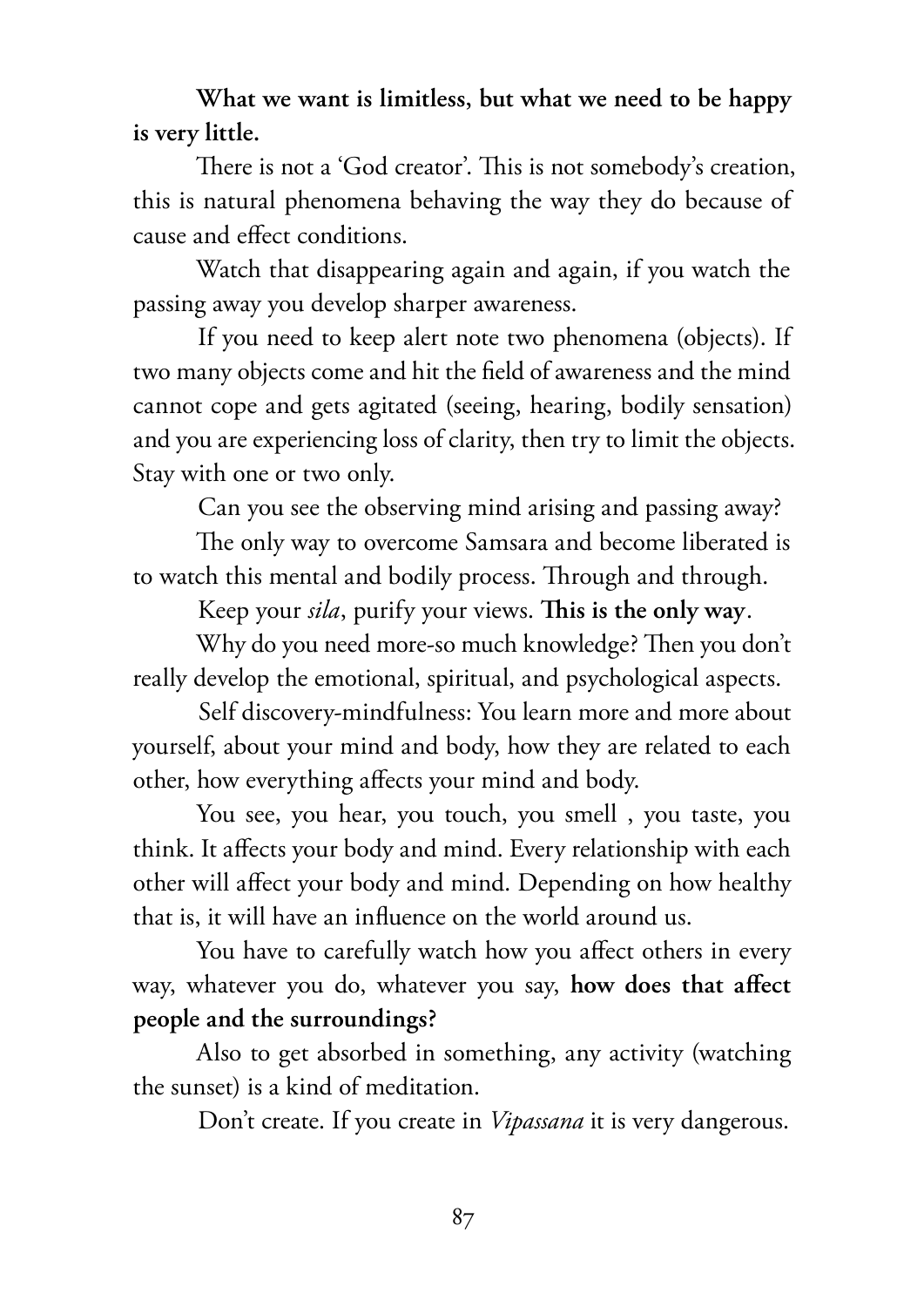**What we want is limitless, but what we need to be happy is very little.**

There is not a 'God creator'. This is not somebody's creation, this is natural phenomena behaving the way they do because of cause and effect conditions.

Watch that disappearing again and again, if you watch the passing away you develop sharper awareness.

If you need to keep alert note two phenomena (objects). If two many objects come and hit the field of awareness and the mind cannot cope and gets agitated (seeing, hearing, bodily sensation) and you are experiencing loss of clarity, then try to limit the objects. Stay with one or two only.

Can you see the observing mind arising and passing away?

The only way to overcome Samsara and become liberated is to watch this mental and bodily process. Through and through.

Keep your *sila*, purify your views. **This is the only way**.

Why do you need more-so much knowledge? Then you don't really develop the emotional, spiritual, and psychological aspects.

Self discovery-mindfulness: You learn more and more about yourself, about your mind and body, how they are related to each other, how everything affects your mind and body.

You see, you hear, you touch, you smell , you taste, you think. It affects your body and mind. Every relationship with each other will affect your body and mind. Depending on how healthy that is, it will have an influence on the world around us.

You have to carefully watch how you affect others in every way, whatever you do, whatever you say, **how does that affect people and the surroundings?**

Also to get absorbed in something, any activity (watching the sunset) is a kind of meditation.

Don't create. If you create in *Vipassana* it is very dangerous.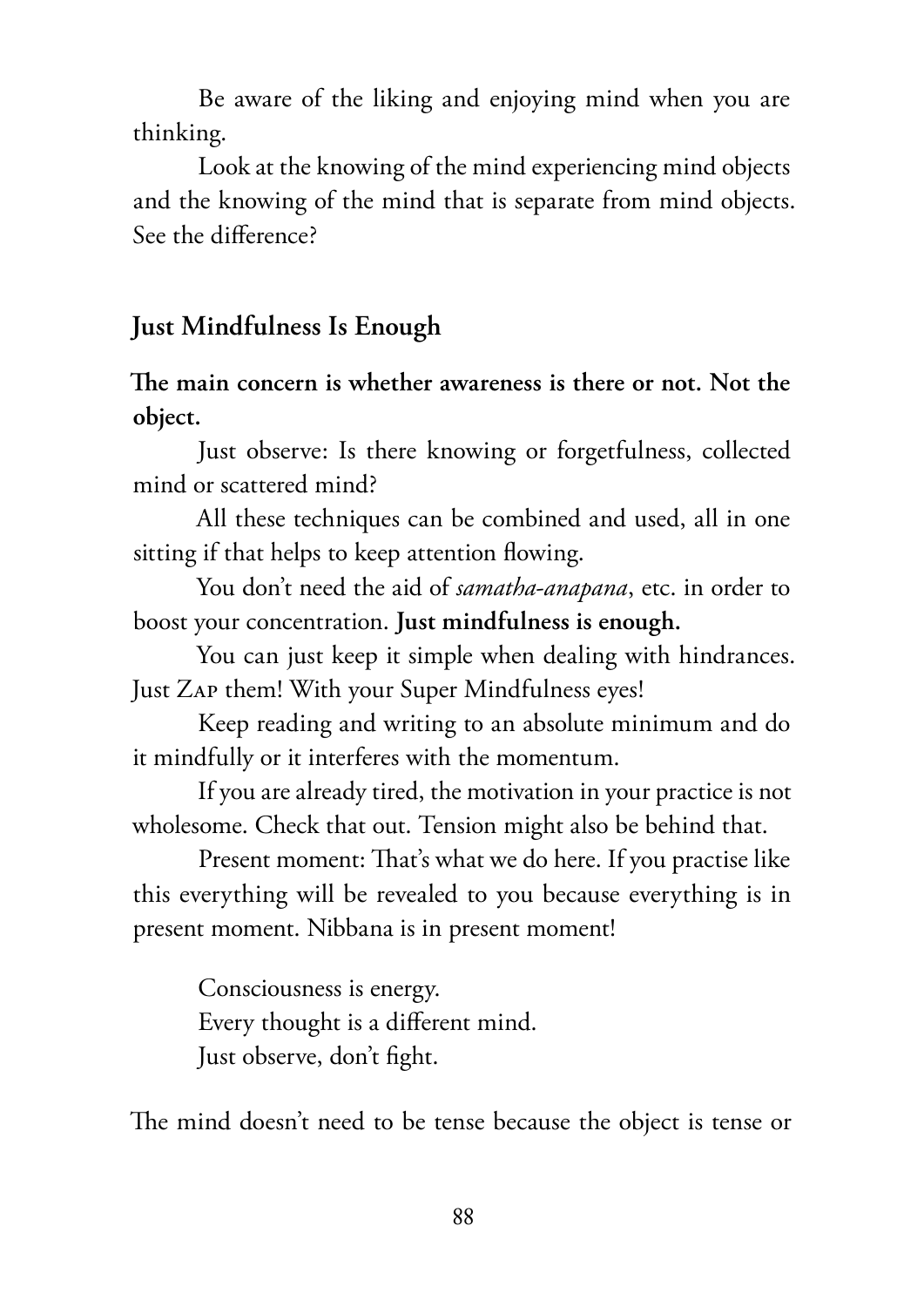Be aware of the liking and enjoying mind when you are thinking.

Look at the knowing of the mind experiencing mind objects and the knowing of the mind that is separate from mind objects. See the difference?

### Just Mindfulness Is Enough

**The main concern is whether awareness is there or not. Not the object.**

Just observe: Is there knowing or forgetfulness, collected mind or scattered mind?

All these techniques can be combined and used, all in one sitting if that helps to keep attention flowing.

You don't need the aid of *samatha-anapana*, etc. in order to boost your concentration. **Just mindfulness is enough.**

You can just keep it simple when dealing with hindrances. Just ZAP them! With your Super Mindfulness eyes!

Keep reading and writing to an absolute minimum and do it mindfully or it interferes with the momentum.

If you are already tired, the motivation in your practice is not wholesome. Check that out. Tension might also be behind that.

Present moment: That's what we do here. If you practise like this everything will be revealed to you because everything is in present moment. Nibbana is in present moment!

Consciousness is energy.
Every thought is a different mind.
Just observe, don't fight.

The mind doesn't need to be tense because the object is tense or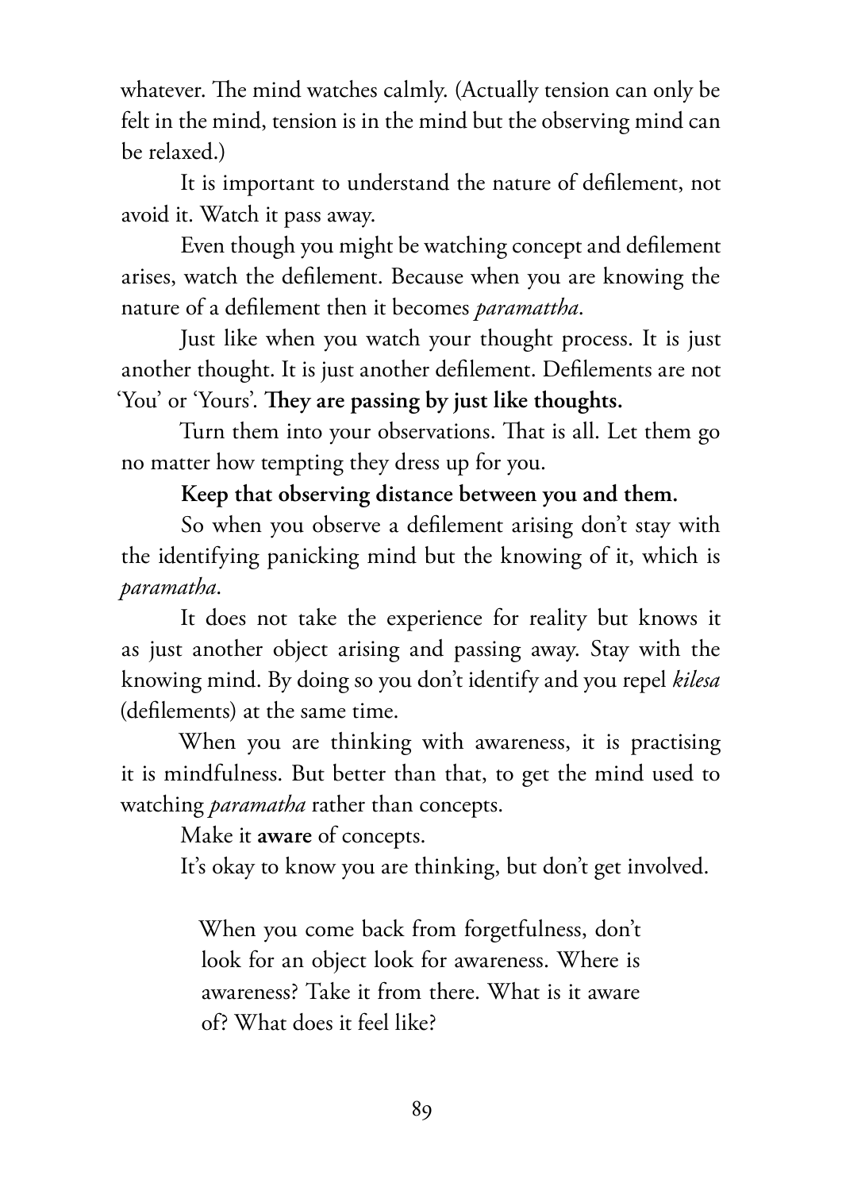whatever. The mind watches calmly. (Actually tension can only be felt in the mind, tension is in the mind but the observing mind can be relaxed.)

It is important to understand the nature of defilement, not avoid it. Watch it pass away.

Even though you might be watching concept and defilement arises, watch the defilement. Because when you are knowing the nature of a defilement then it becomes *paramattha*.

Just like when you watch your thought process. It is just another thought. It is just another defilement. Defilements are not 'You' or 'Yours'. **They are passing by just like thoughts.**

Turn them into your observations. That is all. Let them go no matter how tempting they dress up for you.

**Keep that observing distance between you and them.**

So when you observe a defilement arising don't stay with the identifying panicking mind but the knowing of it, which is *paramatha*.

It does not take the experience for reality but knows it as just another object arising and passing away. Stay with the knowing mind. By doing so you don't identify and you repel *kilesa* (defilements) at the same time.

When you are thinking with awareness, it is practising it is mindfulness. But better than that, to get the mind used to watching *paramatha* rather than concepts.

Make it **aware** of concepts.

It's okay to know you are thinking, but don't get involved.

> When you come back from forgetfulness, don't look for an object look for awareness. Where is awareness? Take it from there. What is it aware of? What does it feel like?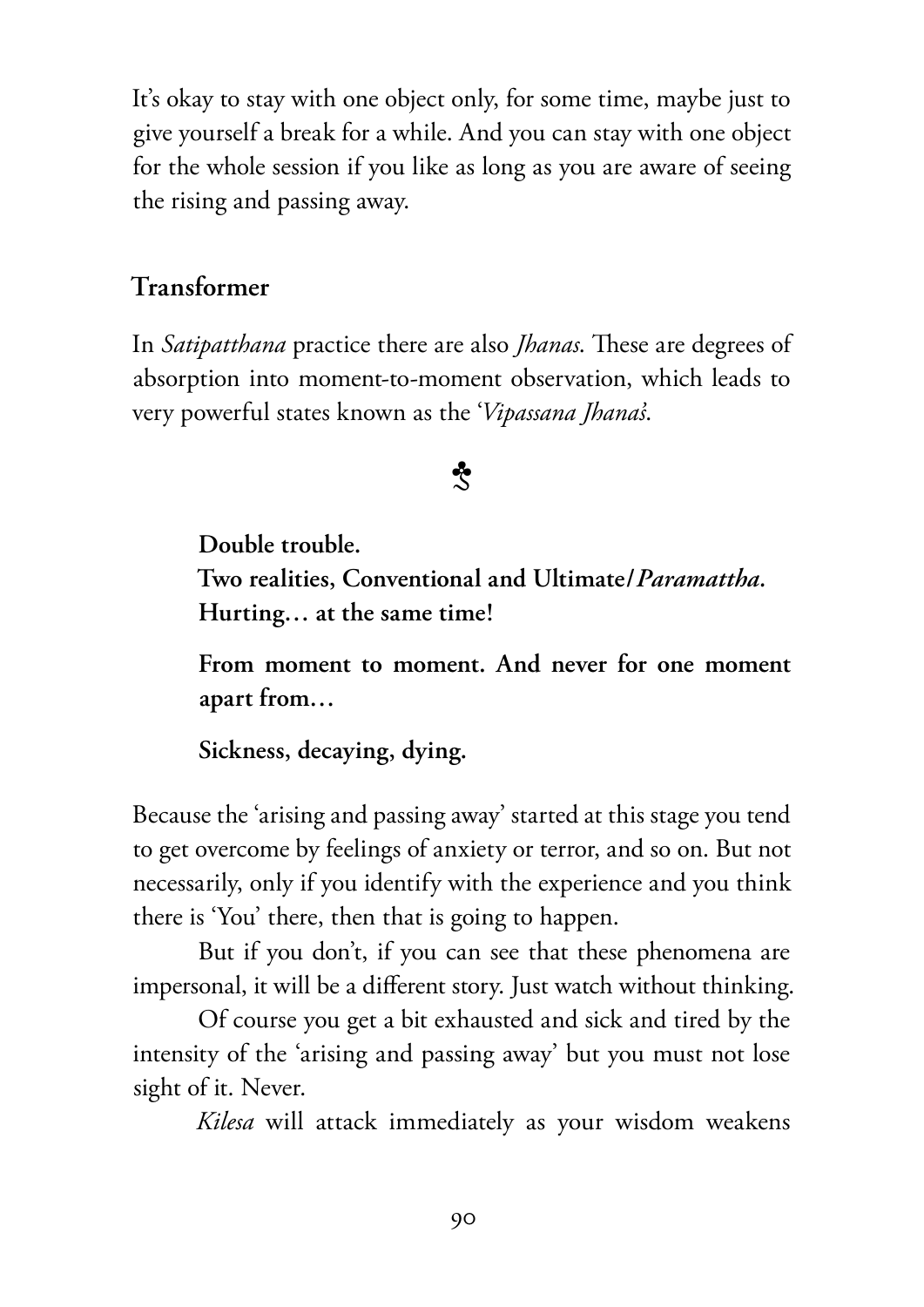It's okay to stay with one object only, for some time, maybe just to give yourself a break for a while. And you can stay with one object for the whole session if you like as long as you are aware of seeing the rising and passing away.

## Transformer

In *Satipatthana* practice there are also *Jhanas*. These are degrees of absorption into moment-to-moment observation, which leads to very powerful states known as the '*Vipassana Jhanas*'.

☘

> **Double trouble.**
> **Two realities, Conventional and Ultimate/*Paramattha*.**
> **Hurting… at the same time!**
>
> **From moment to moment. And never for one moment apart from…**
>
> **Sickness, decaying, dying.**

Because the 'arising and passing away' started at this stage you tend to get overcome by feelings of anxiety or terror, and so on. But not necessarily, only if you identify with the experience and you think there is 'You' there, then that is going to happen.

But if you don't, if you can see that these phenomena are impersonal, it will be a different story. Just watch without thinking.

Of course you get a bit exhausted and sick and tired by the intensity of the 'arising and passing away' but you must not lose sight of it. Never.

*Kilesa* will attack immediately as your wisdom weakens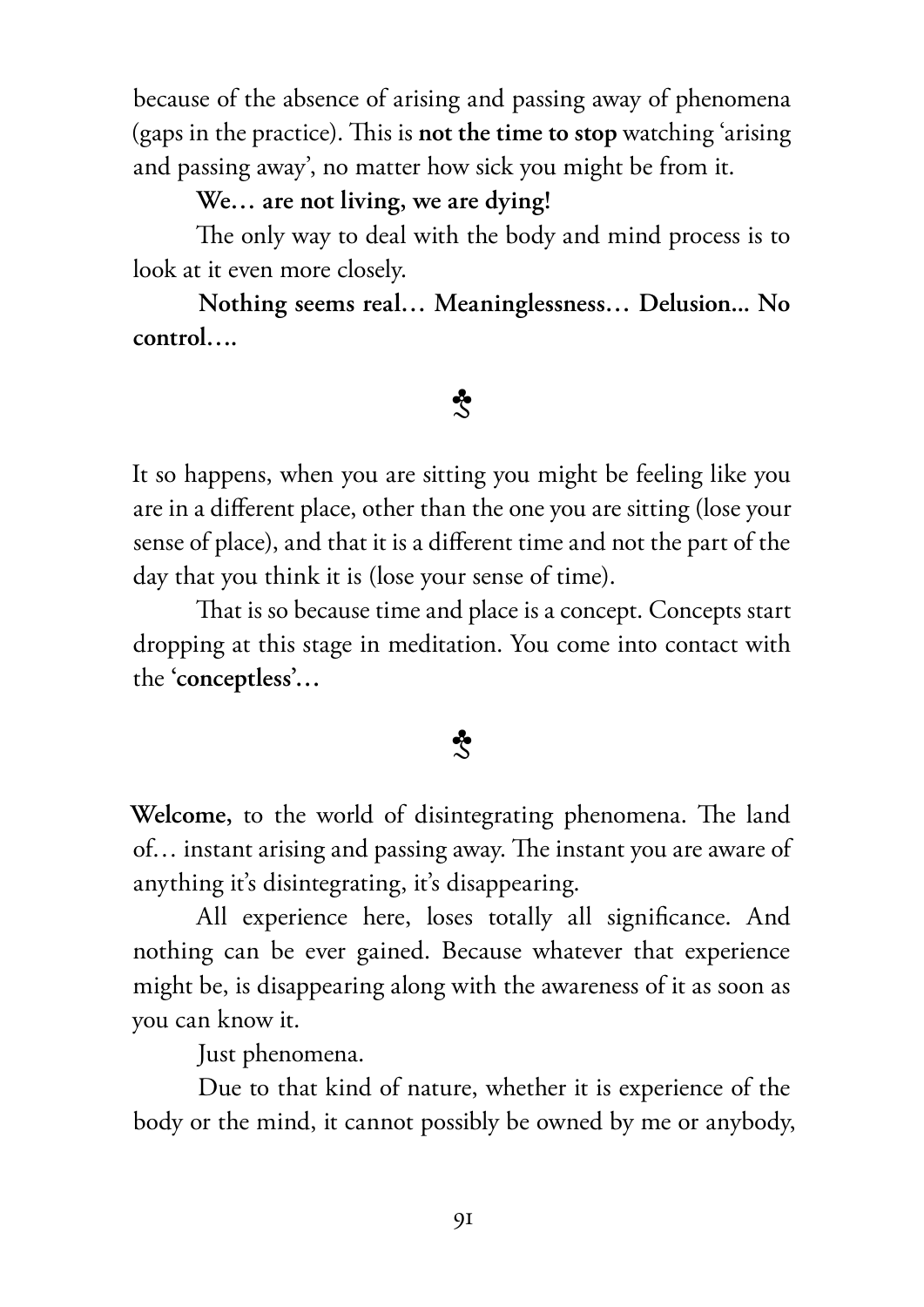because of the absence of arising and passing away of phenomena (gaps in the practice). This is **not the time to stop** watching 'arising and passing away', no matter how sick you might be from it.

**We… are not living, we are dying!**

The only way to deal with the body and mind process is to look at it even more closely.

**Nothing seems real… Meaninglessness… Delusion... No control….**

☘

It so happens, when you are sitting you might be feeling like you are in a different place, other than the one you are sitting (lose your sense of place), and that it is a different time and not the part of the day that you think it is (lose your sense of time).

That is so because time and place is a concept. Concepts start dropping at this stage in meditation. You come into contact with the **'conceptless'…**

☘

**Welcome,** to the world of disintegrating phenomena. The land of… instant arising and passing away. The instant you are aware of anything it's disintegrating, it's disappearing.

All experience here, loses totally all significance. And nothing can be ever gained. Because whatever that experience might be, is disappearing along with the awareness of it as soon as you can know it.

Just phenomena.

Due to that kind of nature, whether it is experience of the body or the mind, it cannot possibly be owned by me or anybody,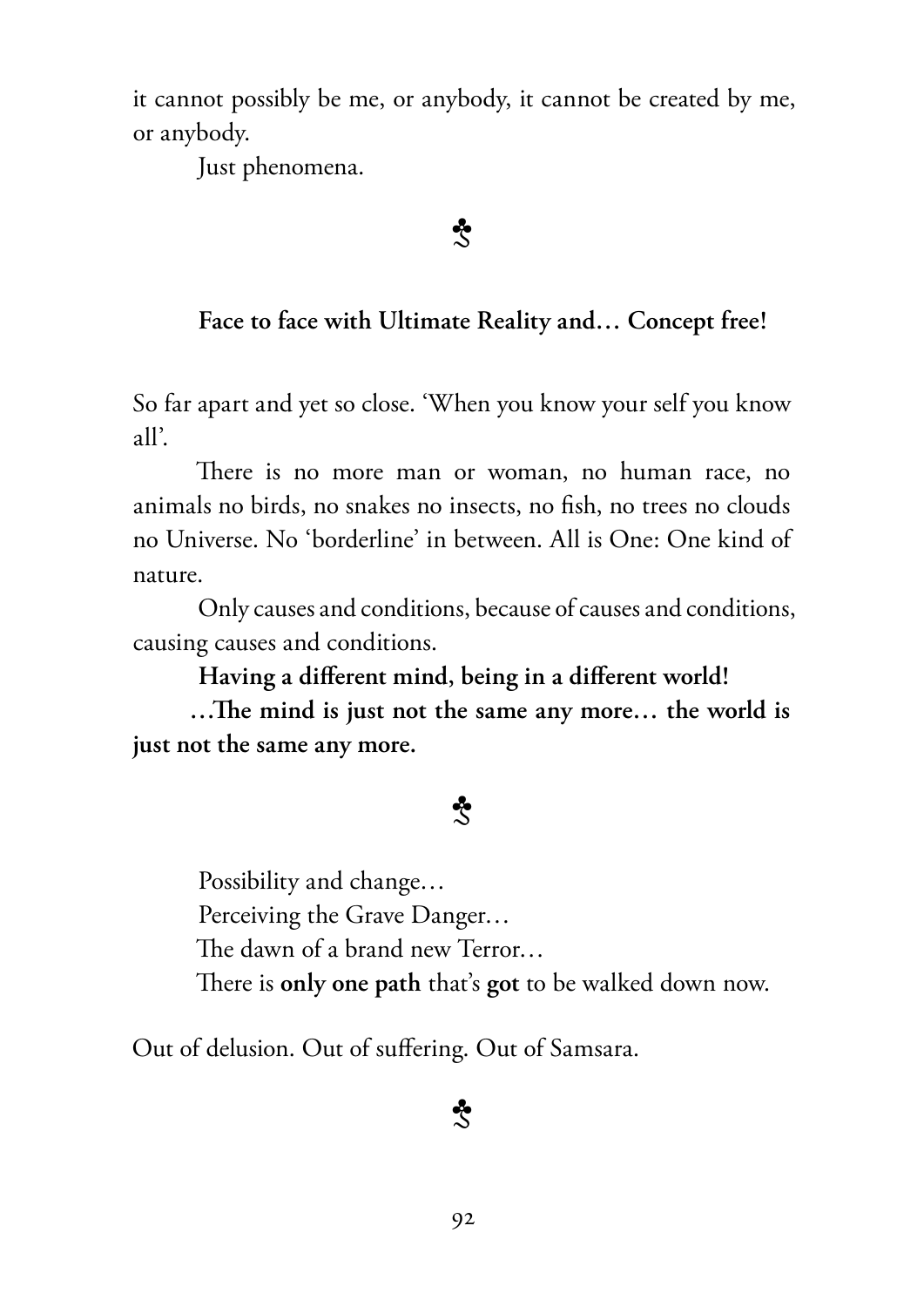it cannot possibly be me, or anybody, it cannot be created by me, or anybody.

Just phenomena.

☘

**Face to face with Ultimate Reality and… Concept free!**

So far apart and yet so close. 'When you know your self you know all'.

There is no more man or woman, no human race, no animals no birds, no snakes no insects, no fish, no trees no clouds no Universe. No 'borderline' in between. All is One: One kind of nature.

Only causes and conditions, because of causes and conditions, causing causes and conditions.

**Having a different mind, being in a different world!**

**…The mind is just not the same any more… the world is just not the same any more.**

☘

Possibility and change…

Perceiving the Grave Danger…

The dawn of a brand new Terror…

There is **only one path** that's **got** to be walked down now.

Out of delusion. Out of suffering. Out of Samsara.

☘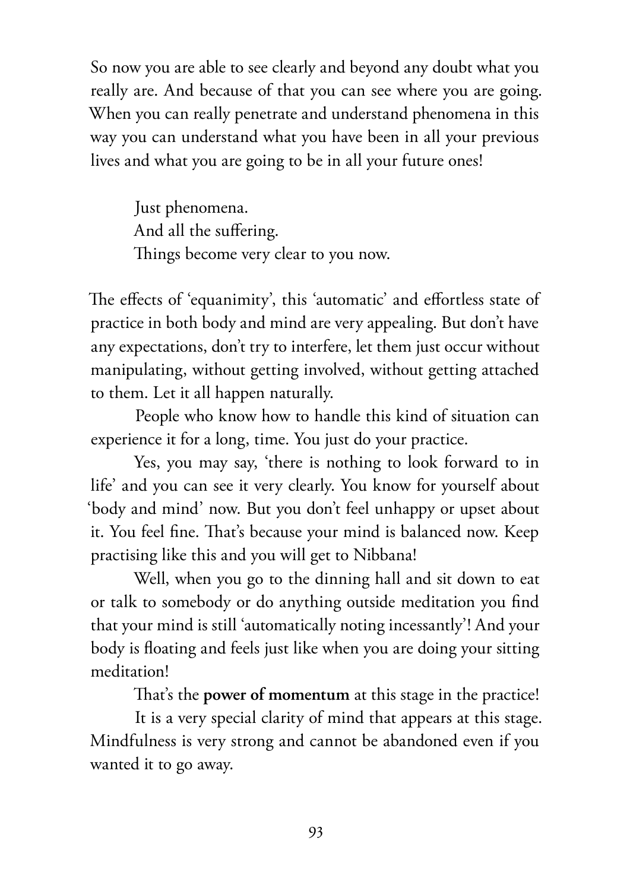So now you are able to see clearly and beyond any doubt what you really are. And because of that you can see where you are going. When you can really penetrate and understand phenomena in this way you can understand what you have been in all your previous lives and what you are going to be in all your future ones!

> Just phenomena.
> And all the suffering.
> Things become very clear to you now.

The effects of 'equanimity', this 'automatic' and effortless state of practice in both body and mind are very appealing. But don't have any expectations, don't try to interfere, let them just occur without manipulating, without getting involved, without getting attached to them. Let it all happen naturally.

People who know how to handle this kind of situation can experience it for a long, time. You just do your practice.

Yes, you may say, 'there is nothing to look forward to in life' and you can see it very clearly. You know for yourself about 'body and mind' now. But you don't feel unhappy or upset about it. You feel fine. That's because your mind is balanced now. Keep practising like this and you will get to Nibbana!

Well, when you go to the dinning hall and sit down to eat or talk to somebody or do anything outside meditation you find that your mind is still 'automatically noting incessantly'! And your body is floating and feels just like when you are doing your sitting meditation!

That's the **power of momentum** at this stage in the practice!

It is a very special clarity of mind that appears at this stage. Mindfulness is very strong and cannot be abandoned even if you wanted it to go away.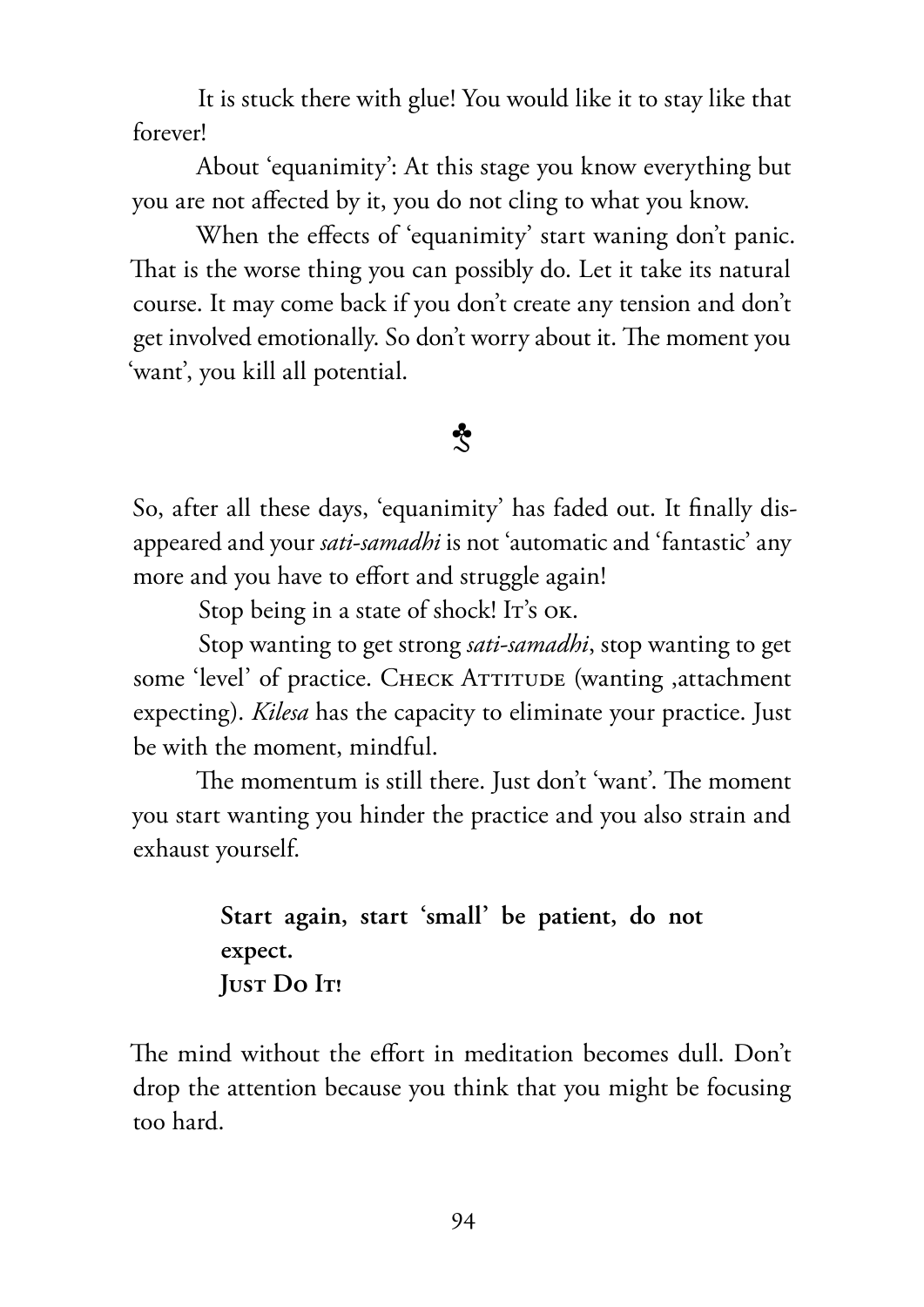It is stuck there with glue! You would like it to stay like that forever!

About 'equanimity': At this stage you know everything but you are not affected by it, you do not cling to what you know.

When the effects of 'equanimity' start waning don't panic. That is the worse thing you can possibly do. Let it take its natural course. It may come back if you don't create any tension and don't get involved emotionally. So don't worry about it. The moment you 'want', you kill all potential.

☘

So, after all these days, 'equanimity' has faded out. It finally disappeared and your *sati-samadhi* is not 'automatic and 'fantastic' any more and you have to effort and struggle again!

Stop being in a state of shock! It's OK.

Stop wanting to get strong *sati-samadhi*, stop wanting to get some 'level' of practice. CHECK ATTITUDE (wanting ,attachment expecting). *Kilesa* has the capacity to eliminate your practice. Just be with the moment, mindful.

The momentum is still there. Just don't 'want'. The moment you start wanting you hinder the practice and you also strain and exhaust yourself.

> **Start again, start 'small' be patient, do not expect.**
> **JUST DO IT!**

The mind without the effort in meditation becomes dull. Don't drop the attention because you think that you might be focusing too hard.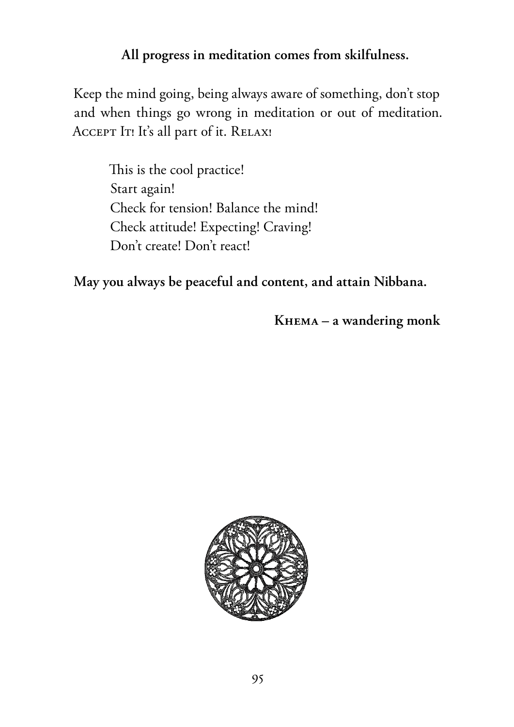**All progress in meditation comes from skilfulness.**

Keep the mind going, being always aware of something, don't stop and when things go wrong in meditation or out of meditation. ACCEPT IT! It's all part of it. RELAX!

> This is the cool practice!
> Start again!
> Check for tension! Balance the mind!
> Check attitude! Expecting! Craving!
> Don't create! Don't react!

**May you always be peaceful and content, and attain Nibbana.**

**KHEMA – a wandering monk**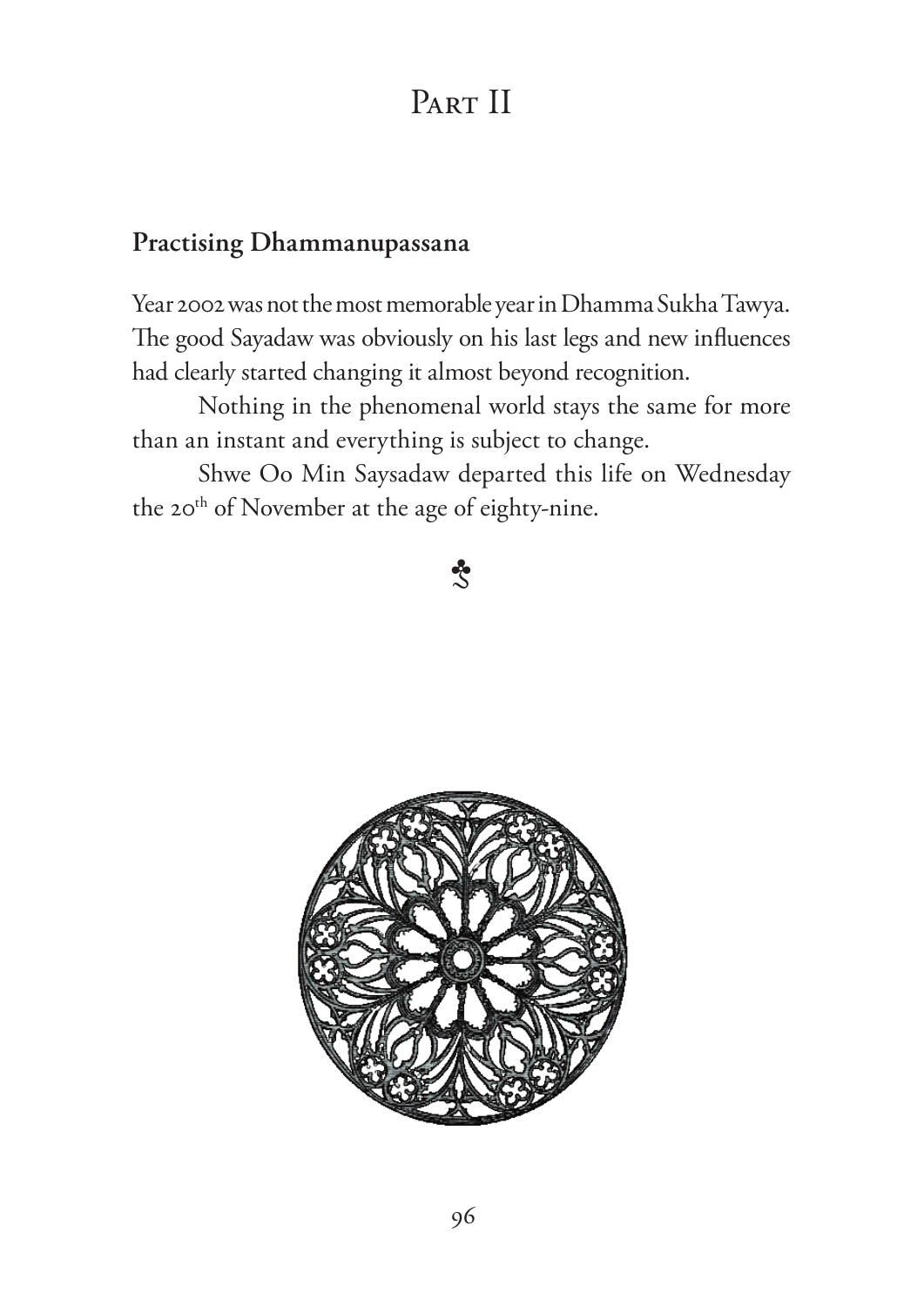# Part II

## Practising Dhammanupassana

Year 2002 was not the most memorable year in Dhamma Sukha Tawya. The good Sayadaw was obviously on his last legs and new influences had clearly started changing it almost beyond recognition.

Nothing in the phenomenal world stays the same for more than an instant and everything is subject to change.

Shwe Oo Min Saysadaw departed this life on Wednesday the 20th of November at the age of eighty-nine.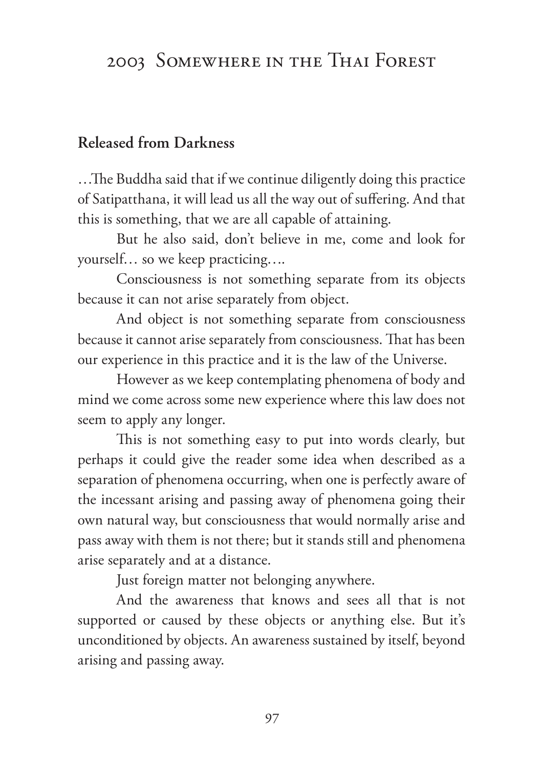# 2003 Somewhere in the Thai Forest

## Released from Darkness

…The Buddha said that if we continue diligently doing this practice of Satipatthana, it will lead us all the way out of suffering. And that this is something, that we are all capable of attaining.

But he also said, don't believe in me, come and look for yourself… so we keep practicing….

Consciousness is not something separate from its objects because it can not arise separately from object.

And object is not something separate from consciousness because it cannot arise separately from consciousness. That has been our experience in this practice and it is the law of the Universe.

However as we keep contemplating phenomena of body and mind we come across some new experience where this law does not seem to apply any longer.

This is not something easy to put into words clearly, but perhaps it could give the reader some idea when described as a separation of phenomena occurring, when one is perfectly aware of the incessant arising and passing away of phenomena going their own natural way, but consciousness that would normally arise and pass away with them is not there; but it stands still and phenomena arise separately and at a distance.

Just foreign matter not belonging anywhere.

And the awareness that knows and sees all that is not supported or caused by these objects or anything else. But it's unconditioned by objects. An awareness sustained by itself, beyond arising and passing away.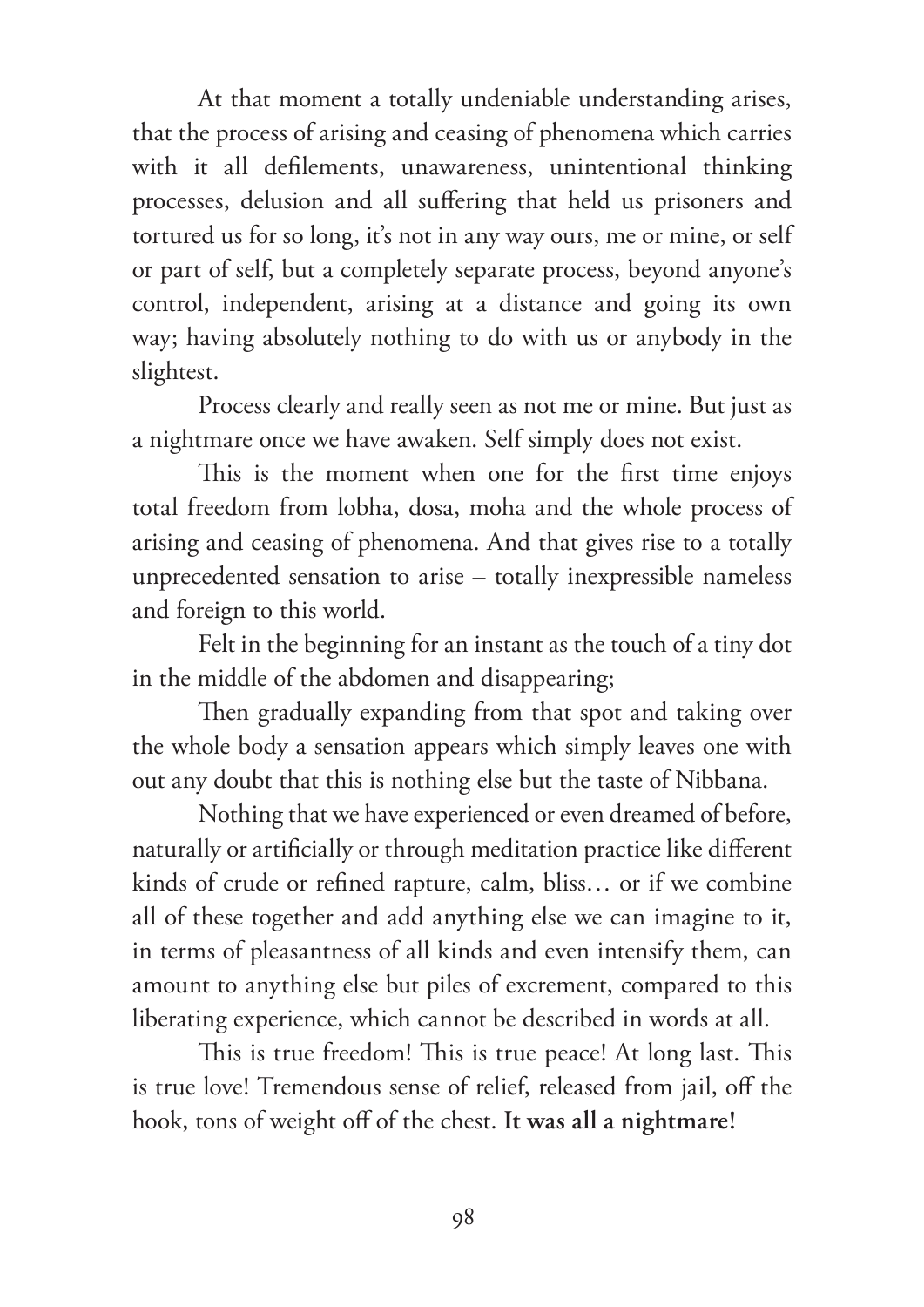At that moment a totally undeniable understanding arises, that the process of arising and ceasing of phenomena which carries with it all defilements, unawareness, unintentional thinking processes, delusion and all suffering that held us prisoners and tortured us for so long, it's not in any way ours, me or mine, or self or part of self, but a completely separate process, beyond anyone's control, independent, arising at a distance and going its own way; having absolutely nothing to do with us or anybody in the slightest.

Process clearly and really seen as not me or mine. But just as a nightmare once we have awaken. Self simply does not exist.

This is the moment when one for the first time enjoys total freedom from lobha, dosa, moha and the whole process of arising and ceasing of phenomena. And that gives rise to a totally unprecedented sensation to arise – totally inexpressible nameless and foreign to this world.

Felt in the beginning for an instant as the touch of a tiny dot in the middle of the abdomen and disappearing;

Then gradually expanding from that spot and taking over the whole body a sensation appears which simply leaves one with out any doubt that this is nothing else but the taste of Nibbana.

Nothing that we have experienced or even dreamed of before, naturally or artificially or through meditation practice like different kinds of crude or refined rapture, calm, bliss… or if we combine all of these together and add anything else we can imagine to it, in terms of pleasantness of all kinds and even intensify them, can amount to anything else but piles of excrement, compared to this liberating experience, which cannot be described in words at all.

This is true freedom! This is true peace! At long last. This is true love! Tremendous sense of relief, released from jail, off the hook, tons of weight off of the chest. **It was all a nightmare!**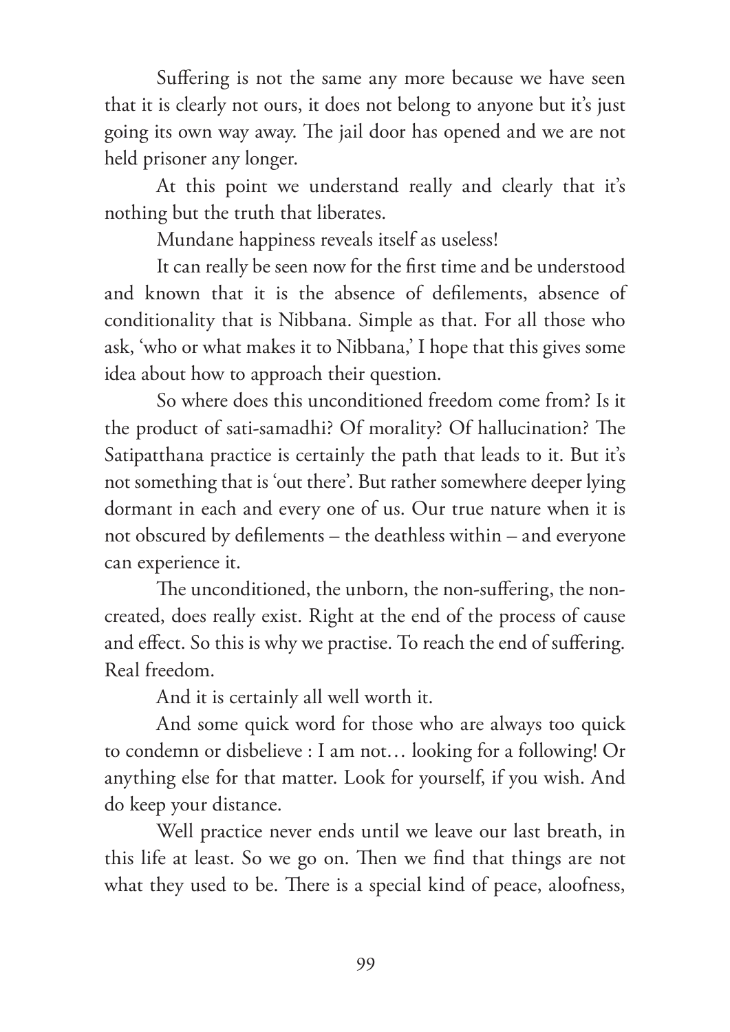Suffering is not the same any more because we have seen that it is clearly not ours, it does not belong to anyone but it's just going its own way away. The jail door has opened and we are not held prisoner any longer.

At this point we understand really and clearly that it's nothing but the truth that liberates.

Mundane happiness reveals itself as useless!

It can really be seen now for the first time and be understood and known that it is the absence of defilements, absence of conditionality that is Nibbana. Simple as that. For all those who ask, 'who or what makes it to Nibbana,' I hope that this gives some idea about how to approach their question.

So where does this unconditioned freedom come from? Is it the product of sati-samadhi? Of morality? Of hallucination? The Satipatthana practice is certainly the path that leads to it. But it's not something that is 'out there'. But rather somewhere deeper lying dormant in each and every one of us. Our true nature when it is not obscured by defilements – the deathless within – and everyone can experience it.

The unconditioned, the unborn, the non-suffering, the non-created, does really exist. Right at the end of the process of cause and effect. So this is why we practise. To reach the end of suffering. Real freedom.

And it is certainly all well worth it.

And some quick word for those who are always too quick to condemn or disbelieve : I am not… looking for a following! Or anything else for that matter. Look for yourself, if you wish. And do keep your distance.

Well practice never ends until we leave our last breath, in this life at least. So we go on. Then we find that things are not what they used to be. There is a special kind of peace, aloofness,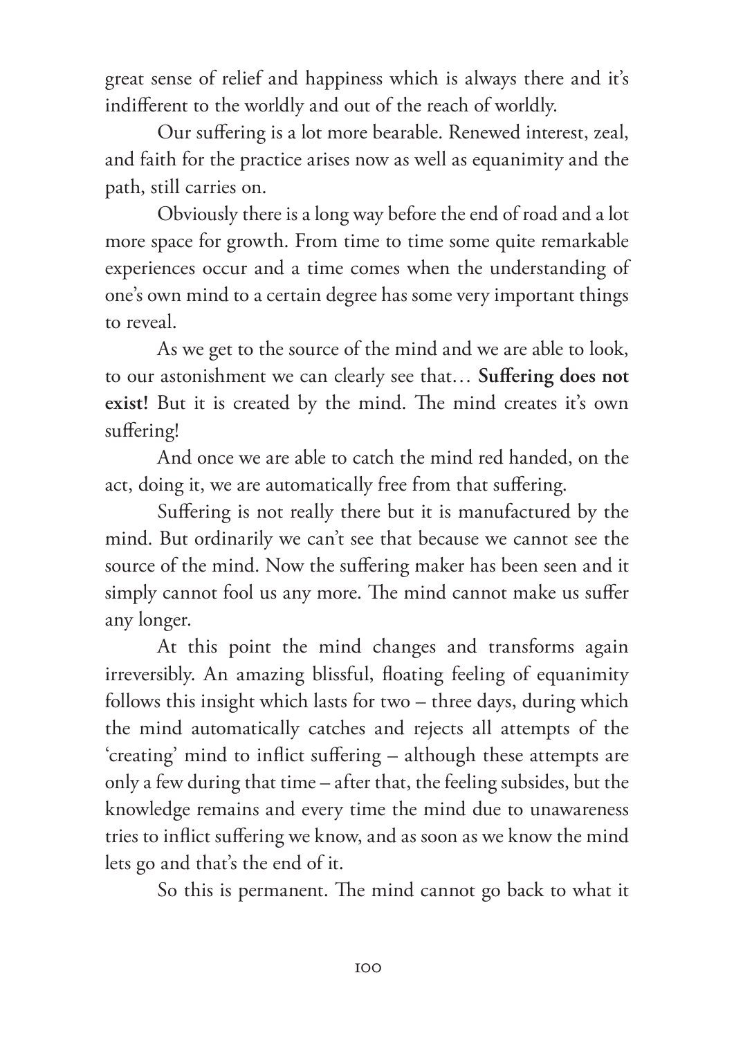great sense of relief and happiness which is always there and it's indifferent to the worldly and out of the reach of worldly.

Our suffering is a lot more bearable. Renewed interest, zeal, and faith for the practice arises now as well as equanimity and the path, still carries on.

Obviously there is a long way before the end of road and a lot more space for growth. From time to time some quite remarkable experiences occur and a time comes when the understanding of one's own mind to a certain degree has some very important things to reveal.

As we get to the source of the mind and we are able to look, to our astonishment we can clearly see that… **Suffering does not exist!** But it is created by the mind. The mind creates it's own suffering!

And once we are able to catch the mind red handed, on the act, doing it, we are automatically free from that suffering.

Suffering is not really there but it is manufactured by the mind. But ordinarily we can't see that because we cannot see the source of the mind. Now the suffering maker has been seen and it simply cannot fool us any more. The mind cannot make us suffer any longer.

At this point the mind changes and transforms again irreversibly. An amazing blissful, floating feeling of equanimity follows this insight which lasts for two – three days, during which the mind automatically catches and rejects all attempts of the 'creating' mind to inflict suffering – although these attempts are only a few during that time – after that, the feeling subsides, but the knowledge remains and every time the mind due to unawareness tries to inflict suffering we know, and as soon as we know the mind lets go and that's the end of it.

So this is permanent. The mind cannot go back to what it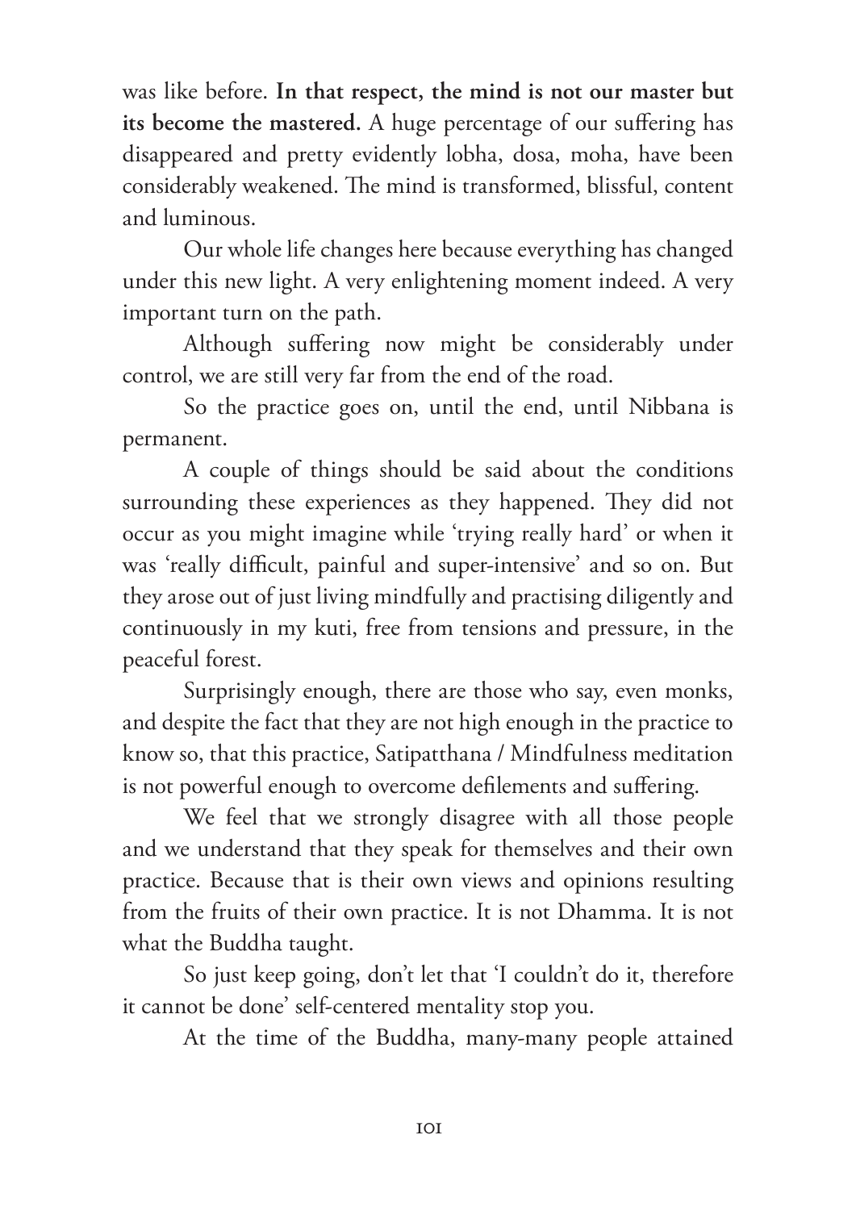was like before. **In that respect, the mind is not our master but its become the mastered.** A huge percentage of our suffering has disappeared and pretty evidently lobha, dosa, moha, have been considerably weakened. The mind is transformed, blissful, content and luminous.

Our whole life changes here because everything has changed under this new light. A very enlightening moment indeed. A very important turn on the path.

Although suffering now might be considerably under control, we are still very far from the end of the road.

So the practice goes on, until the end, until Nibbana is permanent.

A couple of things should be said about the conditions surrounding these experiences as they happened. They did not occur as you might imagine while 'trying really hard' or when it was 'really difficult, painful and super-intensive' and so on. But they arose out of just living mindfully and practising diligently and continuously in my kuti, free from tensions and pressure, in the peaceful forest.

Surprisingly enough, there are those who say, even monks, and despite the fact that they are not high enough in the practice to know so, that this practice, Satipatthana / Mindfulness meditation is not powerful enough to overcome defilements and suffering.

We feel that we strongly disagree with all those people and we understand that they speak for themselves and their own practice. Because that is their own views and opinions resulting from the fruits of their own practice. It is not Dhamma. It is not what the Buddha taught.

So just keep going, don't let that 'I couldn't do it, therefore it cannot be done' self-centered mentality stop you.

At the time of the Buddha, many-many people attained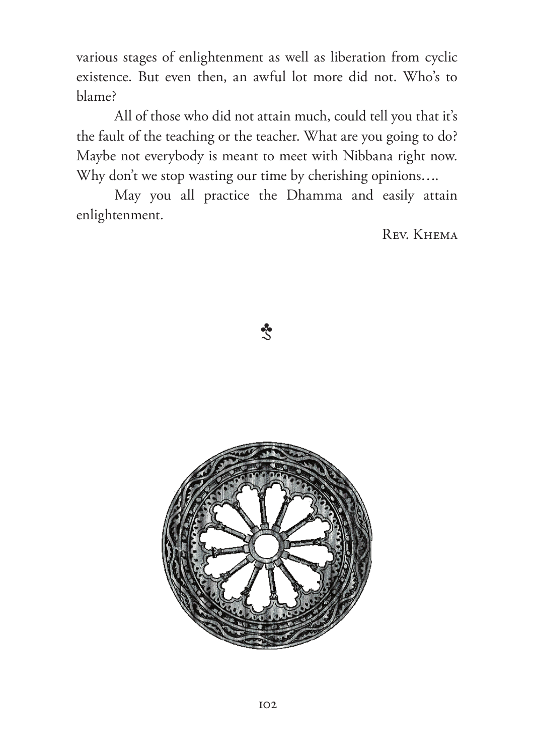various stages of enlightenment as well as liberation from cyclic existence. But even then, an awful lot more did not. Who's to blame?

All of those who did not attain much, could tell you that it's the fault of the teaching or the teacher. What are you going to do? Maybe not everybody is meant to meet with Nibbana right now. Why don't we stop wasting our time by cherishing opinions….

May you all practice the Dhamma and easily attain enlightenment.

Rev. Khema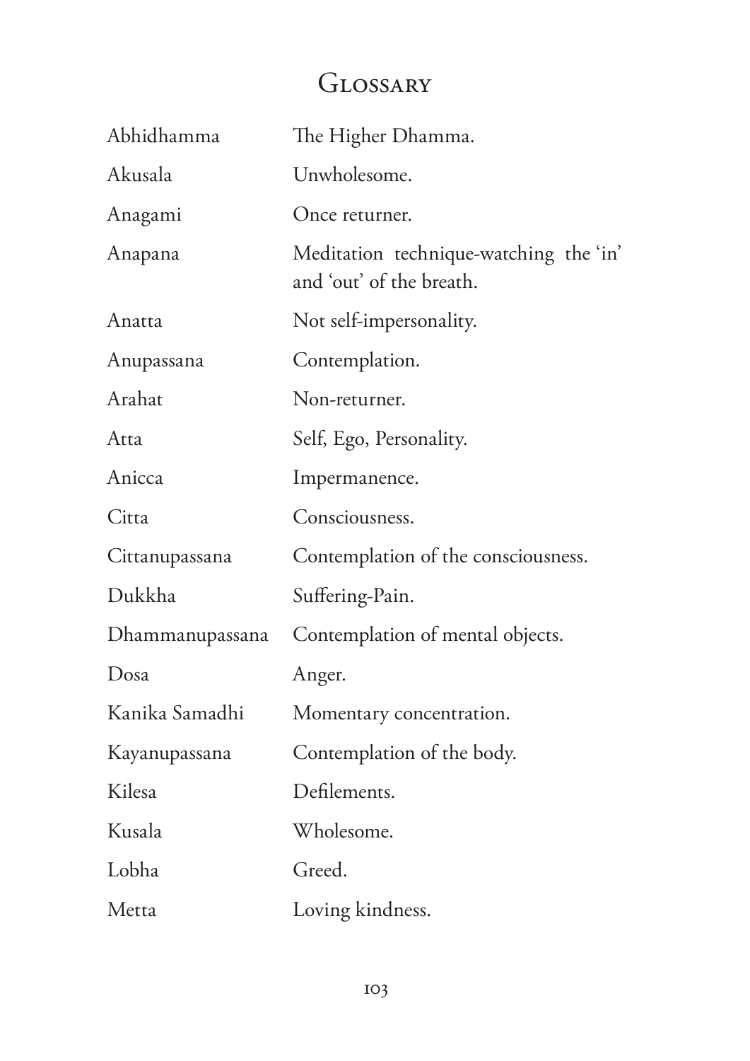# Glossary

| | |
|---|---|
| Abhidhamma | The Higher Dhamma. |
| Akusala | Unwholesome. |
| Anagami | Once returner. |
| Anapana | Meditation technique-watching the 'in' and 'out' of the breath. |
| Anatta | Not self-impersonality. |
| Anupassana | Contemplation. |
| Arahat | Non-returner. |
| Atta | Self, Ego, Personality. |
| Anicca | Impermanence. |
| Citta | Consciousness. |
| Cittanupassana | Contemplation of the consciousness. |
| Dukkha | Suffering-Pain. |
| Dhammanupassana | Contemplation of mental objects. |
| Dosa | Anger. |
| Kanika Samadhi | Momentary concentration. |
| Kayanupassana | Contemplation of the body. |
| Kilesa | Defilements. |
| Kusala | Wholesome. |
| Lobha | Greed. |
| Metta | Loving kindness. |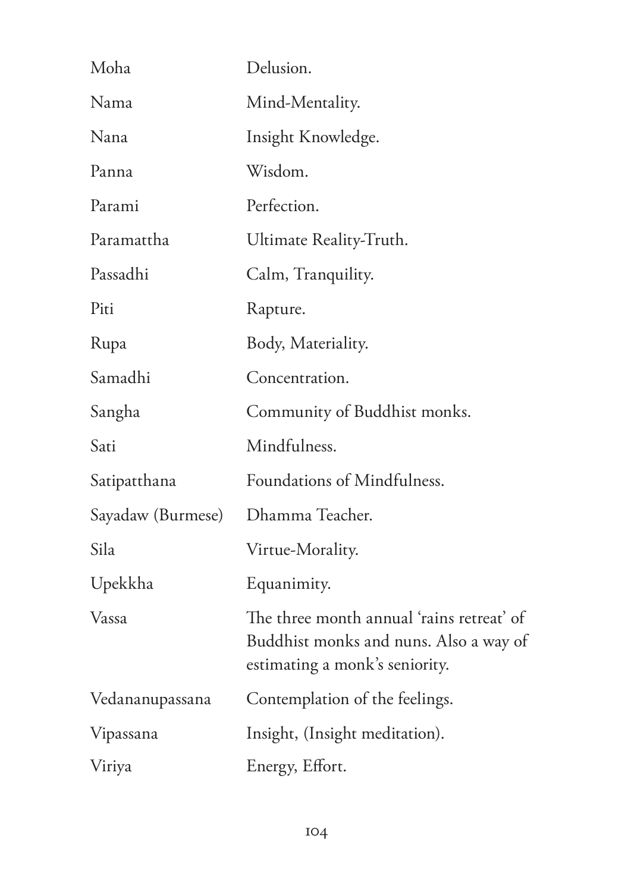| | |
|---|---|
| Moha | Delusion. |
| Nama | Mind-Mentality. |
| Nana | Insight Knowledge. |
| Panna | Wisdom. |
| Parami | Perfection. |
| Paramattha | Ultimate Reality-Truth. |
| Passadhi | Calm, Tranquility. |
| Piti | Rapture. |
| Rupa | Body, Materiality. |
| Samadhi | Concentration. |
| Sangha | Community of Buddhist monks. |
| Sati | Mindfulness. |
| Satipatthana | Foundations of Mindfulness. |
| Sayadaw (Burmese) | Dhamma Teacher. |
| Sila | Virtue-Morality. |
| Upekkha | Equanimity. |
| Vassa | The three month annual 'rains retreat' of Buddhist monks and nuns. Also a way of estimating a monk's seniority. |
| Vedananupassana | Contemplation of the feelings. |
| Vipassana | Insight, (Insight meditation). |
| Viriya | Energy, Effort. |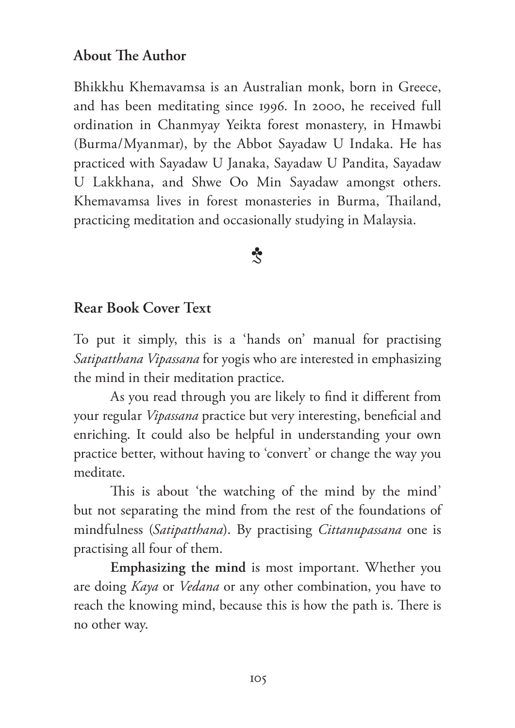## About The Author

Bhikkhu Khemavamsa is an Australian monk, born in Greece, and has been meditating since 1996. In 2000, he received full ordination in Chanmyay Yeikta forest monastery, in Hmawbi (Burma/Myanmar), by the Abbot Sayadaw U Indaka. He has practiced with Sayadaw U Janaka, Sayadaw U Pandita, Sayadaw U Lakkhana, and Shwe Oo Min Sayadaw amongst others. Khemavamsa lives in forest monasteries in Burma, Thailand, practicing meditation and occasionally studying in Malaysia.

☘

## Rear Book Cover Text

To put it simply, this is a 'hands on' manual for practising *Satipatthana Vipassana* for yogis who are interested in emphasizing the mind in their meditation practice.

As you read through you are likely to find it different from your regular *Vipassana* practice but very interesting, beneficial and enriching. It could also be helpful in understanding your own practice better, without having to 'convert' or change the way you meditate.

This is about 'the watching of the mind by the mind' but not separating the mind from the rest of the foundations of mindfulness (*Satipatthana*). By practising *Cittanupassana* one is practising all four of them.

**Emphasizing the mind** is most important. Whether you are doing *Kaya* or *Vedana* or any other combination, you have to reach the knowing mind, because this is how the path is. There is no other way.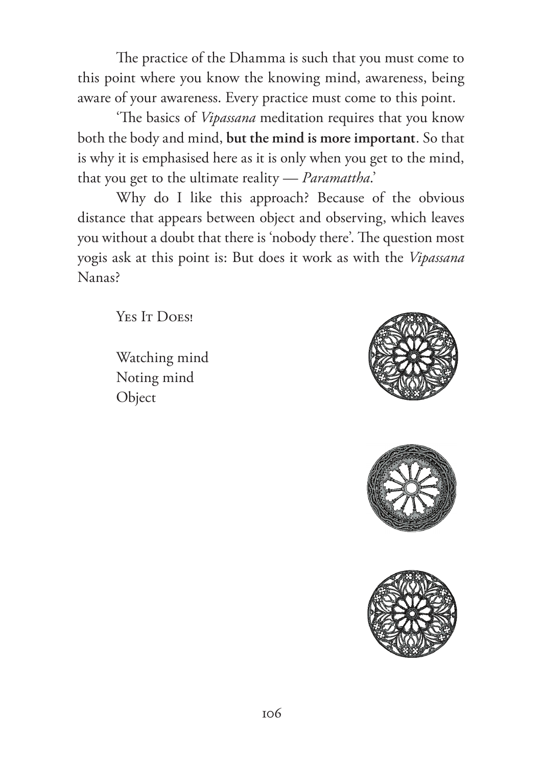The practice of the Dhamma is such that you must come to this point where you know the knowing mind, awareness, being aware of your awareness. Every practice must come to this point.

'The basics of *Vipassana* meditation requires that you know both the body and mind, **but the mind is more important**. So that is why it is emphasised here as it is only when you get to the mind, that you get to the ultimate reality — *Paramattha*.'

Why do I like this approach? Because of the obvious distance that appears between object and observing, which leaves you without a doubt that there is 'nobody there'. The question most yogis ask at this point is: But does it work as with the *Vipassana* Nanas?

YES IT DOES!

Watching mind
Noting mind
Object